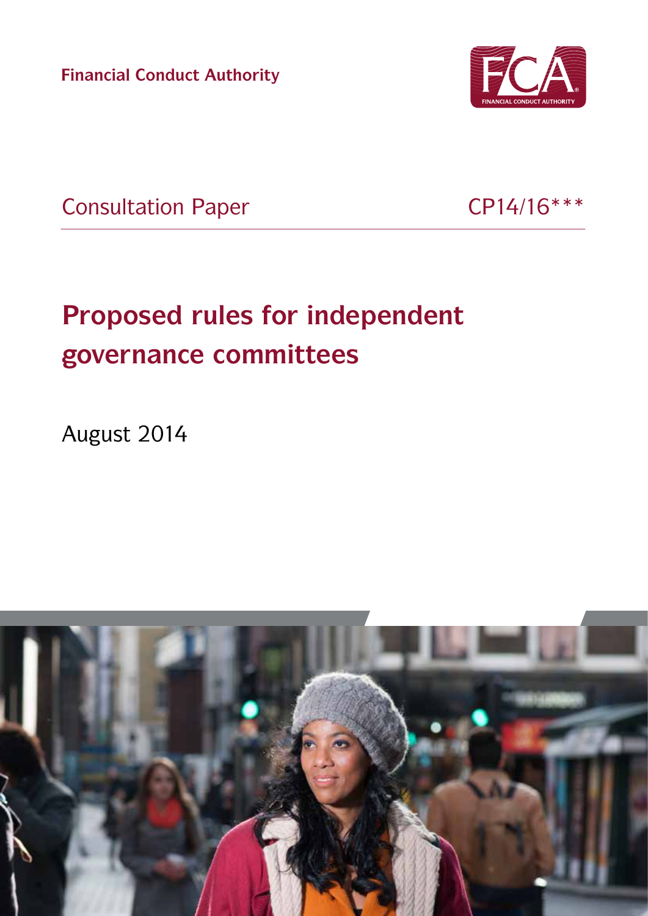Financial Conduct Authority

Consultation Paper CP14/16***

# Proposed rules for independent governance committees

August 2014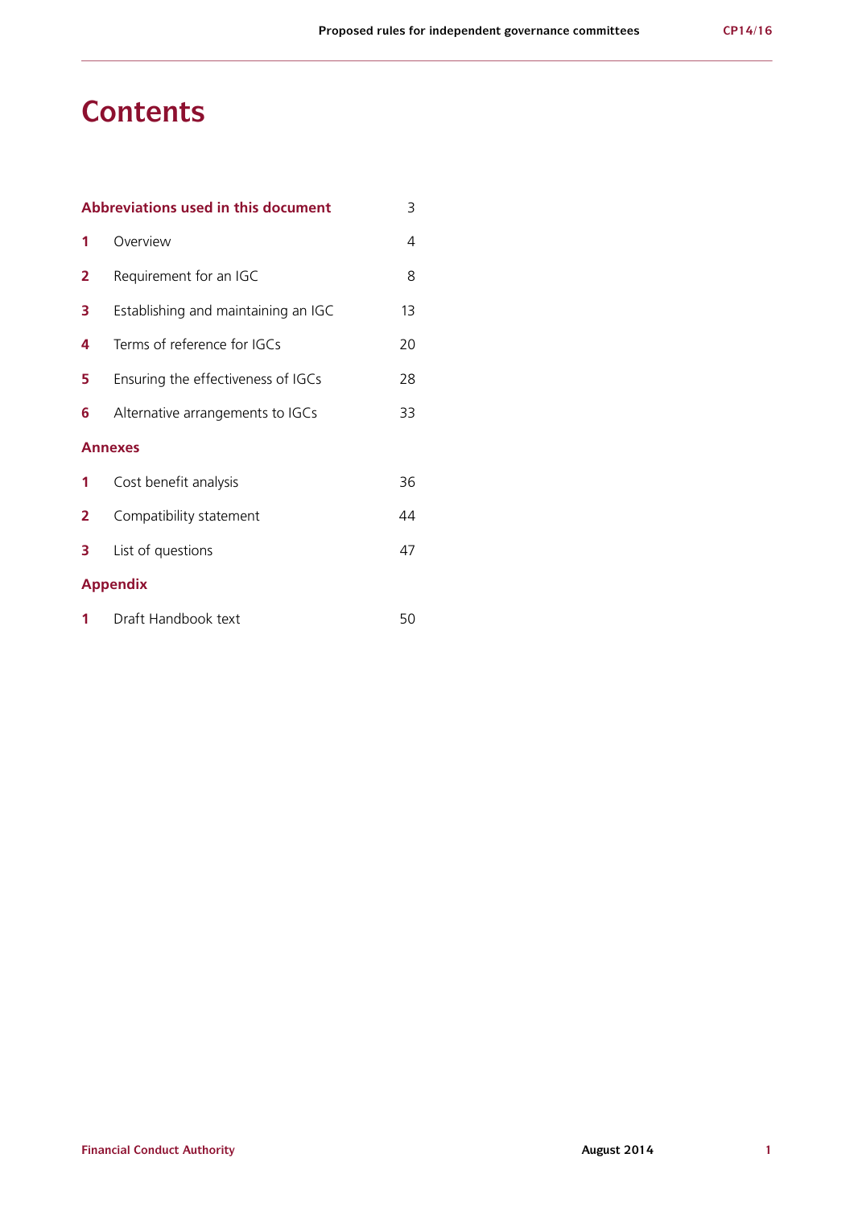# Contents

| | | |
|---|---|---|
| **Abbreviations used in this document** | | 3 |
| **1** | Overview | 4 |
| **2** | Requirement for an IGC | 8 |
| **3** | Establishing and maintaining an IGC | 13 |
| **4** | Terms of reference for IGCs | 20 |
| **5** | Ensuring the effectiveness of IGCs | 28 |
| **6** | Alternative arrangements to IGCs | 33 |
| **Annexes** | | |
| **1** | Cost benefit analysis | 36 |
| **2** | Compatibility statement | 44 |
| **3** | List of questions | 47 |
| **Appendix** | | |
| **1** | Draft Handbook text | 50 |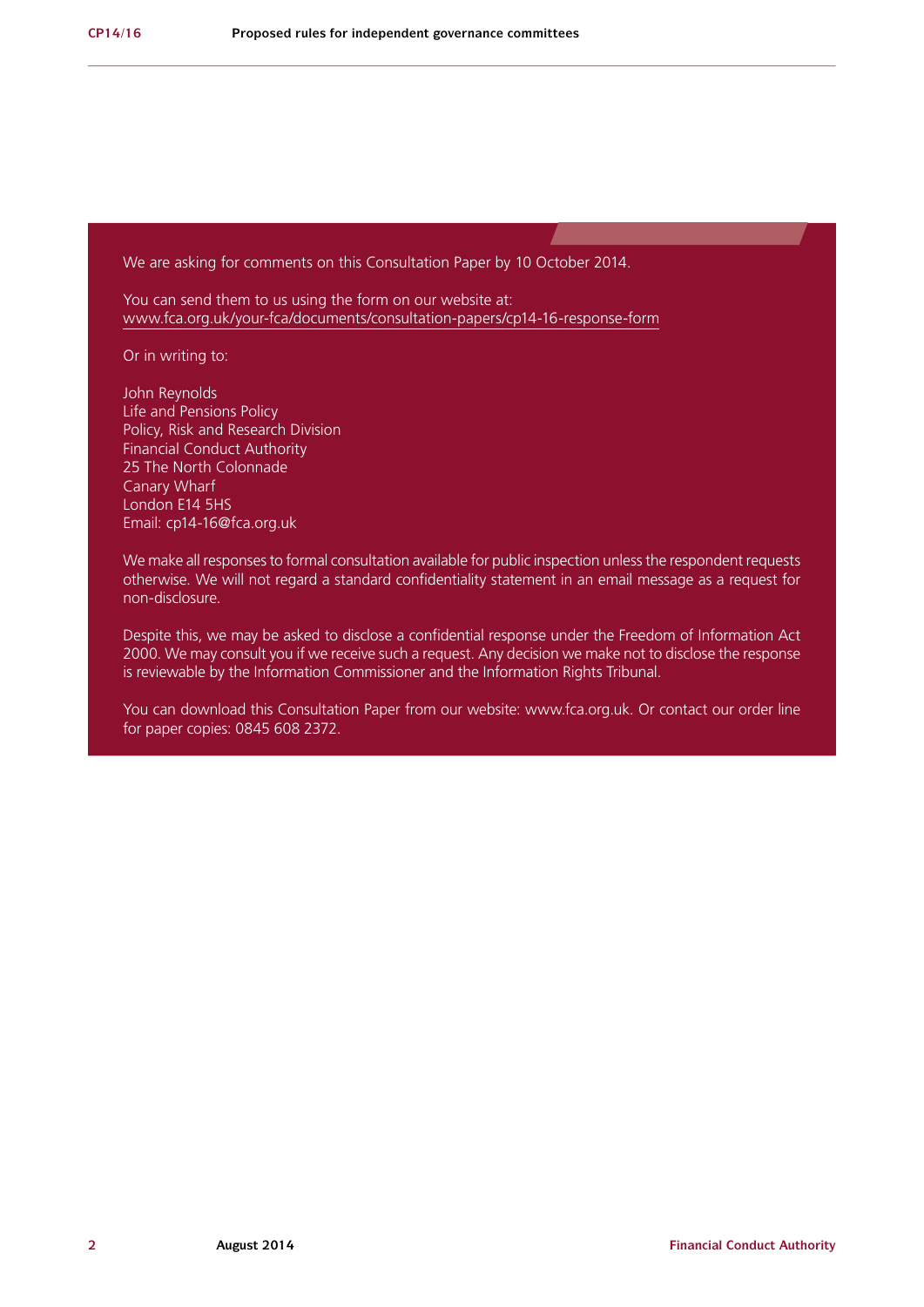We are asking for comments on this Consultation Paper by 10 October 2014.

You can send them to us using the form on our website at:
www.fca.org.uk/your-fca/documents/consultation-papers/cp14-16-response-form

Or in writing to:

John Reynolds
Life and Pensions Policy
Policy, Risk and Research Division
Financial Conduct Authority
25 The North Colonnade
Canary Wharf
London E14 5HS
Email: cp14-16@fca.org.uk

We make all responses to formal consultation available for public inspection unless the respondent requests otherwise. We will not regard a standard confidentiality statement in an email message as a request for non-disclosure.

Despite this, we may be asked to disclose a confidential response under the Freedom of Information Act 2000. We may consult you if we receive such a request. Any decision we make not to disclose the response is reviewable by the Information Commissioner and the Information Rights Tribunal.

You can download this Consultation Paper from our website: www.fca.org.uk. Or contact our order line for paper copies: 0845 608 2372.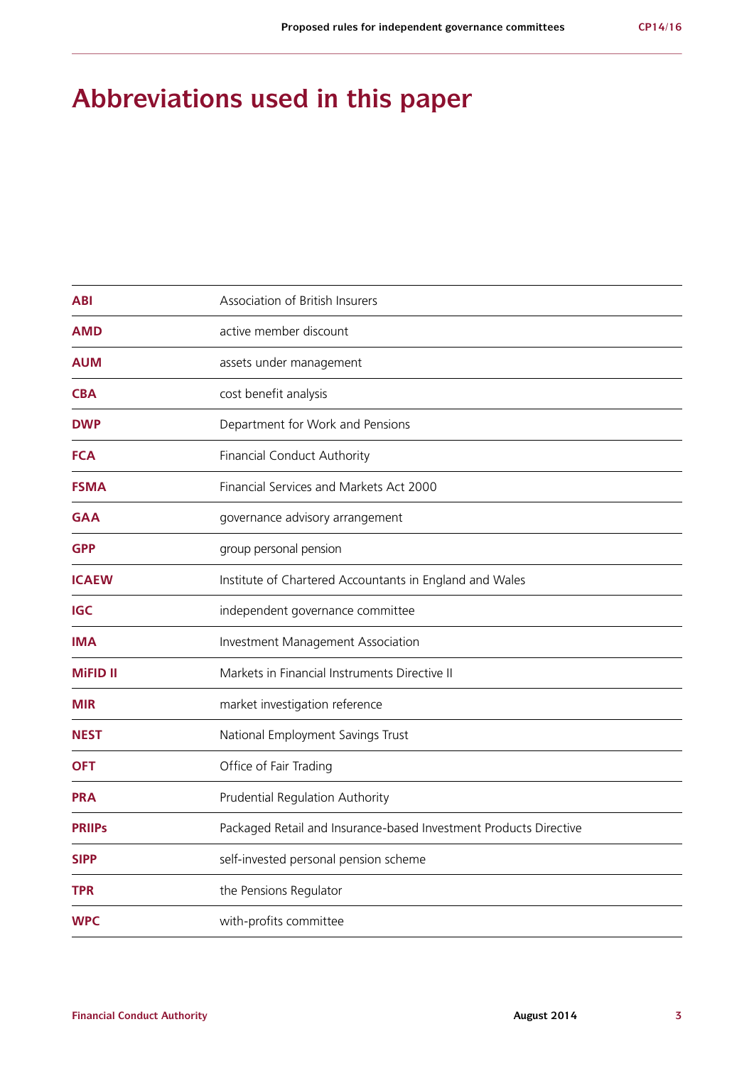# Abbreviations used in this paper

| | |
|---|---|
| **ABI** | Association of British Insurers |
| **AMD** | active member discount |
| **AUM** | assets under management |
| **CBA** | cost benefit analysis |
| **DWP** | Department for Work and Pensions |
| **FCA** | Financial Conduct Authority |
| **FSMA** | Financial Services and Markets Act 2000 |
| **GAA** | governance advisory arrangement |
| **GPP** | group personal pension |
| **ICAEW** | Institute of Chartered Accountants in England and Wales |
| **IGC** | independent governance committee |
| **IMA** | Investment Management Association |
| **MiFID II** | Markets in Financial Instruments Directive II |
| **MIR** | market investigation reference |
| **NEST** | National Employment Savings Trust |
| **OFT** | Office of Fair Trading |
| **PRA** | Prudential Regulation Authority |
| **PRIIPs** | Packaged Retail and Insurance-based Investment Products Directive |
| **SIPP** | self-invested personal pension scheme |
| **TPR** | the Pensions Regulator |
| **WPC** | with-profits committee |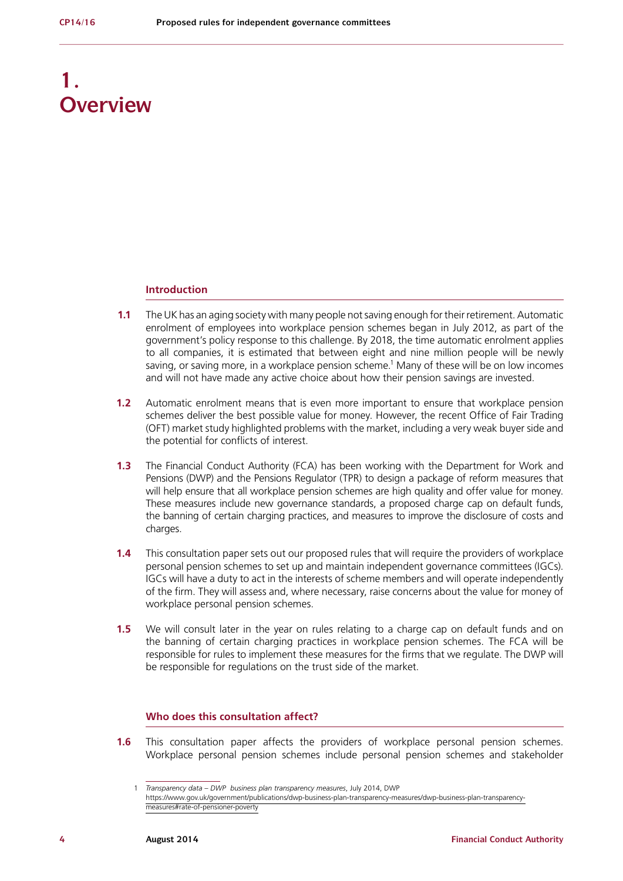# 1. Overview

## Introduction

**1.1** The UK has an aging society with many people not saving enough for their retirement. Automatic enrolment of employees into workplace pension schemes began in July 2012, as part of the government's policy response to this challenge. By 2018, the time automatic enrolment applies to all companies, it is estimated that between eight and nine million people will be newly saving, or saving more, in a workplace pension scheme.[1] Many of these will be on low incomes and will not have made any active choice about how their pension savings are invested.

**1.2** Automatic enrolment means that is even more important to ensure that workplace pension schemes deliver the best possible value for money. However, the recent Office of Fair Trading (OFT) market study highlighted problems with the market, including a very weak buyer side and the potential for conflicts of interest.

**1.3** The Financial Conduct Authority (FCA) has been working with the Department for Work and Pensions (DWP) and the Pensions Regulator (TPR) to design a package of reform measures that will help ensure that all workplace pension schemes are high quality and offer value for money. These measures include new governance standards, a proposed charge cap on default funds, the banning of certain charging practices, and measures to improve the disclosure of costs and charges.

**1.4** This consultation paper sets out our proposed rules that will require the providers of workplace personal pension schemes to set up and maintain independent governance committees (IGCs). IGCs will have a duty to act in the interests of scheme members and will operate independently of the firm. They will assess and, where necessary, raise concerns about the value for money of workplace personal pension schemes.

**1.5** We will consult later in the year on rules relating to a charge cap on default funds and on the banning of certain charging practices in workplace pension schemes. The FCA will be responsible for rules to implement these measures for the firms that we regulate. The DWP will be responsible for regulations on the trust side of the market.

## Who does this consultation affect?

**1.6** This consultation paper affects the providers of workplace personal pension schemes. Workplace personal pension schemes include personal pension schemes and stakeholder

---

1 *Transparency data – DWP business plan transparency measures*, July 2014, DWP https://www.gov.uk/government/publications/dwp-business-plan-transparency-measures/dwp-business-plan-transparency-measures#rate-of-pensioner-poverty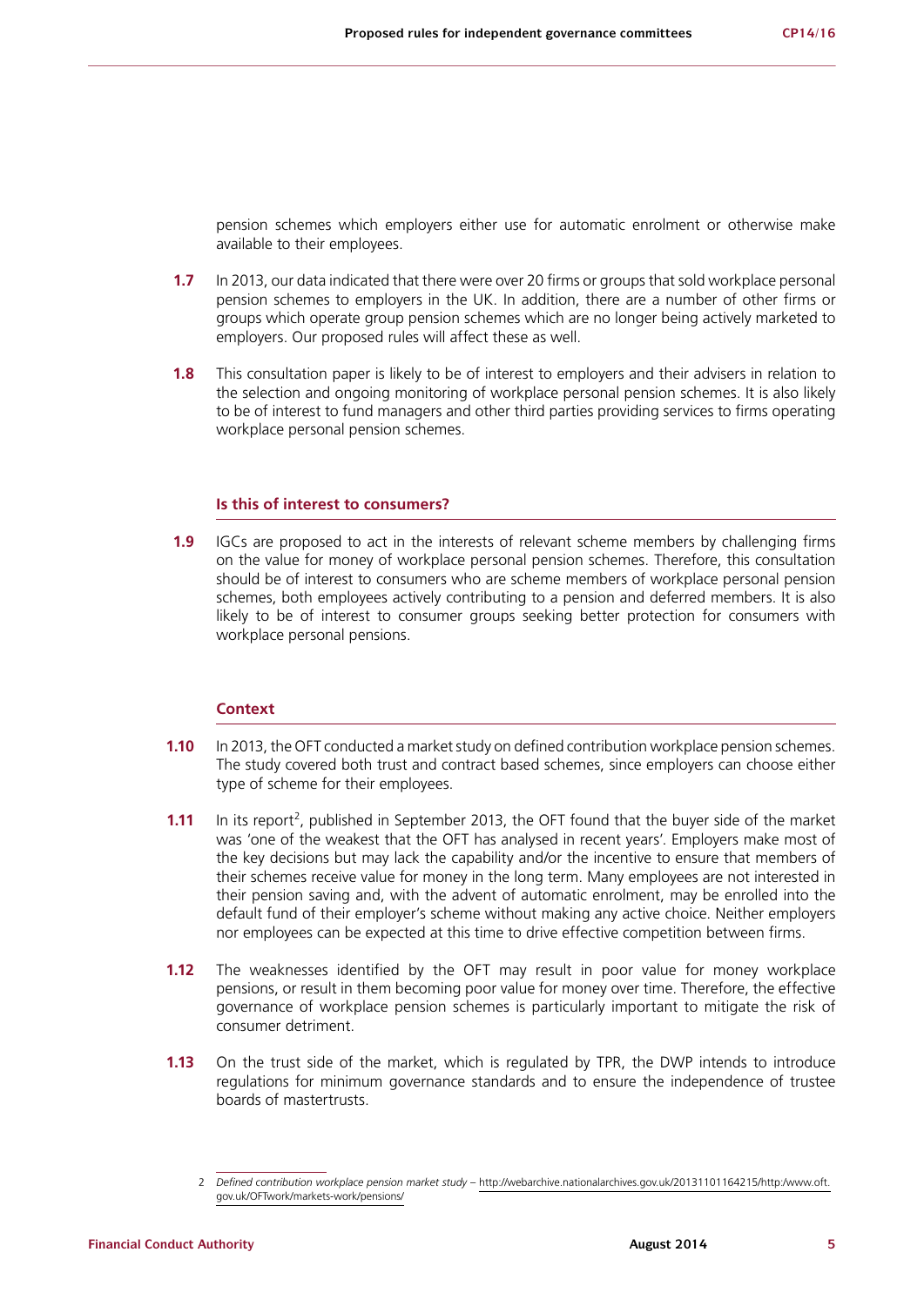pension schemes which employers either use for automatic enrolment or otherwise make available to their employees.

**1.7** In 2013, our data indicated that there were over 20 firms or groups that sold workplace personal pension schemes to employers in the UK. In addition, there are a number of other firms or groups which operate group pension schemes which are no longer being actively marketed to employers. Our proposed rules will affect these as well.

**1.8** This consultation paper is likely to be of interest to employers and their advisers in relation to the selection and ongoing monitoring of workplace personal pension schemes. It is also likely to be of interest to fund managers and other third parties providing services to firms operating workplace personal pension schemes.

### Is this of interest to consumers?

**1.9** IGCs are proposed to act in the interests of relevant scheme members by challenging firms on the value for money of workplace personal pension schemes. Therefore, this consultation should be of interest to consumers who are scheme members of workplace personal pension schemes, both employees actively contributing to a pension and deferred members. It is also likely to be of interest to consumer groups seeking better protection for consumers with workplace personal pensions.

### Context

**1.10** In 2013, the OFT conducted a market study on defined contribution workplace pension schemes. The study covered both trust and contract based schemes, since employers can choose either type of scheme for their employees.

**1.11** In its report[2], published in September 2013, the OFT found that the buyer side of the market was 'one of the weakest that the OFT has analysed in recent years'. Employers make most of the key decisions but may lack the capability and/or the incentive to ensure that members of their schemes receive value for money in the long term. Many employees are not interested in their pension saving and, with the advent of automatic enrolment, may be enrolled into the default fund of their employer's scheme without making any active choice. Neither employers nor employees can be expected at this time to drive effective competition between firms.

**1.12** The weaknesses identified by the OFT may result in poor value for money workplace pensions, or result in them becoming poor value for money over time. Therefore, the effective governance of workplace pension schemes is particularly important to mitigate the risk of consumer detriment.

**1.13** On the trust side of the market, which is regulated by TPR, the DWP intends to introduce regulations for minimum governance standards and to ensure the independence of trustee boards of mastertrusts.

---

2 *Defined contribution workplace pension market study* – http://webarchive.nationalarchives.gov.uk/20131101164215/http:/www.oft.gov.uk/OFTwork/markets-work/pensions/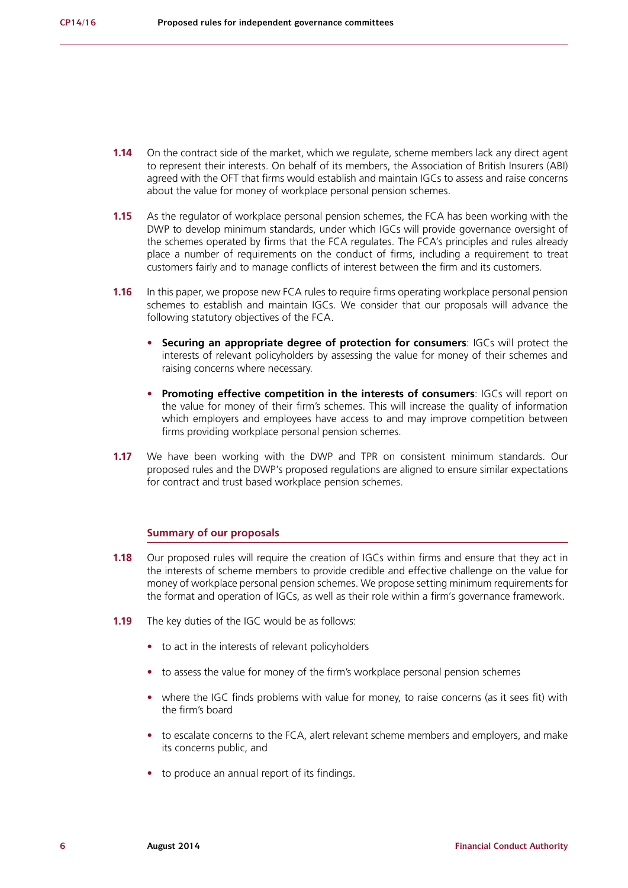**1.14** On the contract side of the market, which we regulate, scheme members lack any direct agent to represent their interests. On behalf of its members, the Association of British Insurers (ABI) agreed with the OFT that firms would establish and maintain IGCs to assess and raise concerns about the value for money of workplace personal pension schemes.

**1.15** As the regulator of workplace personal pension schemes, the FCA has been working with the DWP to develop minimum standards, under which IGCs will provide governance oversight of the schemes operated by firms that the FCA regulates. The FCA's principles and rules already place a number of requirements on the conduct of firms, including a requirement to treat customers fairly and to manage conflicts of interest between the firm and its customers.

**1.16** In this paper, we propose new FCA rules to require firms operating workplace personal pension schemes to establish and maintain IGCs. We consider that our proposals will advance the following statutory objectives of the FCA.

- **Securing an appropriate degree of protection for consumers**: IGCs will protect the interests of relevant policyholders by assessing the value for money of their schemes and raising concerns where necessary.
- **Promoting effective competition in the interests of consumers**: IGCs will report on the value for money of their firm's schemes. This will increase the quality of information which employers and employees have access to and may improve competition between firms providing workplace personal pension schemes.

**1.17** We have been working with the DWP and TPR on consistent minimum standards. Our proposed rules and the DWP's proposed regulations are aligned to ensure similar expectations for contract and trust based workplace pension schemes.

### Summary of our proposals

**1.18** Our proposed rules will require the creation of IGCs within firms and ensure that they act in the interests of scheme members to provide credible and effective challenge on the value for money of workplace personal pension schemes. We propose setting minimum requirements for the format and operation of IGCs, as well as their role within a firm's governance framework.

**1.19** The key duties of the IGC would be as follows:

- to act in the interests of relevant policyholders
- to assess the value for money of the firm's workplace personal pension schemes
- where the IGC finds problems with value for money, to raise concerns (as it sees fit) with the firm's board
- to escalate concerns to the FCA, alert relevant scheme members and employers, and make its concerns public, and
- to produce an annual report of its findings.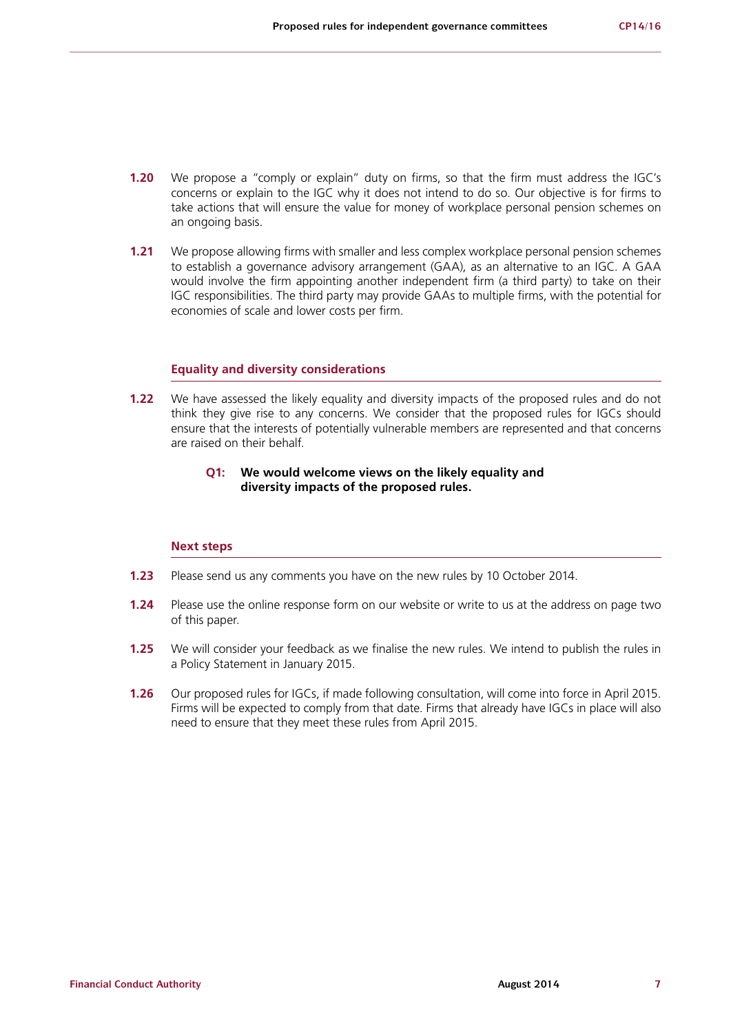**1.20** We propose a "comply or explain" duty on firms, so that the firm must address the IGC's concerns or explain to the IGC why it does not intend to do so. Our objective is for firms to take actions that will ensure the value for money of workplace personal pension schemes on an ongoing basis.

**1.21** We propose allowing firms with smaller and less complex workplace personal pension schemes to establish a governance advisory arrangement (GAA), as an alternative to an IGC. A GAA would involve the firm appointing another independent firm (a third party) to take on their IGC responsibilities. The third party may provide GAAs to multiple firms, with the potential for economies of scale and lower costs per firm.

### Equality and diversity considerations

**1.22** We have assessed the likely equality and diversity impacts of the proposed rules and do not think they give rise to any concerns. We consider that the proposed rules for IGCs should ensure that the interests of potentially vulnerable members are represented and that concerns are raised on their behalf.

> **Q1: We would welcome views on the likely equality and diversity impacts of the proposed rules.**

### Next steps

**1.23** Please send us any comments you have on the new rules by 10 October 2014.

**1.24** Please use the online response form on our website or write to us at the address on page two of this paper.

**1.25** We will consider your feedback as we finalise the new rules. We intend to publish the rules in a Policy Statement in January 2015.

**1.26** Our proposed rules for IGCs, if made following consultation, will come into force in April 2015. Firms will be expected to comply from that date. Firms that already have IGCs in place will also need to ensure that they meet these rules from April 2015.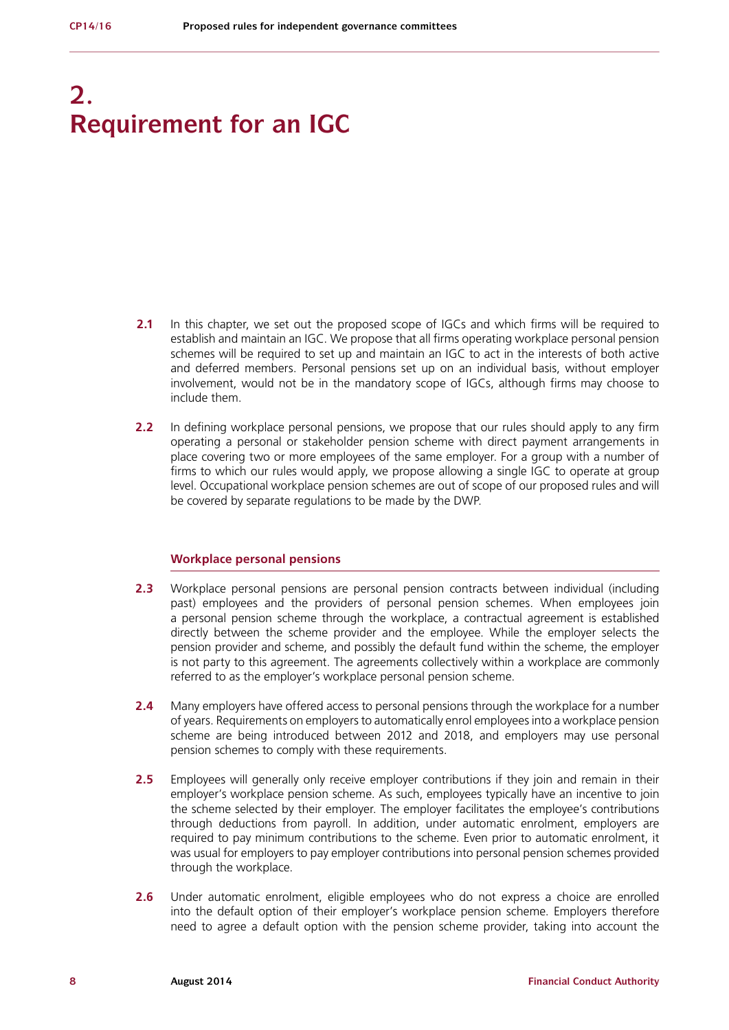# 2. Requirement for an IGC

**2.1** In this chapter, we set out the proposed scope of IGCs and which firms will be required to establish and maintain an IGC. We propose that all firms operating workplace personal pension schemes will be required to set up and maintain an IGC to act in the interests of both active and deferred members. Personal pensions set up on an individual basis, without employer involvement, would not be in the mandatory scope of IGCs, although firms may choose to include them.

**2.2** In defining workplace personal pensions, we propose that our rules should apply to any firm operating a personal or stakeholder pension scheme with direct payment arrangements in place covering two or more employees of the same employer. For a group with a number of firms to which our rules would apply, we propose allowing a single IGC to operate at group level. Occupational workplace pension schemes are out of scope of our proposed rules and will be covered by separate regulations to be made by the DWP.

### Workplace personal pensions

**2.3** Workplace personal pensions are personal pension contracts between individual (including past) employees and the providers of personal pension schemes. When employees join a personal pension scheme through the workplace, a contractual agreement is established directly between the scheme provider and the employee. While the employer selects the pension provider and scheme, and possibly the default fund within the scheme, the employer is not party to this agreement. The agreements collectively within a workplace are commonly referred to as the employer's workplace personal pension scheme.

**2.4** Many employers have offered access to personal pensions through the workplace for a number of years. Requirements on employers to automatically enrol employees into a workplace pension scheme are being introduced between 2012 and 2018, and employers may use personal pension schemes to comply with these requirements.

**2.5** Employees will generally only receive employer contributions if they join and remain in their employer's workplace pension scheme. As such, employees typically have an incentive to join the scheme selected by their employer. The employer facilitates the employee's contributions through deductions from payroll. In addition, under automatic enrolment, employers are required to pay minimum contributions to the scheme. Even prior to automatic enrolment, it was usual for employers to pay employer contributions into personal pension schemes provided through the workplace.

**2.6** Under automatic enrolment, eligible employees who do not express a choice are enrolled into the default option of their employer's workplace pension scheme. Employers therefore need to agree a default option with the pension scheme provider, taking into account the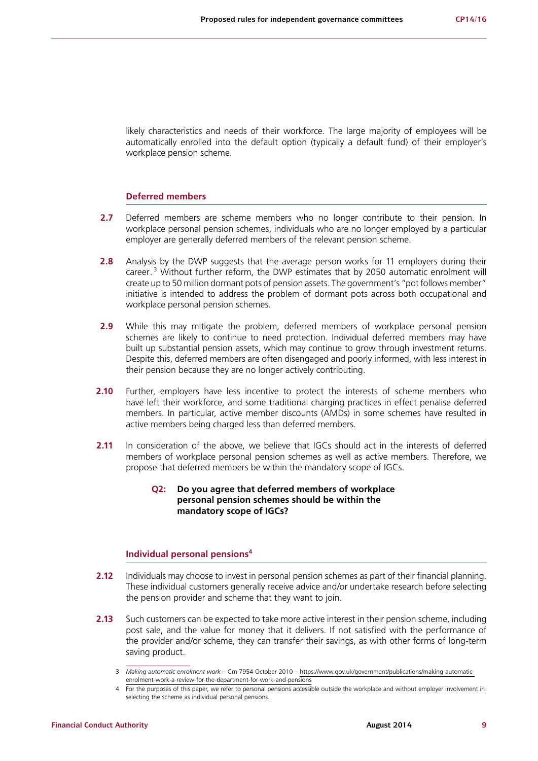likely characteristics and needs of their workforce. The large majority of employees will be automatically enrolled into the default option (typically a default fund) of their employer's workplace pension scheme.

### Deferred members

**2.7** Deferred members are scheme members who no longer contribute to their pension. In workplace personal pension schemes, individuals who are no longer employed by a particular employer are generally deferred members of the relevant pension scheme.

**2.8** Analysis by the DWP suggests that the average person works for 11 employers during their career.[3] Without further reform, the DWP estimates that by 2050 automatic enrolment will create up to 50 million dormant pots of pension assets. The government's "pot follows member" initiative is intended to address the problem of dormant pots across both occupational and workplace personal pension schemes.

**2.9** While this may mitigate the problem, deferred members of workplace personal pension schemes are likely to continue to need protection. Individual deferred members may have built up substantial pension assets, which may continue to grow through investment returns. Despite this, deferred members are often disengaged and poorly informed, with less interest in their pension because they are no longer actively contributing.

**2.10** Further, employers have less incentive to protect the interests of scheme members who have left their workforce, and some traditional charging practices in effect penalise deferred members. In particular, active member discounts (AMDs) in some schemes have resulted in active members being charged less than deferred members.

**2.11** In consideration of the above, we believe that IGCs should act in the interests of deferred members of workplace personal pension schemes as well as active members. Therefore, we propose that deferred members be within the mandatory scope of IGCs.

> **Q2: Do you agree that deferred members of workplace personal pension schemes should be within the mandatory scope of IGCs?**

### Individual personal pensions[4]

**2.12** Individuals may choose to invest in personal pension schemes as part of their financial planning. These individual customers generally receive advice and/or undertake research before selecting the pension provider and scheme that they want to join.

**2.13** Such customers can be expected to take more active interest in their pension scheme, including post sale, and the value for money that it delivers. If not satisfied with the performance of the provider and/or scheme, they can transfer their savings, as with other forms of long-term saving product.

---

3 *Making automatic enrolment work* – Cm 7954 October 2010 – https://www.gov.uk/government/publications/making-automatic-enrolment-work-a-review-for-the-department-for-work-and-pensions

4 For the purposes of this paper, we refer to personal pensions accessible outside the workplace and without employer involvement in selecting the scheme as individual personal pensions.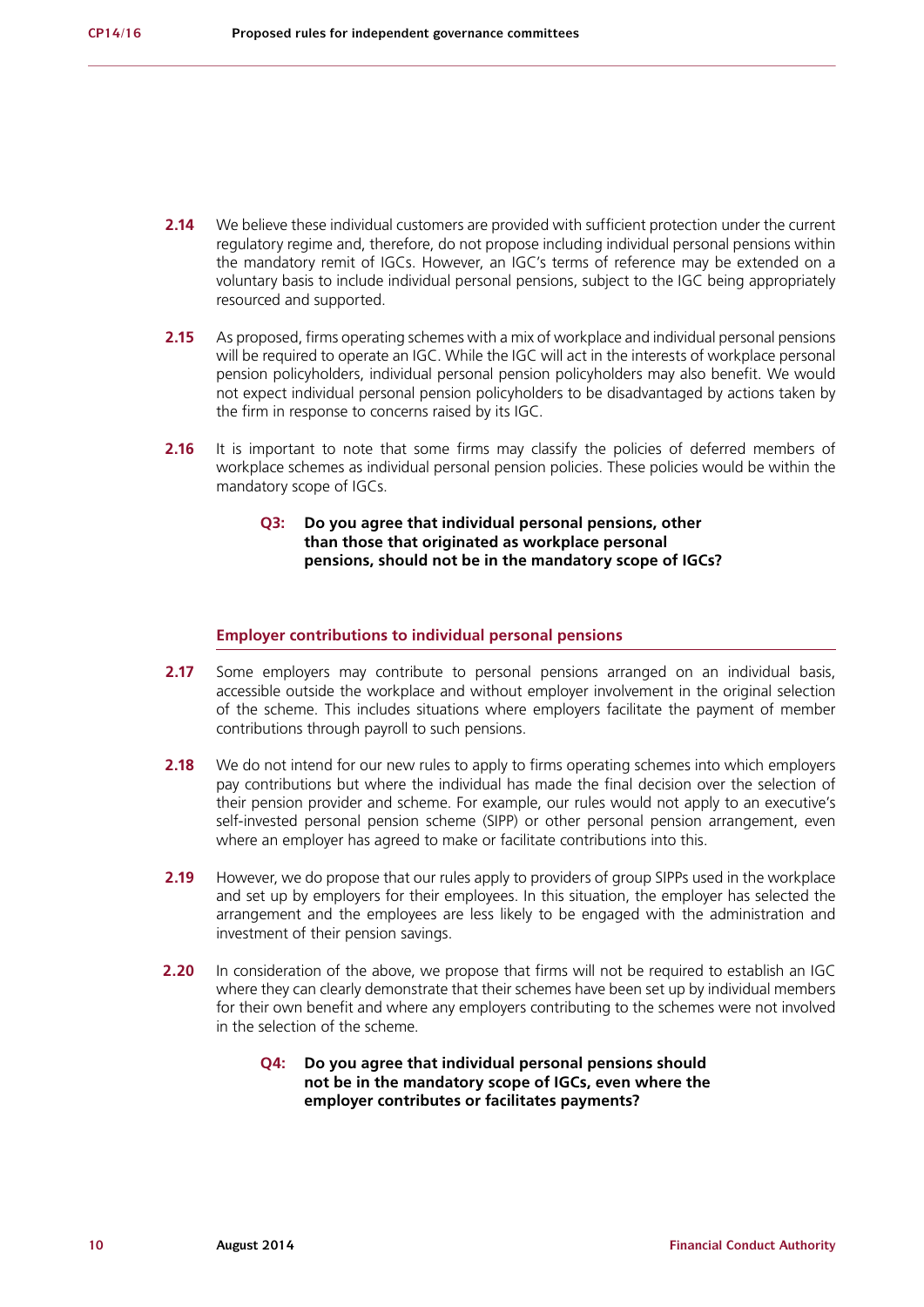**2.14** We believe these individual customers are provided with sufficient protection under the current regulatory regime and, therefore, do not propose including individual personal pensions within the mandatory remit of IGCs. However, an IGC's terms of reference may be extended on a voluntary basis to include individual personal pensions, subject to the IGC being appropriately resourced and supported.

**2.15** As proposed, firms operating schemes with a mix of workplace and individual personal pensions will be required to operate an IGC. While the IGC will act in the interests of workplace personal pension policyholders, individual personal pension policyholders may also benefit. We would not expect individual personal pension policyholders to be disadvantaged by actions taken by the firm in response to concerns raised by its IGC.

**2.16** It is important to note that some firms may classify the policies of deferred members of workplace schemes as individual personal pension policies. These policies would be within the mandatory scope of IGCs.

> **Q3: Do you agree that individual personal pensions, other than those that originated as workplace personal pensions, should not be in the mandatory scope of IGCs?**

### Employer contributions to individual personal pensions

**2.17** Some employers may contribute to personal pensions arranged on an individual basis, accessible outside the workplace and without employer involvement in the original selection of the scheme. This includes situations where employers facilitate the payment of member contributions through payroll to such pensions.

**2.18** We do not intend for our new rules to apply to firms operating schemes into which employers pay contributions but where the individual has made the final decision over the selection of their pension provider and scheme. For example, our rules would not apply to an executive's self-invested personal pension scheme (SIPP) or other personal pension arrangement, even where an employer has agreed to make or facilitate contributions into this.

**2.19** However, we do propose that our rules apply to providers of group SIPPs used in the workplace and set up by employers for their employees. In this situation, the employer has selected the arrangement and the employees are less likely to be engaged with the administration and investment of their pension savings.

**2.20** In consideration of the above, we propose that firms will not be required to establish an IGC where they can clearly demonstrate that their schemes have been set up by individual members for their own benefit and where any employers contributing to the schemes were not involved in the selection of the scheme.

> **Q4: Do you agree that individual personal pensions should not be in the mandatory scope of IGCs, even where the employer contributes or facilitates payments?**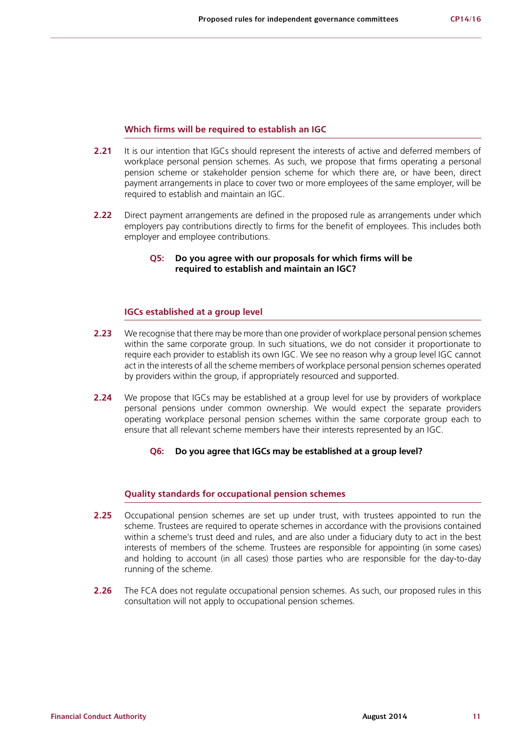### Which firms will be required to establish an IGC

**2.21** It is our intention that IGCs should represent the interests of active and deferred members of workplace personal pension schemes. As such, we propose that firms operating a personal pension scheme or stakeholder pension scheme for which there are, or have been, direct payment arrangements in place to cover two or more employees of the same employer, will be required to establish and maintain an IGC.

**2.22** Direct payment arrangements are defined in the proposed rule as arrangements under which employers pay contributions directly to firms for the benefit of employees. This includes both employer and employee contributions.

> **Q5: Do you agree with our proposals for which firms will be required to establish and maintain an IGC?**

### IGCs established at a group level

**2.23** We recognise that there may be more than one provider of workplace personal pension schemes within the same corporate group. In such situations, we do not consider it proportionate to require each provider to establish its own IGC. We see no reason why a group level IGC cannot act in the interests of all the scheme members of workplace personal pension schemes operated by providers within the group, if appropriately resourced and supported.

**2.24** We propose that IGCs may be established at a group level for use by providers of workplace personal pensions under common ownership. We would expect the separate providers operating workplace personal pension schemes within the same corporate group each to ensure that all relevant scheme members have their interests represented by an IGC.

> **Q6: Do you agree that IGCs may be established at a group level?**

### Quality standards for occupational pension schemes

**2.25** Occupational pension schemes are set up under trust, with trustees appointed to run the scheme. Trustees are required to operate schemes in accordance with the provisions contained within a scheme's trust deed and rules, and are also under a fiduciary duty to act in the best interests of members of the scheme. Trustees are responsible for appointing (in some cases) and holding to account (in all cases) those parties who are responsible for the day-to-day running of the scheme.

**2.26** The FCA does not regulate occupational pension schemes. As such, our proposed rules in this consultation will not apply to occupational pension schemes.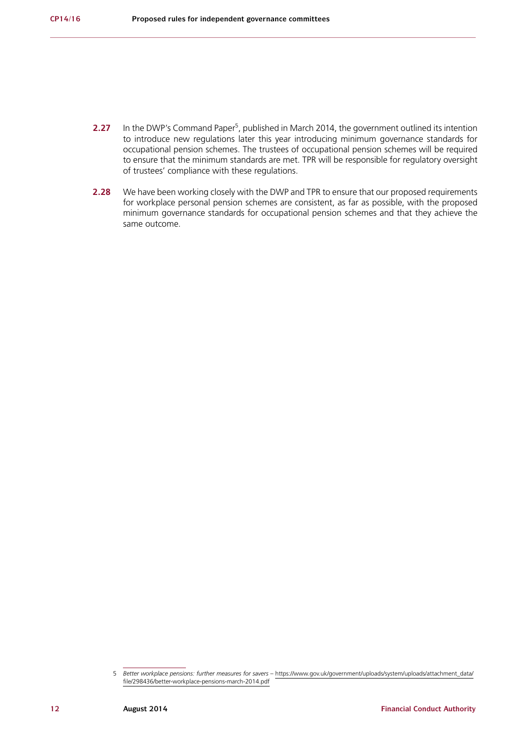**2.27** In the DWP's Command Paper[5], published in March 2014, the government outlined its intention to introduce new regulations later this year introducing minimum governance standards for occupational pension schemes. The trustees of occupational pension schemes will be required to ensure that the minimum standards are met. TPR will be responsible for regulatory oversight of trustees' compliance with these regulations.

**2.28** We have been working closely with the DWP and TPR to ensure that our proposed requirements for workplace personal pension schemes are consistent, as far as possible, with the proposed minimum governance standards for occupational pension schemes and that they achieve the same outcome.

5 *Better workplace pensions: further measures for savers* – https://www.gov.uk/government/uploads/system/uploads/attachment_data/file/298436/better-workplace-pensions-march-2014.pdf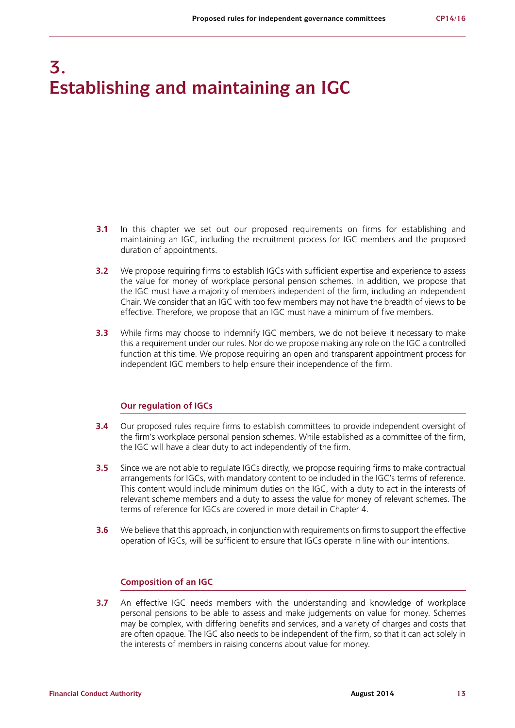# 3. Establishing and maintaining an IGC

**3.1** In this chapter we set out our proposed requirements on firms for establishing and maintaining an IGC, including the recruitment process for IGC members and the proposed duration of appointments.

**3.2** We propose requiring firms to establish IGCs with sufficient expertise and experience to assess the value for money of workplace personal pension schemes. In addition, we propose that the IGC must have a majority of members independent of the firm, including an independent Chair. We consider that an IGC with too few members may not have the breadth of views to be effective. Therefore, we propose that an IGC must have a minimum of five members.

**3.3** While firms may choose to indemnify IGC members, we do not believe it necessary to make this a requirement under our rules. Nor do we propose making any role on the IGC a controlled function at this time. We propose requiring an open and transparent appointment process for independent IGC members to help ensure their independence of the firm.

## Our regulation of IGCs

**3.4** Our proposed rules require firms to establish committees to provide independent oversight of the firm's workplace personal pension schemes. While established as a committee of the firm, the IGC will have a clear duty to act independently of the firm.

**3.5** Since we are not able to regulate IGCs directly, we propose requiring firms to make contractual arrangements for IGCs, with mandatory content to be included in the IGC's terms of reference. This content would include minimum duties on the IGC, with a duty to act in the interests of relevant scheme members and a duty to assess the value for money of relevant schemes. The terms of reference for IGCs are covered in more detail in Chapter 4.

**3.6** We believe that this approach, in conjunction with requirements on firms to support the effective operation of IGCs, will be sufficient to ensure that IGCs operate in line with our intentions.

## Composition of an IGC

**3.7** An effective IGC needs members with the understanding and knowledge of workplace personal pensions to be able to assess and make judgements on value for money. Schemes may be complex, with differing benefits and services, and a variety of charges and costs that are often opaque. The IGC also needs to be independent of the firm, so that it can act solely in the interests of members in raising concerns about value for money.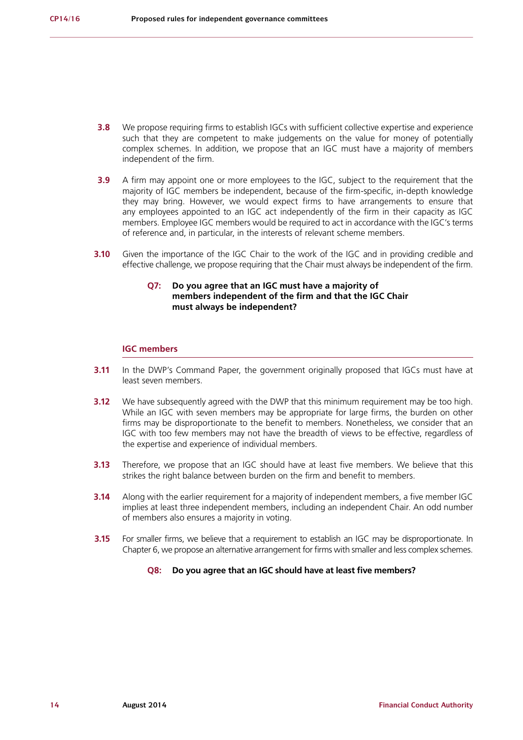**3.8** We propose requiring firms to establish IGCs with sufficient collective expertise and experience such that they are competent to make judgements on the value for money of potentially complex schemes. In addition, we propose that an IGC must have a majority of members independent of the firm.

**3.9** A firm may appoint one or more employees to the IGC, subject to the requirement that the majority of IGC members be independent, because of the firm-specific, in-depth knowledge they may bring. However, we would expect firms to have arrangements to ensure that any employees appointed to an IGC act independently of the firm in their capacity as IGC members. Employee IGC members would be required to act in accordance with the IGC's terms of reference and, in particular, in the interests of relevant scheme members.

**3.10** Given the importance of the IGC Chair to the work of the IGC and in providing credible and effective challenge, we propose requiring that the Chair must always be independent of the firm.

> **Q7: Do you agree that an IGC must have a majority of members independent of the firm and that the IGC Chair must always be independent?**

### IGC members

**3.11** In the DWP's Command Paper, the government originally proposed that IGCs must have at least seven members.

**3.12** We have subsequently agreed with the DWP that this minimum requirement may be too high. While an IGC with seven members may be appropriate for large firms, the burden on other firms may be disproportionate to the benefit to members. Nonetheless, we consider that an IGC with too few members may not have the breadth of views to be effective, regardless of the expertise and experience of individual members.

**3.13** Therefore, we propose that an IGC should have at least five members. We believe that this strikes the right balance between burden on the firm and benefit to members.

**3.14** Along with the earlier requirement for a majority of independent members, a five member IGC implies at least three independent members, including an independent Chair. An odd number of members also ensures a majority in voting.

**3.15** For smaller firms, we believe that a requirement to establish an IGC may be disproportionate. In Chapter 6, we propose an alternative arrangement for firms with smaller and less complex schemes.

> **Q8: Do you agree that an IGC should have at least five members?**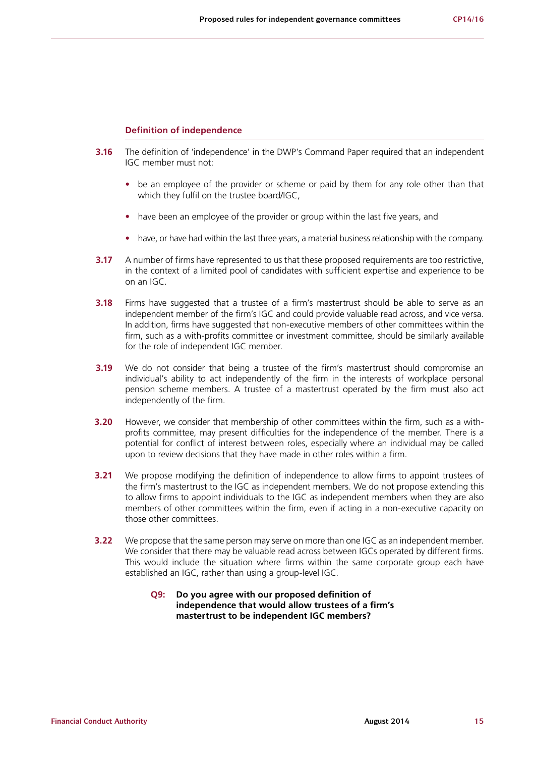### Definition of independence

**3.16** The definition of 'independence' in the DWP's Command Paper required that an independent IGC member must not:

- be an employee of the provider or scheme or paid by them for any role other than that which they fulfil on the trustee board/IGC,
- have been an employee of the provider or group within the last five years, and
- have, or have had within the last three years, a material business relationship with the company.

**3.17** A number of firms have represented to us that these proposed requirements are too restrictive, in the context of a limited pool of candidates with sufficient expertise and experience to be on an IGC.

**3.18** Firms have suggested that a trustee of a firm's mastertrust should be able to serve as an independent member of the firm's IGC and could provide valuable read across, and vice versa. In addition, firms have suggested that non-executive members of other committees within the firm, such as a with-profits committee or investment committee, should be similarly available for the role of independent IGC member.

**3.19** We do not consider that being a trustee of the firm's mastertrust should compromise an individual's ability to act independently of the firm in the interests of workplace personal pension scheme members. A trustee of a mastertrust operated by the firm must also act independently of the firm.

**3.20** However, we consider that membership of other committees within the firm, such as a with-profits committee, may present difficulties for the independence of the member. There is a potential for conflict of interest between roles, especially where an individual may be called upon to review decisions that they have made in other roles within a firm.

**3.21** We propose modifying the definition of independence to allow firms to appoint trustees of the firm's mastertrust to the IGC as independent members. We do not propose extending this to allow firms to appoint individuals to the IGC as independent members when they are also members of other committees within the firm, even if acting in a non-executive capacity on those other committees.

**3.22** We propose that the same person may serve on more than one IGC as an independent member. We consider that there may be valuable read across between IGCs operated by different firms. This would include the situation where firms within the same corporate group each have established an IGC, rather than using a group-level IGC.

> **Q9: Do you agree with our proposed definition of independence that would allow trustees of a firm's mastertrust to be independent IGC members?**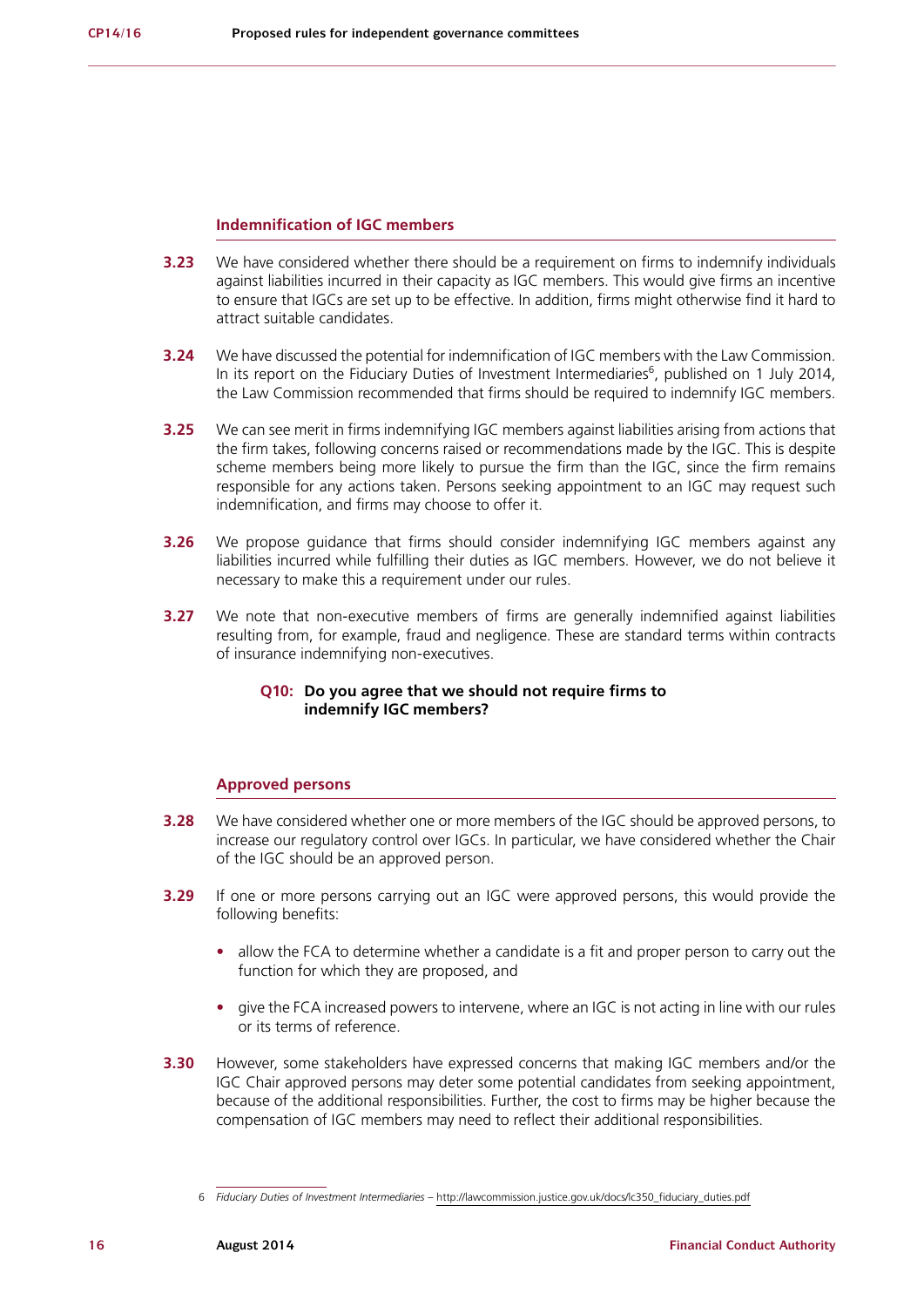### Indemnification of IGC members

**3.23** We have considered whether there should be a requirement on firms to indemnify individuals against liabilities incurred in their capacity as IGC members. This would give firms an incentive to ensure that IGCs are set up to be effective. In addition, firms might otherwise find it hard to attract suitable candidates.

**3.24** We have discussed the potential for indemnification of IGC members with the Law Commission. In its report on the Fiduciary Duties of Investment Intermediaries[6], published on 1 July 2014, the Law Commission recommended that firms should be required to indemnify IGC members.

**3.25** We can see merit in firms indemnifying IGC members against liabilities arising from actions that the firm takes, following concerns raised or recommendations made by the IGC. This is despite scheme members being more likely to pursue the firm than the IGC, since the firm remains responsible for any actions taken. Persons seeking appointment to an IGC may request such indemnification, and firms may choose to offer it.

**3.26** We propose guidance that firms should consider indemnifying IGC members against any liabilities incurred while fulfilling their duties as IGC members. However, we do not believe it necessary to make this a requirement under our rules.

**3.27** We note that non-executive members of firms are generally indemnified against liabilities resulting from, for example, fraud and negligence. These are standard terms within contracts of insurance indemnifying non-executives.

> **Q10: Do you agree that we should not require firms to indemnify IGC members?**

### Approved persons

**3.28** We have considered whether one or more members of the IGC should be approved persons, to increase our regulatory control over IGCs. In particular, we have considered whether the Chair of the IGC should be an approved person.

**3.29** If one or more persons carrying out an IGC were approved persons, this would provide the following benefits:

- allow the FCA to determine whether a candidate is a fit and proper person to carry out the function for which they are proposed, and
- give the FCA increased powers to intervene, where an IGC is not acting in line with our rules or its terms of reference.

**3.30** However, some stakeholders have expressed concerns that making IGC members and/or the IGC Chair approved persons may deter some potential candidates from seeking appointment, because of the additional responsibilities. Further, the cost to firms may be higher because the compensation of IGC members may need to reflect their additional responsibilities.

---

6 *Fiduciary Duties of Investment Intermediaries* – http://lawcommission.justice.gov.uk/docs/lc350_fiduciary_duties.pdf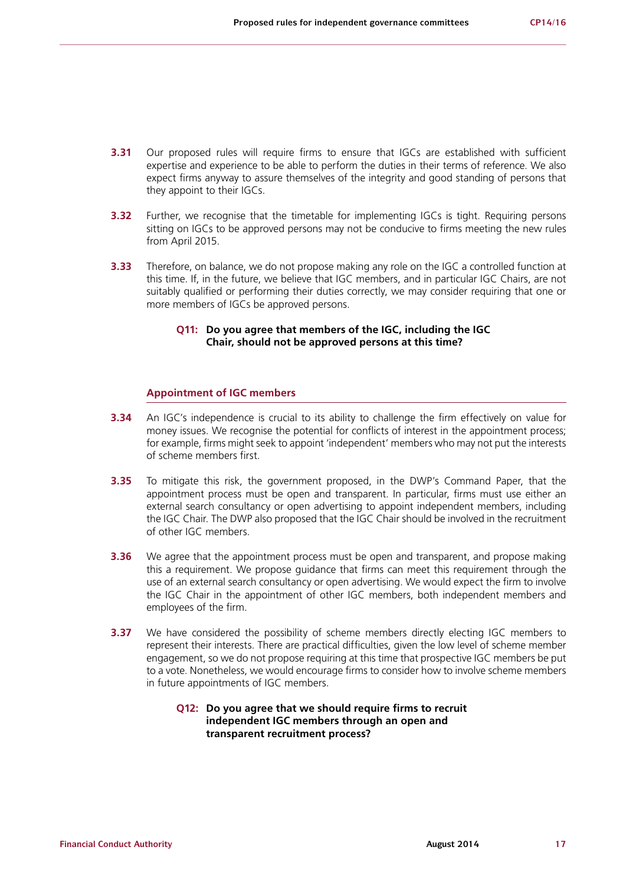**3.31** Our proposed rules will require firms to ensure that IGCs are established with sufficient expertise and experience to be able to perform the duties in their terms of reference. We also expect firms anyway to assure themselves of the integrity and good standing of persons that they appoint to their IGCs.

**3.32** Further, we recognise that the timetable for implementing IGCs is tight. Requiring persons sitting on IGCs to be approved persons may not be conducive to firms meeting the new rules from April 2015.

**3.33** Therefore, on balance, we do not propose making any role on the IGC a controlled function at this time. If, in the future, we believe that IGC members, and in particular IGC Chairs, are not suitably qualified or performing their duties correctly, we may consider requiring that one or more members of IGCs be approved persons.

> **Q11: Do you agree that members of the IGC, including the IGC Chair, should not be approved persons at this time?**

### Appointment of IGC members

**3.34** An IGC's independence is crucial to its ability to challenge the firm effectively on value for money issues. We recognise the potential for conflicts of interest in the appointment process; for example, firms might seek to appoint 'independent' members who may not put the interests of scheme members first.

**3.35** To mitigate this risk, the government proposed, in the DWP's Command Paper, that the appointment process must be open and transparent. In particular, firms must use either an external search consultancy or open advertising to appoint independent members, including the IGC Chair. The DWP also proposed that the IGC Chair should be involved in the recruitment of other IGC members.

**3.36** We agree that the appointment process must be open and transparent, and propose making this a requirement. We propose guidance that firms can meet this requirement through the use of an external search consultancy or open advertising. We would expect the firm to involve the IGC Chair in the appointment of other IGC members, both independent members and employees of the firm.

**3.37** We have considered the possibility of scheme members directly electing IGC members to represent their interests. There are practical difficulties, given the low level of scheme member engagement, so we do not propose requiring at this time that prospective IGC members be put to a vote. Nonetheless, we would encourage firms to consider how to involve scheme members in future appointments of IGC members.

> **Q12: Do you agree that we should require firms to recruit independent IGC members through an open and transparent recruitment process?**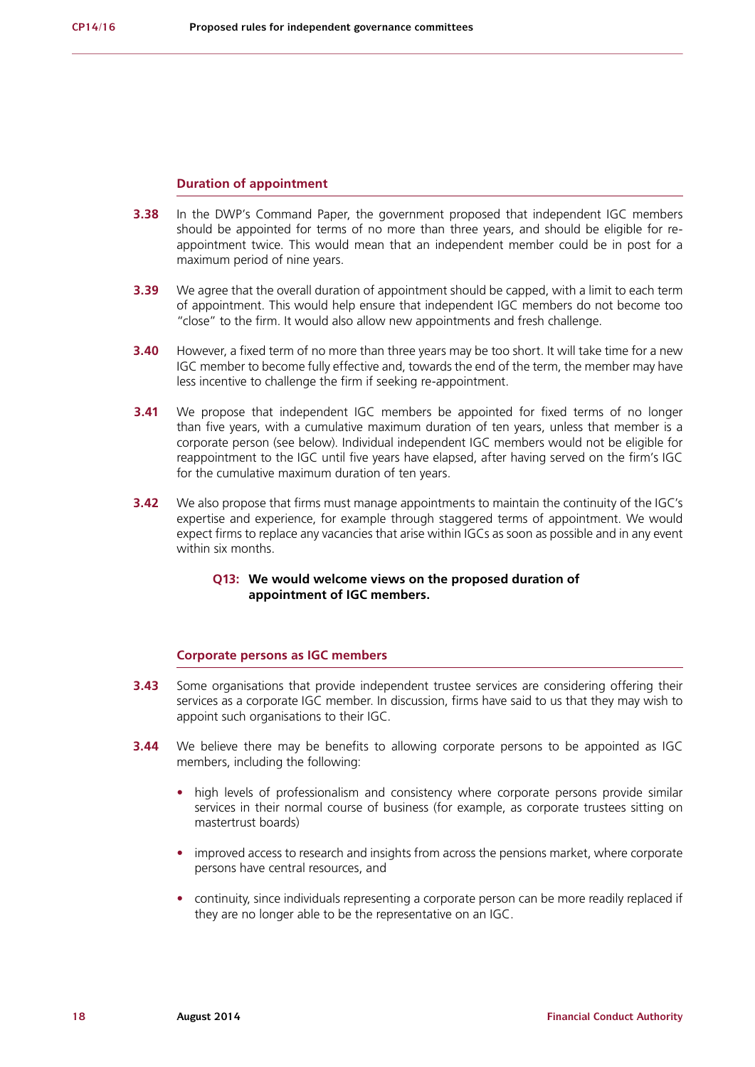### Duration of appointment

**3.38** In the DWP's Command Paper, the government proposed that independent IGC members should be appointed for terms of no more than three years, and should be eligible for re-appointment twice. This would mean that an independent member could be in post for a maximum period of nine years.

**3.39** We agree that the overall duration of appointment should be capped, with a limit to each term of appointment. This would help ensure that independent IGC members do not become too "close" to the firm. It would also allow new appointments and fresh challenge.

**3.40** However, a fixed term of no more than three years may be too short. It will take time for a new IGC member to become fully effective and, towards the end of the term, the member may have less incentive to challenge the firm if seeking re-appointment.

**3.41** We propose that independent IGC members be appointed for fixed terms of no longer than five years, with a cumulative maximum duration of ten years, unless that member is a corporate person (see below). Individual independent IGC members would not be eligible for reappointment to the IGC until five years have elapsed, after having served on the firm's IGC for the cumulative maximum duration of ten years.

**3.42** We also propose that firms must manage appointments to maintain the continuity of the IGC's expertise and experience, for example through staggered terms of appointment. We would expect firms to replace any vacancies that arise within IGCs as soon as possible and in any event within six months.

**Q13: We would welcome views on the proposed duration of appointment of IGC members.**

### Corporate persons as IGC members

**3.43** Some organisations that provide independent trustee services are considering offering their services as a corporate IGC member. In discussion, firms have said to us that they may wish to appoint such organisations to their IGC.

**3.44** We believe there may be benefits to allowing corporate persons to be appointed as IGC members, including the following:

- high levels of professionalism and consistency where corporate persons provide similar services in their normal course of business (for example, as corporate trustees sitting on mastertrust boards)
- improved access to research and insights from across the pensions market, where corporate persons have central resources, and
- continuity, since individuals representing a corporate person can be more readily replaced if they are no longer able to be the representative on an IGC.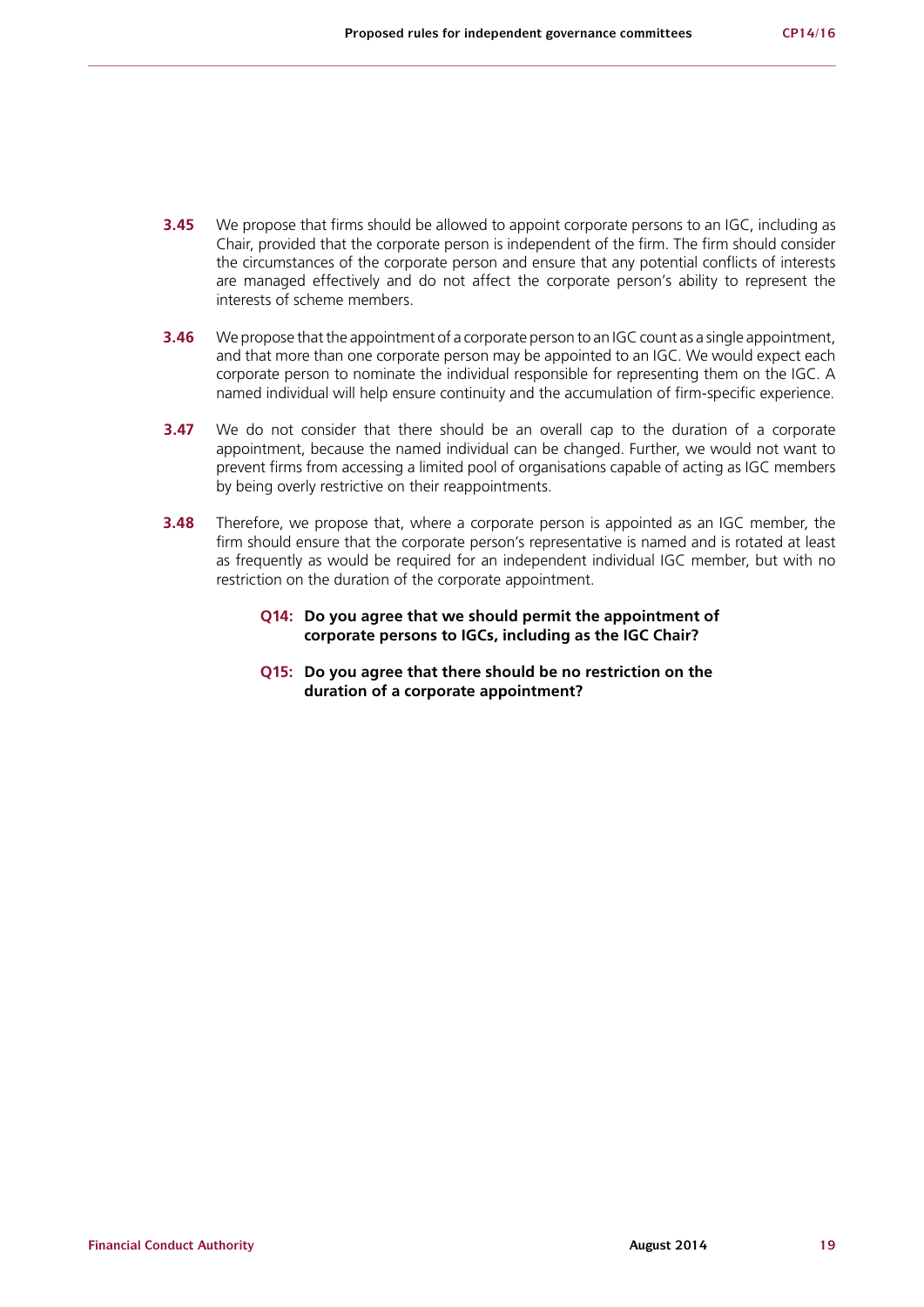**3.45** We propose that firms should be allowed to appoint corporate persons to an IGC, including as Chair, provided that the corporate person is independent of the firm. The firm should consider the circumstances of the corporate person and ensure that any potential conflicts of interests are managed effectively and do not affect the corporate person's ability to represent the interests of scheme members.

**3.46** We propose that the appointment of a corporate person to an IGC count as a single appointment, and that more than one corporate person may be appointed to an IGC. We would expect each corporate person to nominate the individual responsible for representing them on the IGC. A named individual will help ensure continuity and the accumulation of firm-specific experience.

**3.47** We do not consider that there should be an overall cap to the duration of a corporate appointment, because the named individual can be changed. Further, we would not want to prevent firms from accessing a limited pool of organisations capable of acting as IGC members by being overly restrictive on their reappointments.

**3.48** Therefore, we propose that, where a corporate person is appointed as an IGC member, the firm should ensure that the corporate person's representative is named and is rotated at least as frequently as would be required for an independent individual IGC member, but with no restriction on the duration of the corporate appointment.

> **Q14: Do you agree that we should permit the appointment of corporate persons to IGCs, including as the IGC Chair?**
>
> **Q15: Do you agree that there should be no restriction on the duration of a corporate appointment?**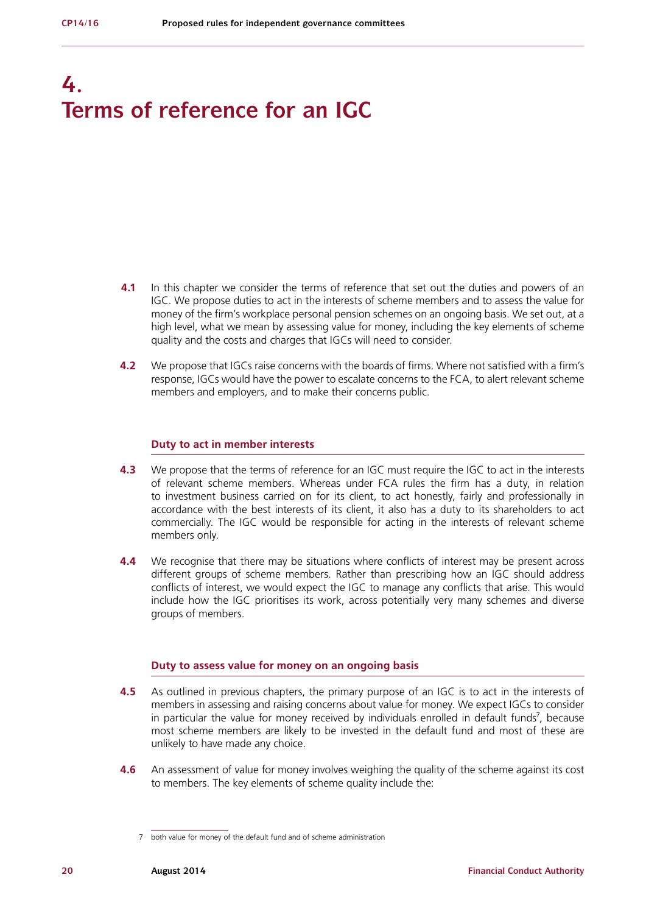# 4. Terms of reference for an IGC

**4.1** In this chapter we consider the terms of reference that set out the duties and powers of an IGC. We propose duties to act in the interests of scheme members and to assess the value for money of the firm's workplace personal pension schemes on an ongoing basis. We set out, at a high level, what we mean by assessing value for money, including the key elements of scheme quality and the costs and charges that IGCs will need to consider.

**4.2** We propose that IGCs raise concerns with the boards of firms. Where not satisfied with a firm's response, IGCs would have the power to escalate concerns to the FCA, to alert relevant scheme members and employers, and to make their concerns public.

## Duty to act in member interests

**4.3** We propose that the terms of reference for an IGC must require the IGC to act in the interests of relevant scheme members. Whereas under FCA rules the firm has a duty, in relation to investment business carried on for its client, to act honestly, fairly and professionally in accordance with the best interests of its client, it also has a duty to its shareholders to act commercially. The IGC would be responsible for acting in the interests of relevant scheme members only.

**4.4** We recognise that there may be situations where conflicts of interest may be present across different groups of scheme members. Rather than prescribing how an IGC should address conflicts of interest, we would expect the IGC to manage any conflicts that arise. This would include how the IGC prioritises its work, across potentially very many schemes and diverse groups of members.

## Duty to assess value for money on an ongoing basis

**4.5** As outlined in previous chapters, the primary purpose of an IGC is to act in the interests of members in assessing and raising concerns about value for money. We expect IGCs to consider in particular the value for money received by individuals enrolled in default funds[7], because most scheme members are likely to be invested in the default fund and most of these are unlikely to have made any choice.

**4.6** An assessment of value for money involves weighing the quality of the scheme against its cost to members. The key elements of scheme quality include the:

7 both value for money of the default fund and of scheme administration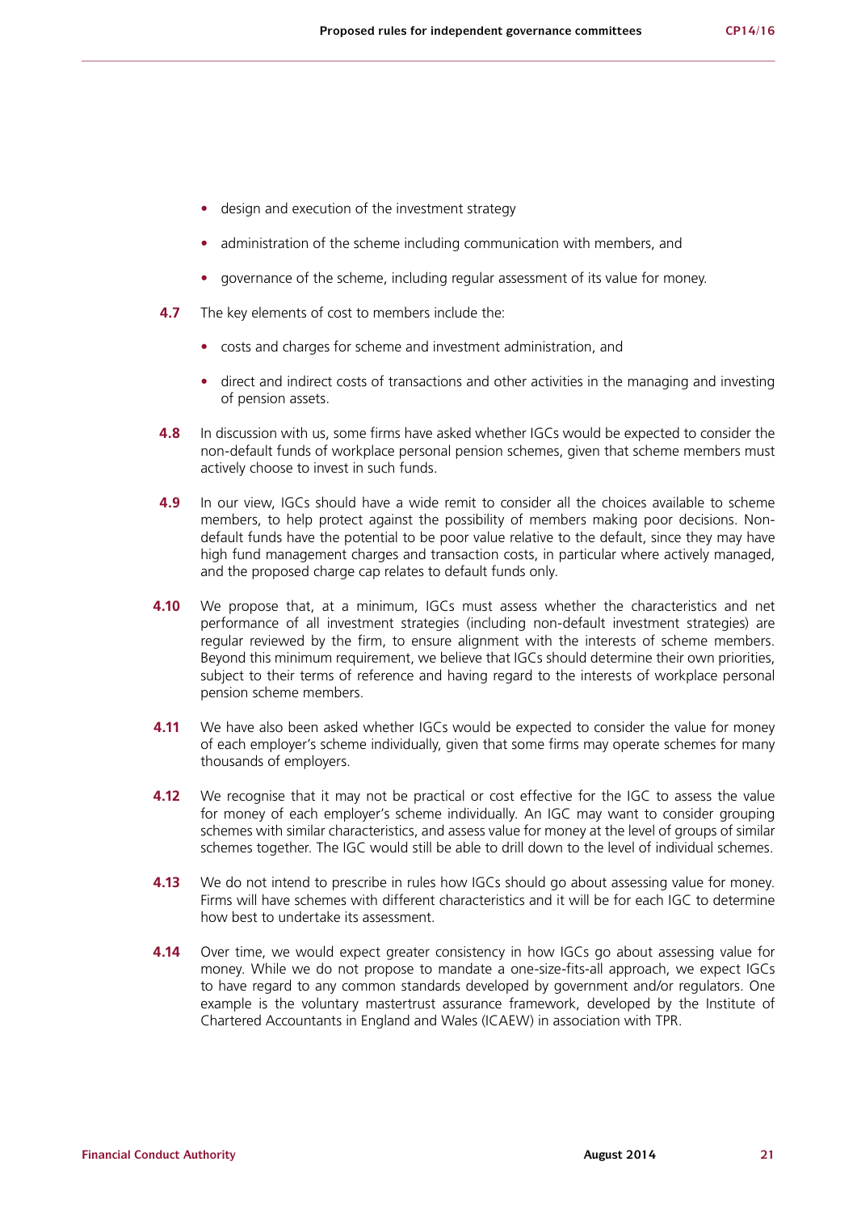- design and execution of the investment strategy
- administration of the scheme including communication with members, and
- governance of the scheme, including regular assessment of its value for money.

**4.7** The key elements of cost to members include the:

- costs and charges for scheme and investment administration, and
- direct and indirect costs of transactions and other activities in the managing and investing of pension assets.

**4.8** In discussion with us, some firms have asked whether IGCs would be expected to consider the non-default funds of workplace personal pension schemes, given that scheme members must actively choose to invest in such funds.

**4.9** In our view, IGCs should have a wide remit to consider all the choices available to scheme members, to help protect against the possibility of members making poor decisions. Non-default funds have the potential to be poor value relative to the default, since they may have high fund management charges and transaction costs, in particular where actively managed, and the proposed charge cap relates to default funds only.

**4.10** We propose that, at a minimum, IGCs must assess whether the characteristics and net performance of all investment strategies (including non-default investment strategies) are regular reviewed by the firm, to ensure alignment with the interests of scheme members. Beyond this minimum requirement, we believe that IGCs should determine their own priorities, subject to their terms of reference and having regard to the interests of workplace personal pension scheme members.

**4.11** We have also been asked whether IGCs would be expected to consider the value for money of each employer's scheme individually, given that some firms may operate schemes for many thousands of employers.

**4.12** We recognise that it may not be practical or cost effective for the IGC to assess the value for money of each employer's scheme individually. An IGC may want to consider grouping schemes with similar characteristics, and assess value for money at the level of groups of similar schemes together. The IGC would still be able to drill down to the level of individual schemes.

**4.13** We do not intend to prescribe in rules how IGCs should go about assessing value for money. Firms will have schemes with different characteristics and it will be for each IGC to determine how best to undertake its assessment.

**4.14** Over time, we would expect greater consistency in how IGCs go about assessing value for money. While we do not propose to mandate a one-size-fits-all approach, we expect IGCs to have regard to any common standards developed by government and/or regulators. One example is the voluntary mastertrust assurance framework, developed by the Institute of Chartered Accountants in England and Wales (ICAEW) in association with TPR.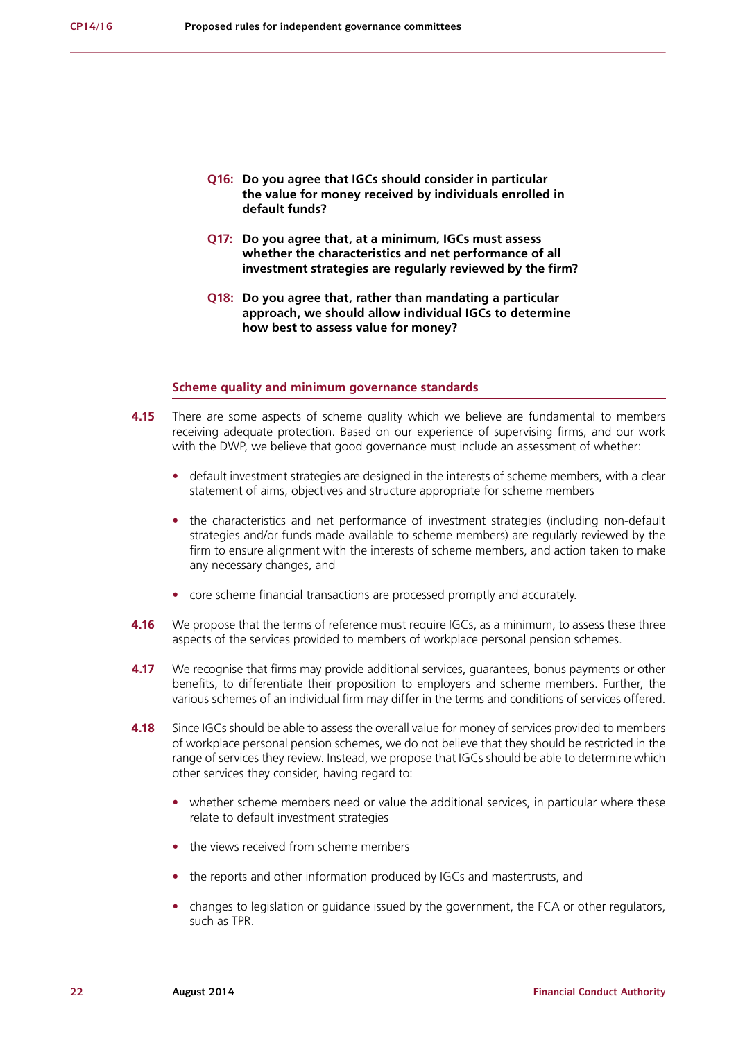**Q16: Do you agree that IGCs should consider in particular the value for money received by individuals enrolled in default funds?**

**Q17: Do you agree that, at a minimum, IGCs must assess whether the characteristics and net performance of all investment strategies are regularly reviewed by the firm?**

**Q18: Do you agree that, rather than mandating a particular approach, we should allow individual IGCs to determine how best to assess value for money?**

### Scheme quality and minimum governance standards

**4.15** There are some aspects of scheme quality which we believe are fundamental to members receiving adequate protection. Based on our experience of supervising firms, and our work with the DWP, we believe that good governance must include an assessment of whether:

- default investment strategies are designed in the interests of scheme members, with a clear statement of aims, objectives and structure appropriate for scheme members
- the characteristics and net performance of investment strategies (including non-default strategies and/or funds made available to scheme members) are regularly reviewed by the firm to ensure alignment with the interests of scheme members, and action taken to make any necessary changes, and
- core scheme financial transactions are processed promptly and accurately.

**4.16** We propose that the terms of reference must require IGCs, as a minimum, to assess these three aspects of the services provided to members of workplace personal pension schemes.

**4.17** We recognise that firms may provide additional services, guarantees, bonus payments or other benefits, to differentiate their proposition to employers and scheme members. Further, the various schemes of an individual firm may differ in the terms and conditions of services offered.

**4.18** Since IGCs should be able to assess the overall value for money of services provided to members of workplace personal pension schemes, we do not believe that they should be restricted in the range of services they review. Instead, we propose that IGCs should be able to determine which other services they consider, having regard to:

- whether scheme members need or value the additional services, in particular where these relate to default investment strategies
- the views received from scheme members
- the reports and other information produced by IGCs and mastertrusts, and
- changes to legislation or guidance issued by the government, the FCA or other regulators, such as TPR.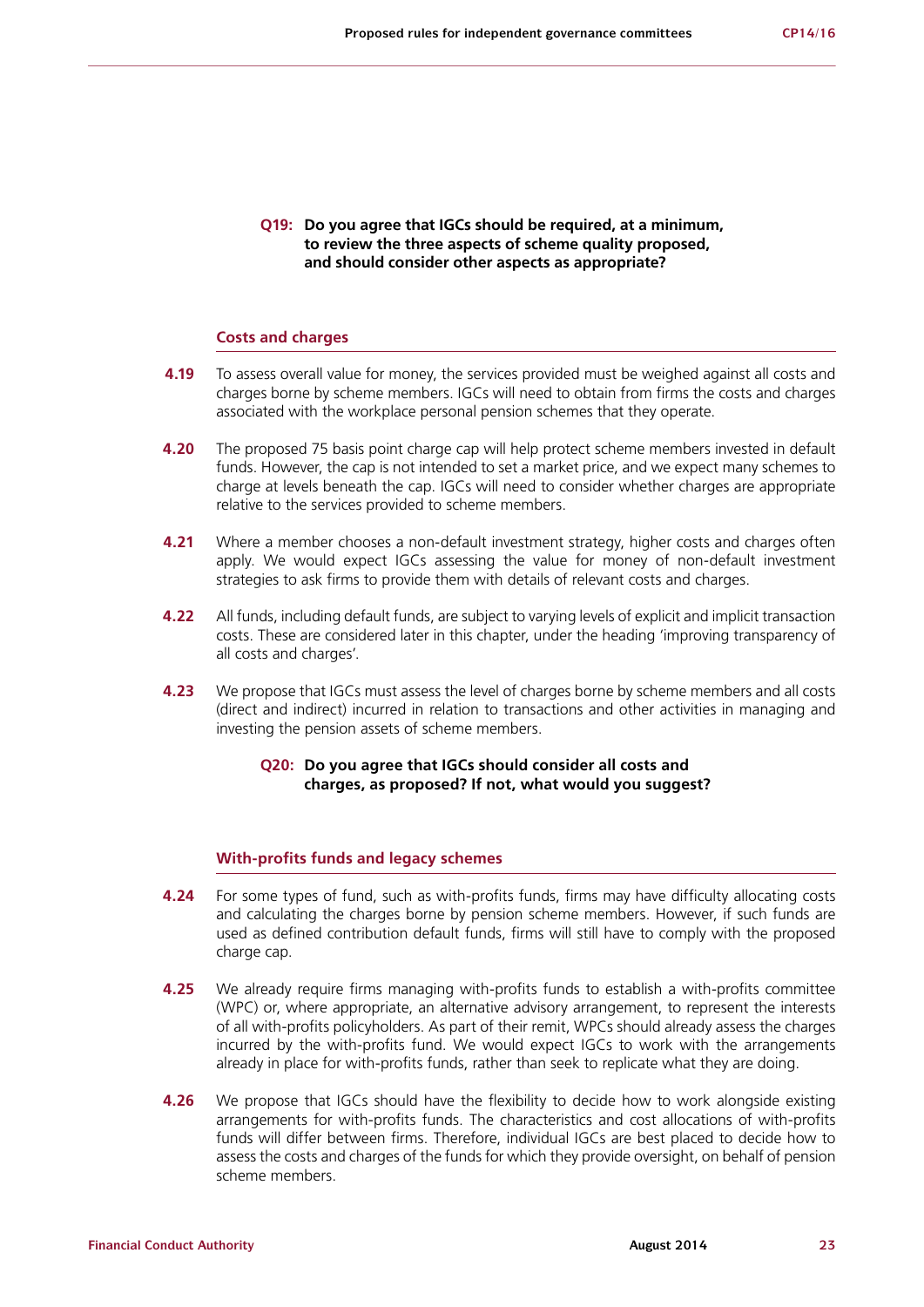**Q19: Do you agree that IGCs should be required, at a minimum, to review the three aspects of scheme quality proposed, and should consider other aspects as appropriate?**

### Costs and charges

**4.19** To assess overall value for money, the services provided must be weighed against all costs and charges borne by scheme members. IGCs will need to obtain from firms the costs and charges associated with the workplace personal pension schemes that they operate.

**4.20** The proposed 75 basis point charge cap will help protect scheme members invested in default funds. However, the cap is not intended to set a market price, and we expect many schemes to charge at levels beneath the cap. IGCs will need to consider whether charges are appropriate relative to the services provided to scheme members.

**4.21** Where a member chooses a non-default investment strategy, higher costs and charges often apply. We would expect IGCs assessing the value for money of non-default investment strategies to ask firms to provide them with details of relevant costs and charges.

**4.22** All funds, including default funds, are subject to varying levels of explicit and implicit transaction costs. These are considered later in this chapter, under the heading 'improving transparency of all costs and charges'.

**4.23** We propose that IGCs must assess the level of charges borne by scheme members and all costs (direct and indirect) incurred in relation to transactions and other activities in managing and investing the pension assets of scheme members.

**Q20: Do you agree that IGCs should consider all costs and charges, as proposed? If not, what would you suggest?**

### With-profits funds and legacy schemes

**4.24** For some types of fund, such as with-profits funds, firms may have difficulty allocating costs and calculating the charges borne by pension scheme members. However, if such funds are used as defined contribution default funds, firms will still have to comply with the proposed charge cap.

**4.25** We already require firms managing with-profits funds to establish a with-profits committee (WPC) or, where appropriate, an alternative advisory arrangement, to represent the interests of all with-profits policyholders. As part of their remit, WPCs should already assess the charges incurred by the with-profits fund. We would expect IGCs to work with the arrangements already in place for with-profits funds, rather than seek to replicate what they are doing.

**4.26** We propose that IGCs should have the flexibility to decide how to work alongside existing arrangements for with-profits funds. The characteristics and cost allocations of with-profits funds will differ between firms. Therefore, individual IGCs are best placed to decide how to assess the costs and charges of the funds for which they provide oversight, on behalf of pension scheme members.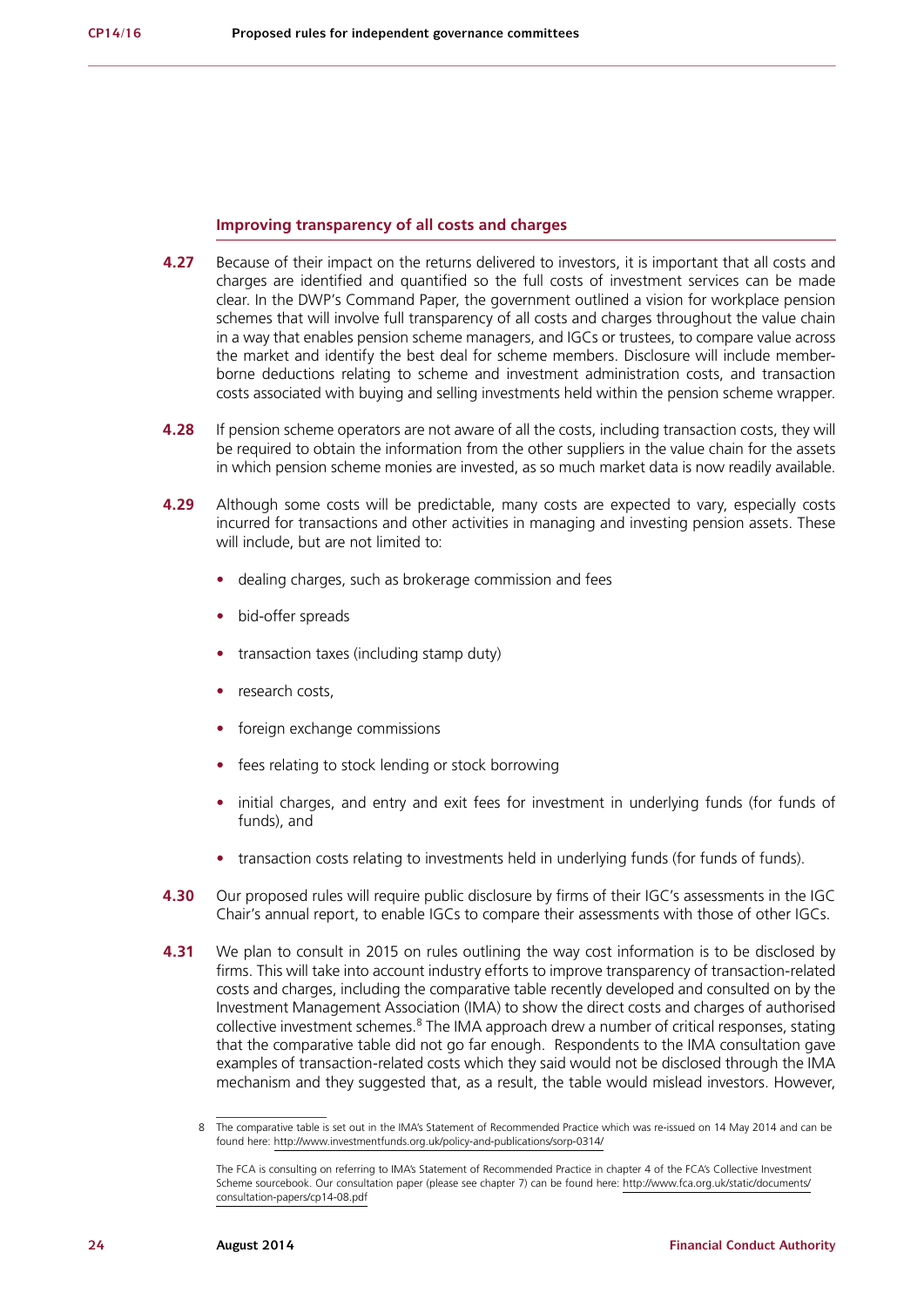### Improving transparency of all costs and charges

**4.27** Because of their impact on the returns delivered to investors, it is important that all costs and charges are identified and quantified so the full costs of investment services can be made clear. In the DWP's Command Paper, the government outlined a vision for workplace pension schemes that will involve full transparency of all costs and charges throughout the value chain in a way that enables pension scheme managers, and IGCs or trustees, to compare value across the market and identify the best deal for scheme members. Disclosure will include member-borne deductions relating to scheme and investment administration costs, and transaction costs associated with buying and selling investments held within the pension scheme wrapper.

**4.28** If pension scheme operators are not aware of all the costs, including transaction costs, they will be required to obtain the information from the other suppliers in the value chain for the assets in which pension scheme monies are invested, as so much market data is now readily available.

**4.29** Although some costs will be predictable, many costs are expected to vary, especially costs incurred for transactions and other activities in managing and investing pension assets. These will include, but are not limited to:

- dealing charges, such as brokerage commission and fees
- bid-offer spreads
- transaction taxes (including stamp duty)
- research costs,
- foreign exchange commissions
- fees relating to stock lending or stock borrowing
- initial charges, and entry and exit fees for investment in underlying funds (for funds of funds), and
- transaction costs relating to investments held in underlying funds (for funds of funds).

**4.30** Our proposed rules will require public disclosure by firms of their IGC's assessments in the IGC Chair's annual report, to enable IGCs to compare their assessments with those of other IGCs.

**4.31** We plan to consult in 2015 on rules outlining the way cost information is to be disclosed by firms. This will take into account industry efforts to improve transparency of transaction-related costs and charges, including the comparative table recently developed and consulted on by the Investment Management Association (IMA) to show the direct costs and charges of authorised collective investment schemes.[8] The IMA approach drew a number of critical responses, stating that the comparative table did not go far enough. Respondents to the IMA consultation gave examples of transaction-related costs which they said would not be disclosed through the IMA mechanism and they suggested that, as a result, the table would mislead investors. However,

8 The comparative table is set out in the IMA's Statement of Recommended Practice which was re-issued on 14 May 2014 and can be found here: http://www.investmentfunds.org.uk/policy-and-publications/sorp-0314/

The FCA is consulting on referring to IMA's Statement of Recommended Practice in chapter 4 of the FCA's Collective Investment Scheme sourcebook. Our consultation paper (please see chapter 7) can be found here: http://www.fca.org.uk/static/documents/consultation-papers/cp14-08.pdf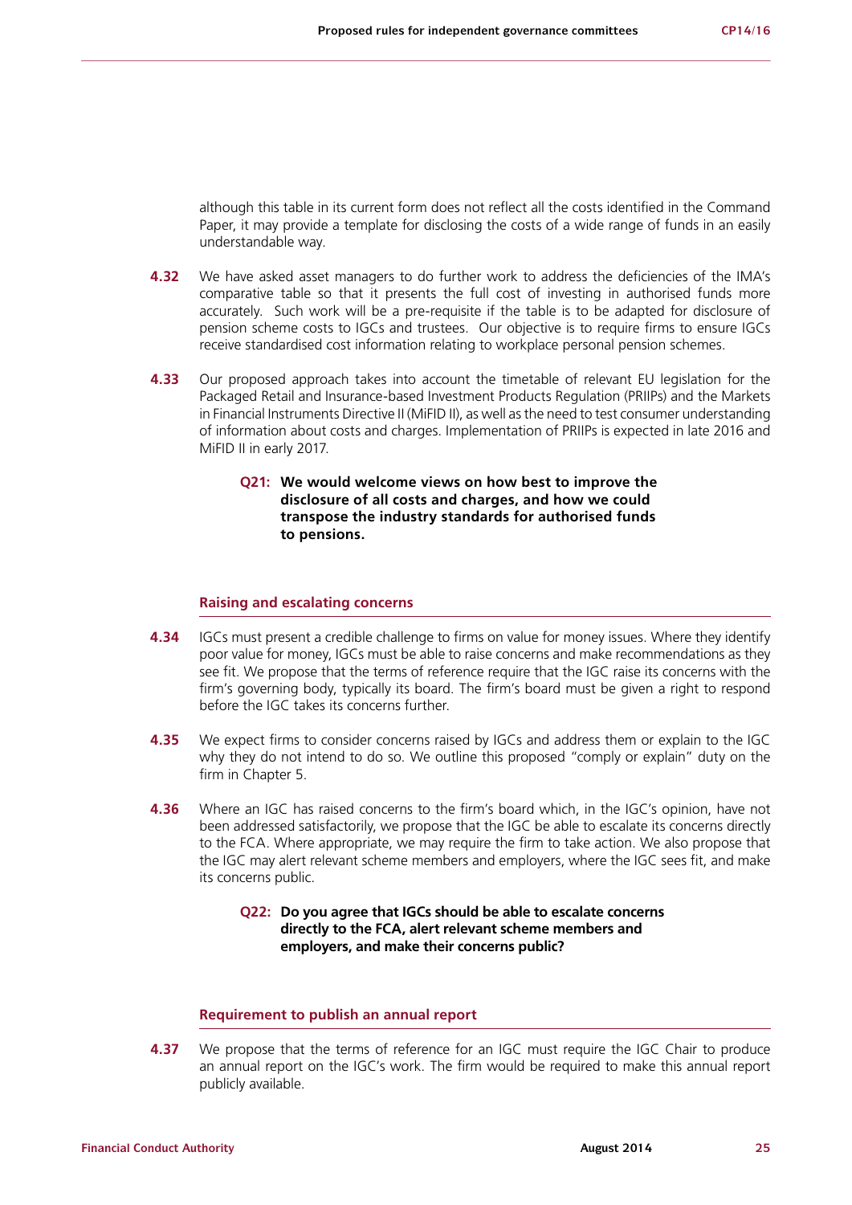although this table in its current form does not reflect all the costs identified in the Command Paper, it may provide a template for disclosing the costs of a wide range of funds in an easily understandable way.

**4.32** We have asked asset managers to do further work to address the deficiencies of the IMA's comparative table so that it presents the full cost of investing in authorised funds more accurately. Such work will be a pre-requisite if the table is to be adapted for disclosure of pension scheme costs to IGCs and trustees. Our objective is to require firms to ensure IGCs receive standardised cost information relating to workplace personal pension schemes.

**4.33** Our proposed approach takes into account the timetable of relevant EU legislation for the Packaged Retail and Insurance-based Investment Products Regulation (PRIIPs) and the Markets in Financial Instruments Directive II (MiFID II), as well as the need to test consumer understanding of information about costs and charges. Implementation of PRIIPs is expected in late 2016 and MiFID II in early 2017.

> **Q21: We would welcome views on how best to improve the disclosure of all costs and charges, and how we could transpose the industry standards for authorised funds to pensions.**

### Raising and escalating concerns

**4.34** IGCs must present a credible challenge to firms on value for money issues. Where they identify poor value for money, IGCs must be able to raise concerns and make recommendations as they see fit. We propose that the terms of reference require that the IGC raise its concerns with the firm's governing body, typically its board. The firm's board must be given a right to respond before the IGC takes its concerns further.

**4.35** We expect firms to consider concerns raised by IGCs and address them or explain to the IGC why they do not intend to do so. We outline this proposed "comply or explain" duty on the firm in Chapter 5.

**4.36** Where an IGC has raised concerns to the firm's board which, in the IGC's opinion, have not been addressed satisfactorily, we propose that the IGC be able to escalate its concerns directly to the FCA. Where appropriate, we may require the firm to take action. We also propose that the IGC may alert relevant scheme members and employers, where the IGC sees fit, and make its concerns public.

> **Q22: Do you agree that IGCs should be able to escalate concerns directly to the FCA, alert relevant scheme members and employers, and make their concerns public?**

### Requirement to publish an annual report

**4.37** We propose that the terms of reference for an IGC must require the IGC Chair to produce an annual report on the IGC's work. The firm would be required to make this annual report publicly available.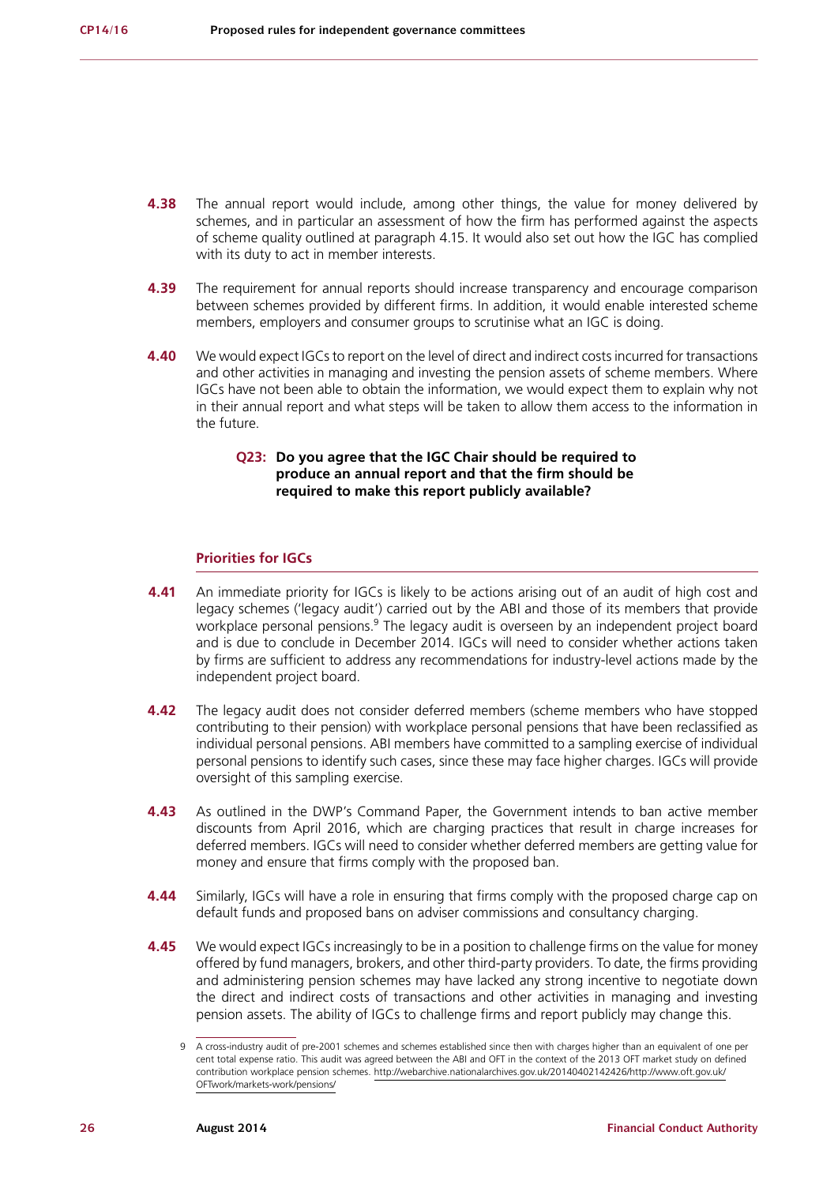**4.38** The annual report would include, among other things, the value for money delivered by schemes, and in particular an assessment of how the firm has performed against the aspects of scheme quality outlined at paragraph 4.15. It would also set out how the IGC has complied with its duty to act in member interests.

**4.39** The requirement for annual reports should increase transparency and encourage comparison between schemes provided by different firms. In addition, it would enable interested scheme members, employers and consumer groups to scrutinise what an IGC is doing.

**4.40** We would expect IGCs to report on the level of direct and indirect costs incurred for transactions and other activities in managing and investing the pension assets of scheme members. Where IGCs have not been able to obtain the information, we would expect them to explain why not in their annual report and what steps will be taken to allow them access to the information in the future.

> **Q23: Do you agree that the IGC Chair should be required to produce an annual report and that the firm should be required to make this report publicly available?**

### Priorities for IGCs

**4.41** An immediate priority for IGCs is likely to be actions arising out of an audit of high cost and legacy schemes ('legacy audit') carried out by the ABI and those of its members that provide workplace personal pensions.[9] The legacy audit is overseen by an independent project board and is due to conclude in December 2014. IGCs will need to consider whether actions taken by firms are sufficient to address any recommendations for industry-level actions made by the independent project board.

**4.42** The legacy audit does not consider deferred members (scheme members who have stopped contributing to their pension) with workplace personal pensions that have been reclassified as individual personal pensions. ABI members have committed to a sampling exercise of individual personal pensions to identify such cases, since these may face higher charges. IGCs will provide oversight of this sampling exercise.

**4.43** As outlined in the DWP's Command Paper, the Government intends to ban active member discounts from April 2016, which are charging practices that result in charge increases for deferred members. IGCs will need to consider whether deferred members are getting value for money and ensure that firms comply with the proposed ban.

**4.44** Similarly, IGCs will have a role in ensuring that firms comply with the proposed charge cap on default funds and proposed bans on adviser commissions and consultancy charging.

**4.45** We would expect IGCs increasingly to be in a position to challenge firms on the value for money offered by fund managers, brokers, and other third-party providers. To date, the firms providing and administering pension schemes may have lacked any strong incentive to negotiate down the direct and indirect costs of transactions and other activities in managing and investing pension assets. The ability of IGCs to challenge firms and report publicly may change this.

9 A cross-industry audit of pre-2001 schemes and schemes established since then with charges higher than an equivalent of one per cent total expense ratio. This audit was agreed between the ABI and OFT in the context of the 2013 OFT market study on defined contribution workplace pension schemes. http://webarchive.nationalarchives.gov.uk/20140402142426/http://www.oft.gov.uk/OFTwork/markets-work/pensions/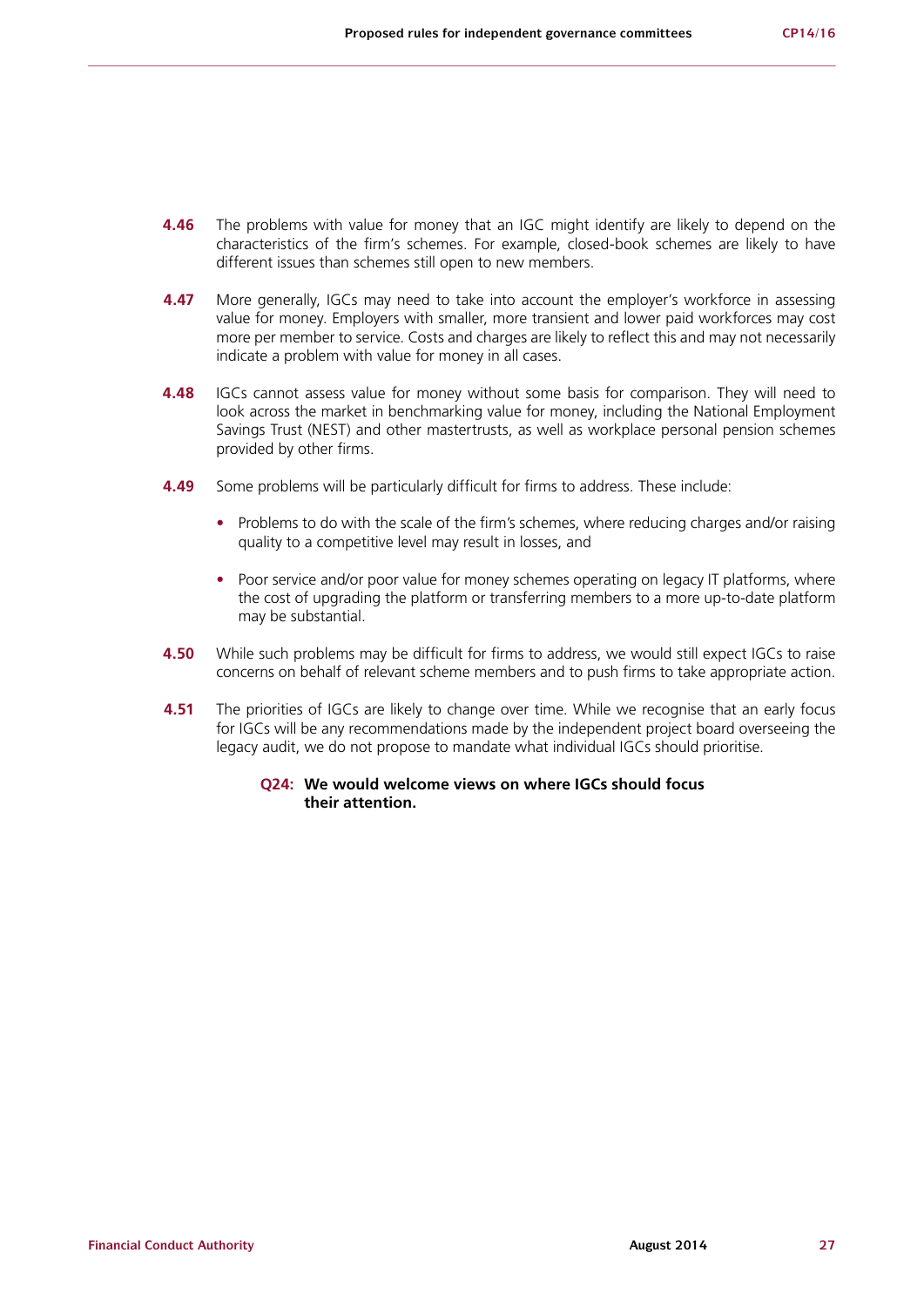**4.46** The problems with value for money that an IGC might identify are likely to depend on the characteristics of the firm's schemes. For example, closed-book schemes are likely to have different issues than schemes still open to new members.

**4.47** More generally, IGCs may need to take into account the employer's workforce in assessing value for money. Employers with smaller, more transient and lower paid workforces may cost more per member to service. Costs and charges are likely to reflect this and may not necessarily indicate a problem with value for money in all cases.

**4.48** IGCs cannot assess value for money without some basis for comparison. They will need to look across the market in benchmarking value for money, including the National Employment Savings Trust (NEST) and other mastertrusts, as well as workplace personal pension schemes provided by other firms.

**4.49** Some problems will be particularly difficult for firms to address. These include:

- Problems to do with the scale of the firm's schemes, where reducing charges and/or raising quality to a competitive level may result in losses, and
- Poor service and/or poor value for money schemes operating on legacy IT platforms, where the cost of upgrading the platform or transferring members to a more up-to-date platform may be substantial.

**4.50** While such problems may be difficult for firms to address, we would still expect IGCs to raise concerns on behalf of relevant scheme members and to push firms to take appropriate action.

**4.51** The priorities of IGCs are likely to change over time. While we recognise that an early focus for IGCs will be any recommendations made by the independent project board overseeing the legacy audit, we do not propose to mandate what individual IGCs should prioritise.

**Q24: We would welcome views on where IGCs should focus their attention.**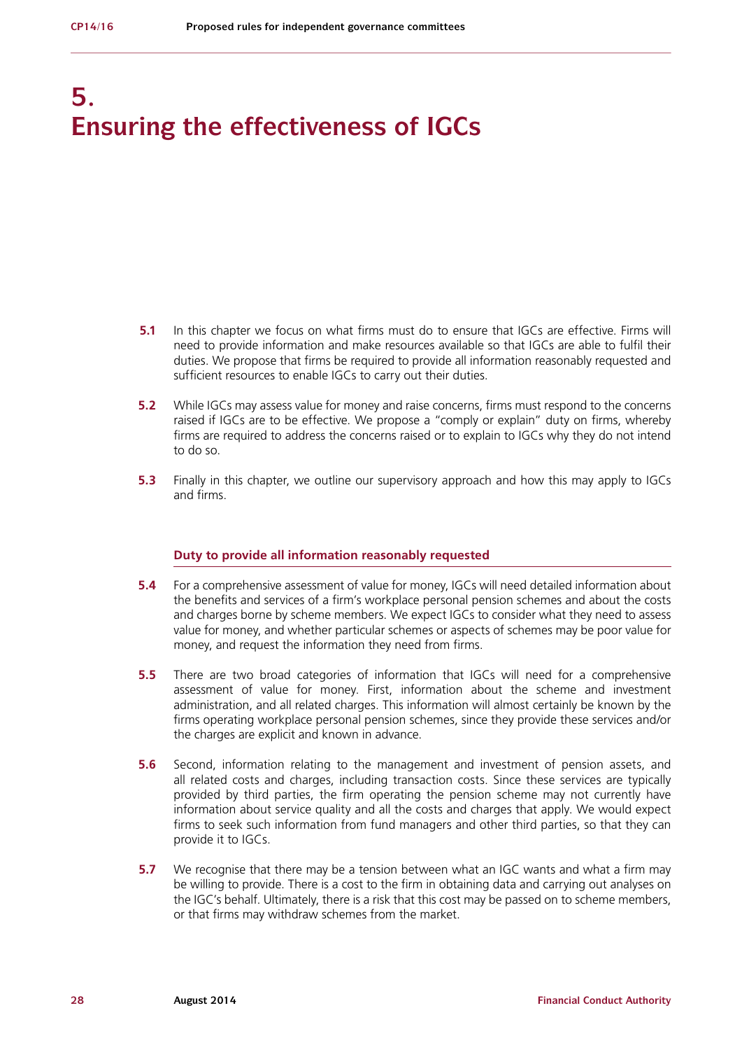# 5.
# Ensuring the effectiveness of IGCs

**5.1** In this chapter we focus on what firms must do to ensure that IGCs are effective. Firms will need to provide information and make resources available so that IGCs are able to fulfil their duties. We propose that firms be required to provide all information reasonably requested and sufficient resources to enable IGCs to carry out their duties.

**5.2** While IGCs may assess value for money and raise concerns, firms must respond to the concerns raised if IGCs are to be effective. We propose a "comply or explain" duty on firms, whereby firms are required to address the concerns raised or to explain to IGCs why they do not intend to do so.

**5.3** Finally in this chapter, we outline our supervisory approach and how this may apply to IGCs and firms.

### Duty to provide all information reasonably requested

**5.4** For a comprehensive assessment of value for money, IGCs will need detailed information about the benefits and services of a firm's workplace personal pension schemes and about the costs and charges borne by scheme members. We expect IGCs to consider what they need to assess value for money, and whether particular schemes or aspects of schemes may be poor value for money, and request the information they need from firms.

**5.5** There are two broad categories of information that IGCs will need for a comprehensive assessment of value for money. First, information about the scheme and investment administration, and all related charges. This information will almost certainly be known by the firms operating workplace personal pension schemes, since they provide these services and/or the charges are explicit and known in advance.

**5.6** Second, information relating to the management and investment of pension assets, and all related costs and charges, including transaction costs. Since these services are typically provided by third parties, the firm operating the pension scheme may not currently have information about service quality and all the costs and charges that apply. We would expect firms to seek such information from fund managers and other third parties, so that they can provide it to IGCs.

**5.7** We recognise that there may be a tension between what an IGC wants and what a firm may be willing to provide. There is a cost to the firm in obtaining data and carrying out analyses on the IGC's behalf. Ultimately, there is a risk that this cost may be passed on to scheme members, or that firms may withdraw schemes from the market.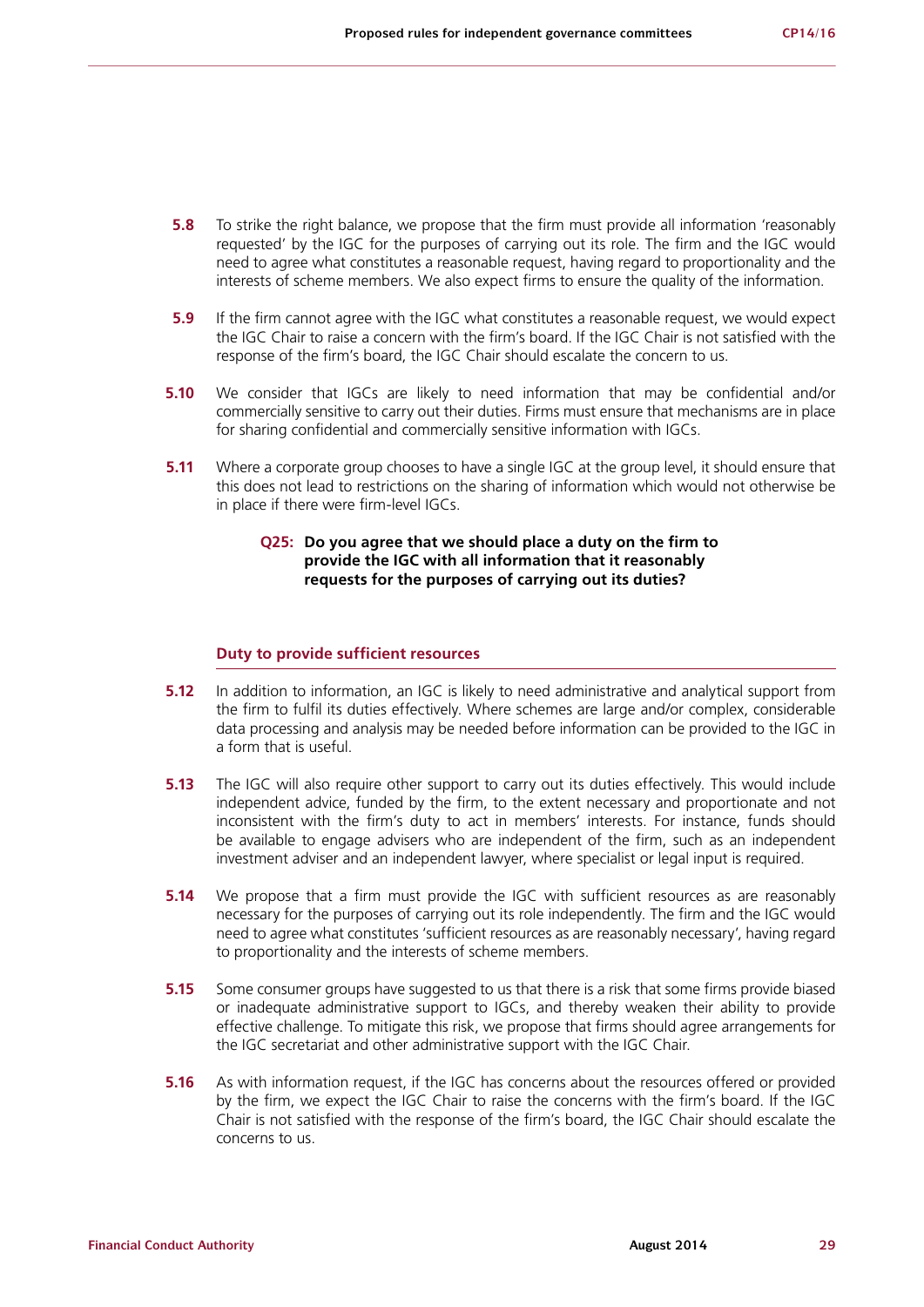**5.8** To strike the right balance, we propose that the firm must provide all information 'reasonably requested' by the IGC for the purposes of carrying out its role. The firm and the IGC would need to agree what constitutes a reasonable request, having regard to proportionality and the interests of scheme members. We also expect firms to ensure the quality of the information.

**5.9** If the firm cannot agree with the IGC what constitutes a reasonable request, we would expect the IGC Chair to raise a concern with the firm's board. If the IGC Chair is not satisfied with the response of the firm's board, the IGC Chair should escalate the concern to us.

**5.10** We consider that IGCs are likely to need information that may be confidential and/or commercially sensitive to carry out their duties. Firms must ensure that mechanisms are in place for sharing confidential and commercially sensitive information with IGCs.

**5.11** Where a corporate group chooses to have a single IGC at the group level, it should ensure that this does not lead to restrictions on the sharing of information which would not otherwise be in place if there were firm-level IGCs.

> **Q25: Do you agree that we should place a duty on the firm to provide the IGC with all information that it reasonably requests for the purposes of carrying out its duties?**

### Duty to provide sufficient resources

**5.12** In addition to information, an IGC is likely to need administrative and analytical support from the firm to fulfil its duties effectively. Where schemes are large and/or complex, considerable data processing and analysis may be needed before information can be provided to the IGC in a form that is useful.

**5.13** The IGC will also require other support to carry out its duties effectively. This would include independent advice, funded by the firm, to the extent necessary and proportionate and not inconsistent with the firm's duty to act in members' interests. For instance, funds should be available to engage advisers who are independent of the firm, such as an independent investment adviser and an independent lawyer, where specialist or legal input is required.

**5.14** We propose that a firm must provide the IGC with sufficient resources as are reasonably necessary for the purposes of carrying out its role independently. The firm and the IGC would need to agree what constitutes 'sufficient resources as are reasonably necessary', having regard to proportionality and the interests of scheme members.

**5.15** Some consumer groups have suggested to us that there is a risk that some firms provide biased or inadequate administrative support to IGCs, and thereby weaken their ability to provide effective challenge. To mitigate this risk, we propose that firms should agree arrangements for the IGC secretariat and other administrative support with the IGC Chair.

**5.16** As with information request, if the IGC has concerns about the resources offered or provided by the firm, we expect the IGC Chair to raise the concerns with the firm's board. If the IGC Chair is not satisfied with the response of the firm's board, the IGC Chair should escalate the concerns to us.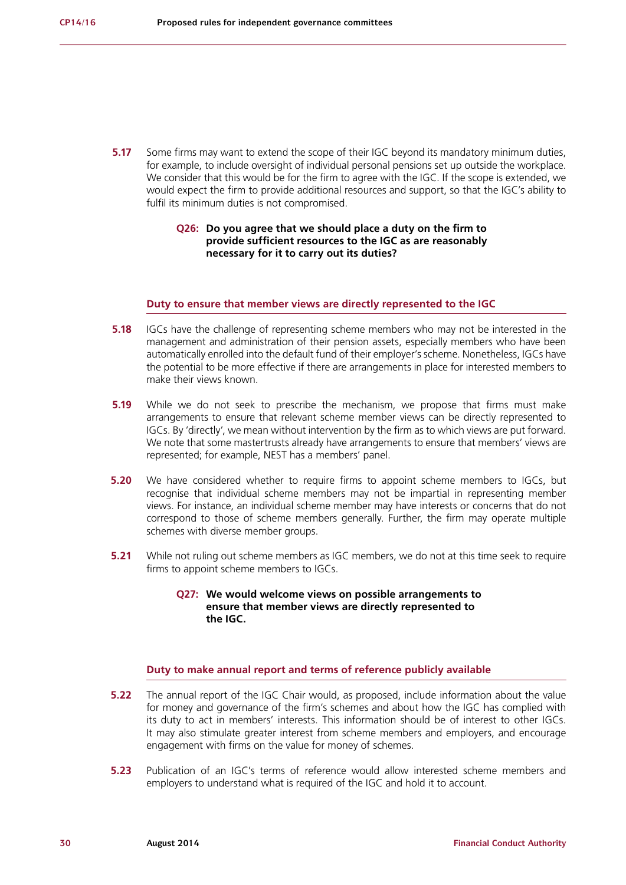**5.17** Some firms may want to extend the scope of their IGC beyond its mandatory minimum duties, for example, to include oversight of individual personal pensions set up outside the workplace. We consider that this would be for the firm to agree with the IGC. If the scope is extended, we would expect the firm to provide additional resources and support, so that the IGC's ability to fulfil its minimum duties is not compromised.

> **Q26: Do you agree that we should place a duty on the firm to provide sufficient resources to the IGC as are reasonably necessary for it to carry out its duties?**

### Duty to ensure that member views are directly represented to the IGC

**5.18** IGCs have the challenge of representing scheme members who may not be interested in the management and administration of their pension assets, especially members who have been automatically enrolled into the default fund of their employer's scheme. Nonetheless, IGCs have the potential to be more effective if there are arrangements in place for interested members to make their views known.

**5.19** While we do not seek to prescribe the mechanism, we propose that firms must make arrangements to ensure that relevant scheme member views can be directly represented to IGCs. By 'directly', we mean without intervention by the firm as to which views are put forward. We note that some mastertrusts already have arrangements to ensure that members' views are represented; for example, NEST has a members' panel.

**5.20** We have considered whether to require firms to appoint scheme members to IGCs, but recognise that individual scheme members may not be impartial in representing member views. For instance, an individual scheme member may have interests or concerns that do not correspond to those of scheme members generally. Further, the firm may operate multiple schemes with diverse member groups.

**5.21** While not ruling out scheme members as IGC members, we do not at this time seek to require firms to appoint scheme members to IGCs.

> **Q27: We would welcome views on possible arrangements to ensure that member views are directly represented to the IGC.**

### Duty to make annual report and terms of reference publicly available

**5.22** The annual report of the IGC Chair would, as proposed, include information about the value for money and governance of the firm's schemes and about how the IGC has complied with its duty to act in members' interests. This information should be of interest to other IGCs. It may also stimulate greater interest from scheme members and employers, and encourage engagement with firms on the value for money of schemes.

**5.23** Publication of an IGC's terms of reference would allow interested scheme members and employers to understand what is required of the IGC and hold it to account.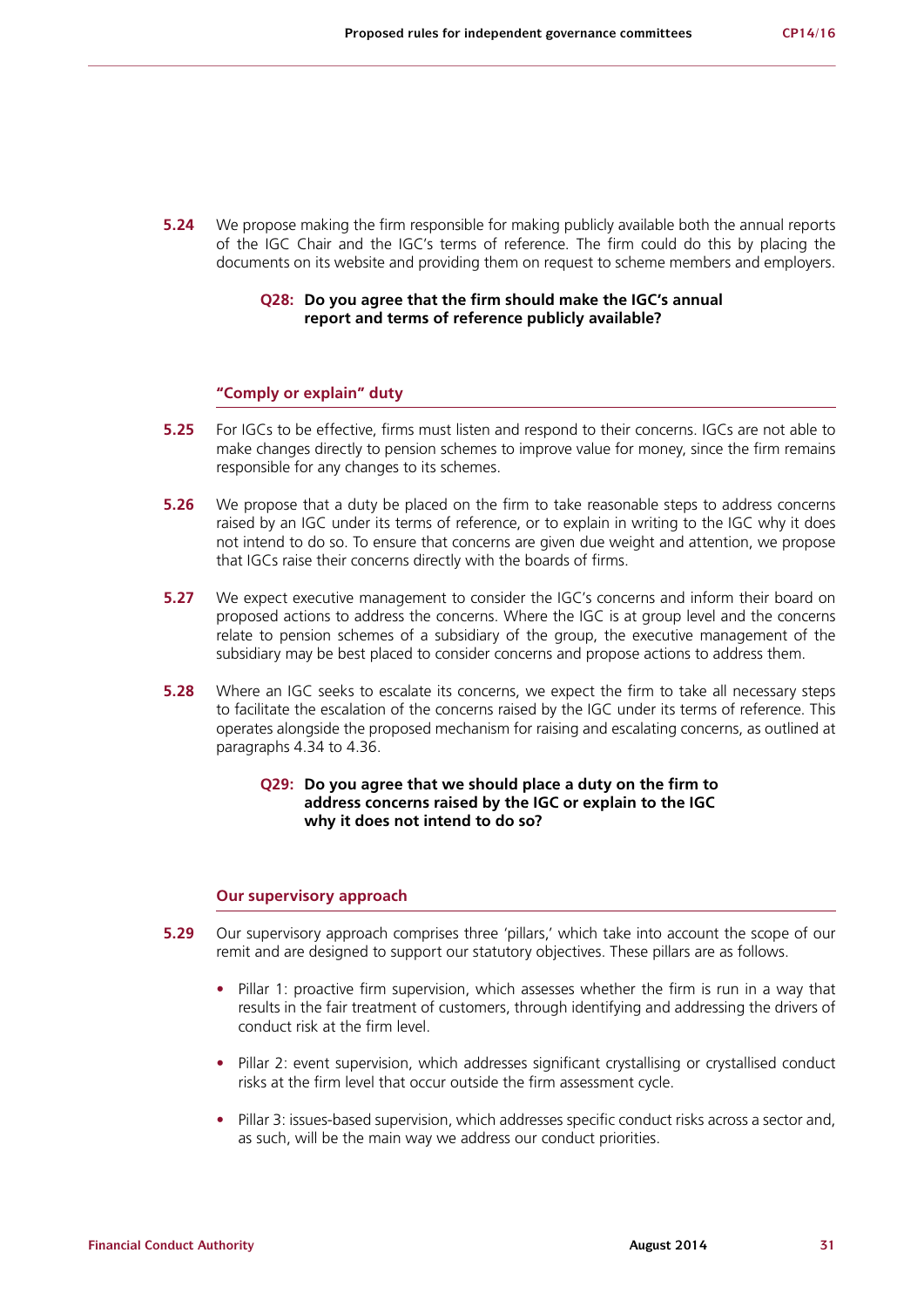**5.24** We propose making the firm responsible for making publicly available both the annual reports of the IGC Chair and the IGC's terms of reference. The firm could do this by placing the documents on its website and providing them on request to scheme members and employers.

> **Q28: Do you agree that the firm should make the IGC's annual report and terms of reference publicly available?**

### "Comply or explain" duty

**5.25** For IGCs to be effective, firms must listen and respond to their concerns. IGCs are not able to make changes directly to pension schemes to improve value for money, since the firm remains responsible for any changes to its schemes.

**5.26** We propose that a duty be placed on the firm to take reasonable steps to address concerns raised by an IGC under its terms of reference, or to explain in writing to the IGC why it does not intend to do so. To ensure that concerns are given due weight and attention, we propose that IGCs raise their concerns directly with the boards of firms.

**5.27** We expect executive management to consider the IGC's concerns and inform their board on proposed actions to address the concerns. Where the IGC is at group level and the concerns relate to pension schemes of a subsidiary of the group, the executive management of the subsidiary may be best placed to consider concerns and propose actions to address them.

**5.28** Where an IGC seeks to escalate its concerns, we expect the firm to take all necessary steps to facilitate the escalation of the concerns raised by the IGC under its terms of reference. This operates alongside the proposed mechanism for raising and escalating concerns, as outlined at paragraphs 4.34 to 4.36.

> **Q29: Do you agree that we should place a duty on the firm to address concerns raised by the IGC or explain to the IGC why it does not intend to do so?**

### Our supervisory approach

**5.29** Our supervisory approach comprises three 'pillars,' which take into account the scope of our remit and are designed to support our statutory objectives. These pillars are as follows.

- Pillar 1: proactive firm supervision, which assesses whether the firm is run in a way that results in the fair treatment of customers, through identifying and addressing the drivers of conduct risk at the firm level.
- Pillar 2: event supervision, which addresses significant crystallising or crystallised conduct risks at the firm level that occur outside the firm assessment cycle.
- Pillar 3: issues-based supervision, which addresses specific conduct risks across a sector and, as such, will be the main way we address our conduct priorities.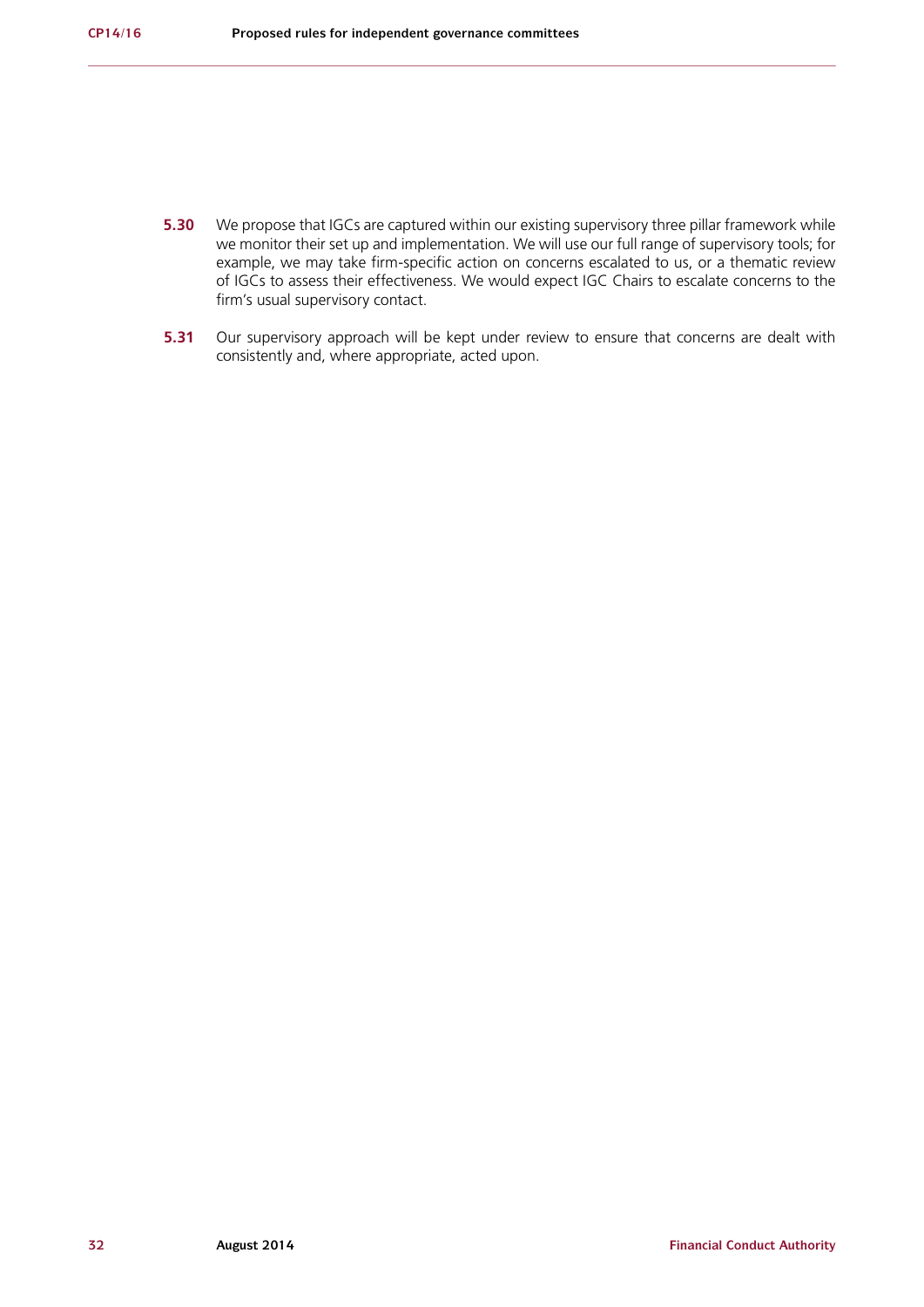**5.30** We propose that IGCs are captured within our existing supervisory three pillar framework while we monitor their set up and implementation. We will use our full range of supervisory tools; for example, we may take firm-specific action on concerns escalated to us, or a thematic review of IGCs to assess their effectiveness. We would expect IGC Chairs to escalate concerns to the firm's usual supervisory contact.

**5.31** Our supervisory approach will be kept under review to ensure that concerns are dealt with consistently and, where appropriate, acted upon.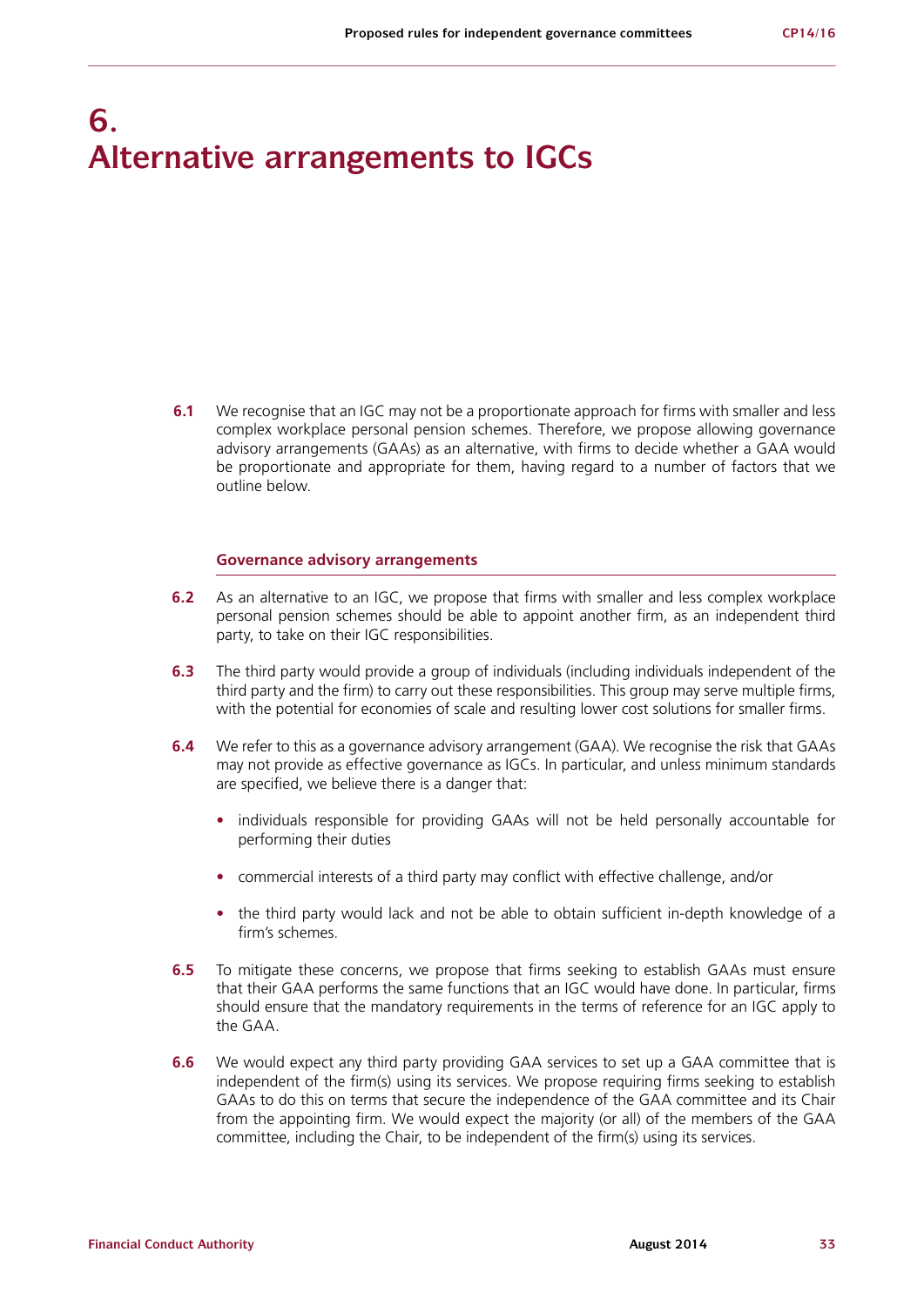# 6. Alternative arrangements to IGCs

**6.1** We recognise that an IGC may not be a proportionate approach for firms with smaller and less complex workplace personal pension schemes. Therefore, we propose allowing governance advisory arrangements (GAAs) as an alternative, with firms to decide whether a GAA would be proportionate and appropriate for them, having regard to a number of factors that we outline below.

## Governance advisory arrangements

**6.2** As an alternative to an IGC, we propose that firms with smaller and less complex workplace personal pension schemes should be able to appoint another firm, as an independent third party, to take on their IGC responsibilities.

**6.3** The third party would provide a group of individuals (including individuals independent of the third party and the firm) to carry out these responsibilities. This group may serve multiple firms, with the potential for economies of scale and resulting lower cost solutions for smaller firms.

**6.4** We refer to this as a governance advisory arrangement (GAA). We recognise the risk that GAAs may not provide as effective governance as IGCs. In particular, and unless minimum standards are specified, we believe there is a danger that:

- individuals responsible for providing GAAs will not be held personally accountable for performing their duties
- commercial interests of a third party may conflict with effective challenge, and/or
- the third party would lack and not be able to obtain sufficient in-depth knowledge of a firm's schemes.

**6.5** To mitigate these concerns, we propose that firms seeking to establish GAAs must ensure that their GAA performs the same functions that an IGC would have done. In particular, firms should ensure that the mandatory requirements in the terms of reference for an IGC apply to the GAA.

**6.6** We would expect any third party providing GAA services to set up a GAA committee that is independent of the firm(s) using its services. We propose requiring firms seeking to establish GAAs to do this on terms that secure the independence of the GAA committee and its Chair from the appointing firm. We would expect the majority (or all) of the members of the GAA committee, including the Chair, to be independent of the firm(s) using its services.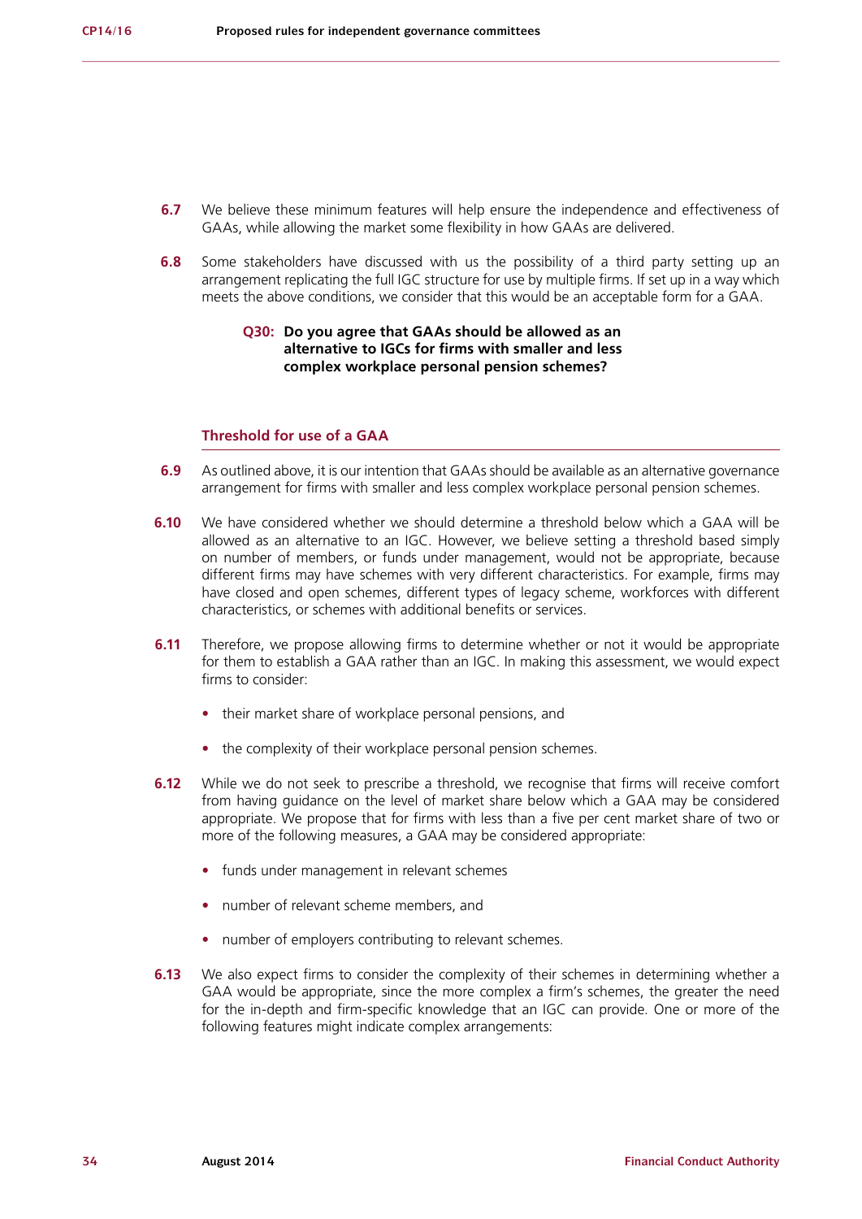**6.7** We believe these minimum features will help ensure the independence and effectiveness of GAAs, while allowing the market some flexibility in how GAAs are delivered.

**6.8** Some stakeholders have discussed with us the possibility of a third party setting up an arrangement replicating the full IGC structure for use by multiple firms. If set up in a way which meets the above conditions, we consider that this would be an acceptable form for a GAA.

> **Q30: Do you agree that GAAs should be allowed as an alternative to IGCs for firms with smaller and less complex workplace personal pension schemes?**

### Threshold for use of a GAA

**6.9** As outlined above, it is our intention that GAAs should be available as an alternative governance arrangement for firms with smaller and less complex workplace personal pension schemes.

**6.10** We have considered whether we should determine a threshold below which a GAA will be allowed as an alternative to an IGC. However, we believe setting a threshold based simply on number of members, or funds under management, would not be appropriate, because different firms may have schemes with very different characteristics. For example, firms may have closed and open schemes, different types of legacy scheme, workforces with different characteristics, or schemes with additional benefits or services.

**6.11** Therefore, we propose allowing firms to determine whether or not it would be appropriate for them to establish a GAA rather than an IGC. In making this assessment, we would expect firms to consider:

- their market share of workplace personal pensions, and
- the complexity of their workplace personal pension schemes.

**6.12** While we do not seek to prescribe a threshold, we recognise that firms will receive comfort from having guidance on the level of market share below which a GAA may be considered appropriate. We propose that for firms with less than a five per cent market share of two or more of the following measures, a GAA may be considered appropriate:

- funds under management in relevant schemes
- number of relevant scheme members, and
- number of employers contributing to relevant schemes.

**6.13** We also expect firms to consider the complexity of their schemes in determining whether a GAA would be appropriate, since the more complex a firm's schemes, the greater the need for the in-depth and firm-specific knowledge that an IGC can provide. One or more of the following features might indicate complex arrangements: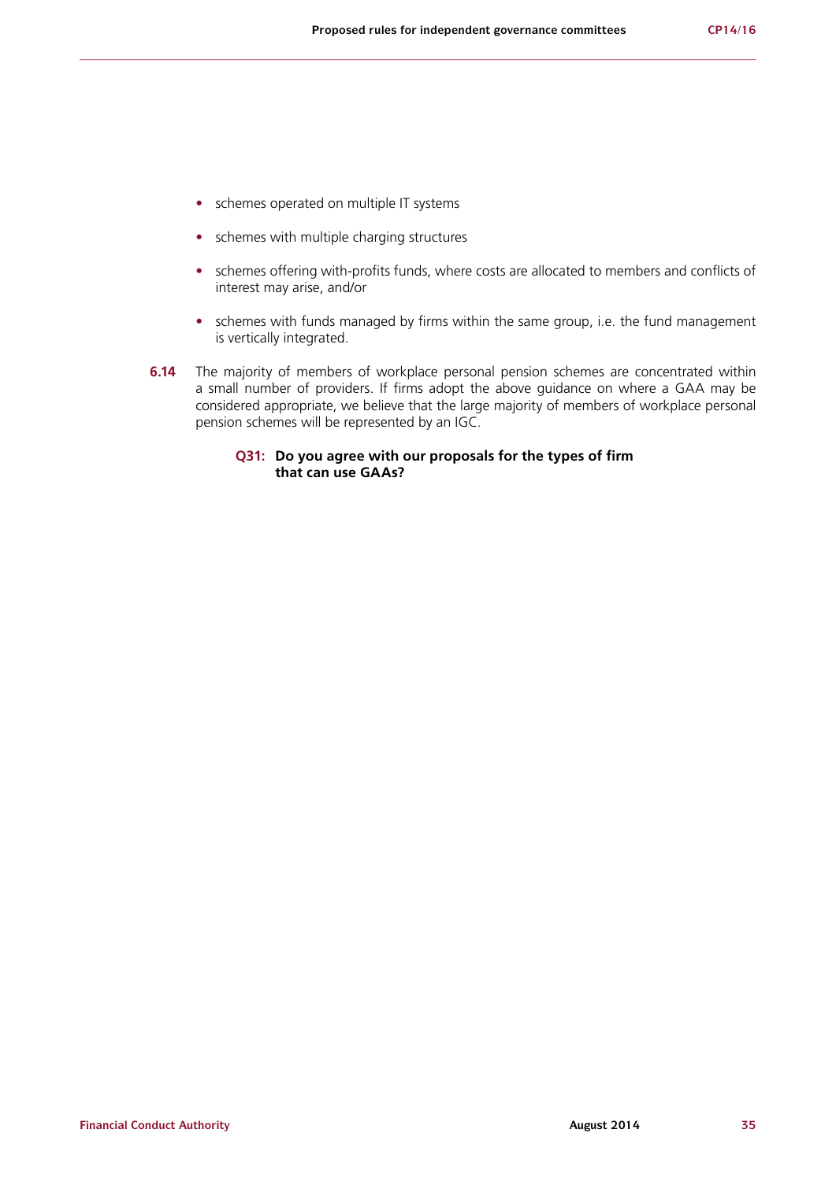- schemes operated on multiple IT systems
- schemes with multiple charging structures
- schemes offering with-profits funds, where costs are allocated to members and conflicts of interest may arise, and/or
- schemes with funds managed by firms within the same group, i.e. the fund management is vertically integrated.

**6.14** The majority of members of workplace personal pension schemes are concentrated within a small number of providers. If firms adopt the above guidance on where a GAA may be considered appropriate, we believe that the large majority of members of workplace personal pension schemes will be represented by an IGC.

> **Q31: Do you agree with our proposals for the types of firm that can use GAAs?**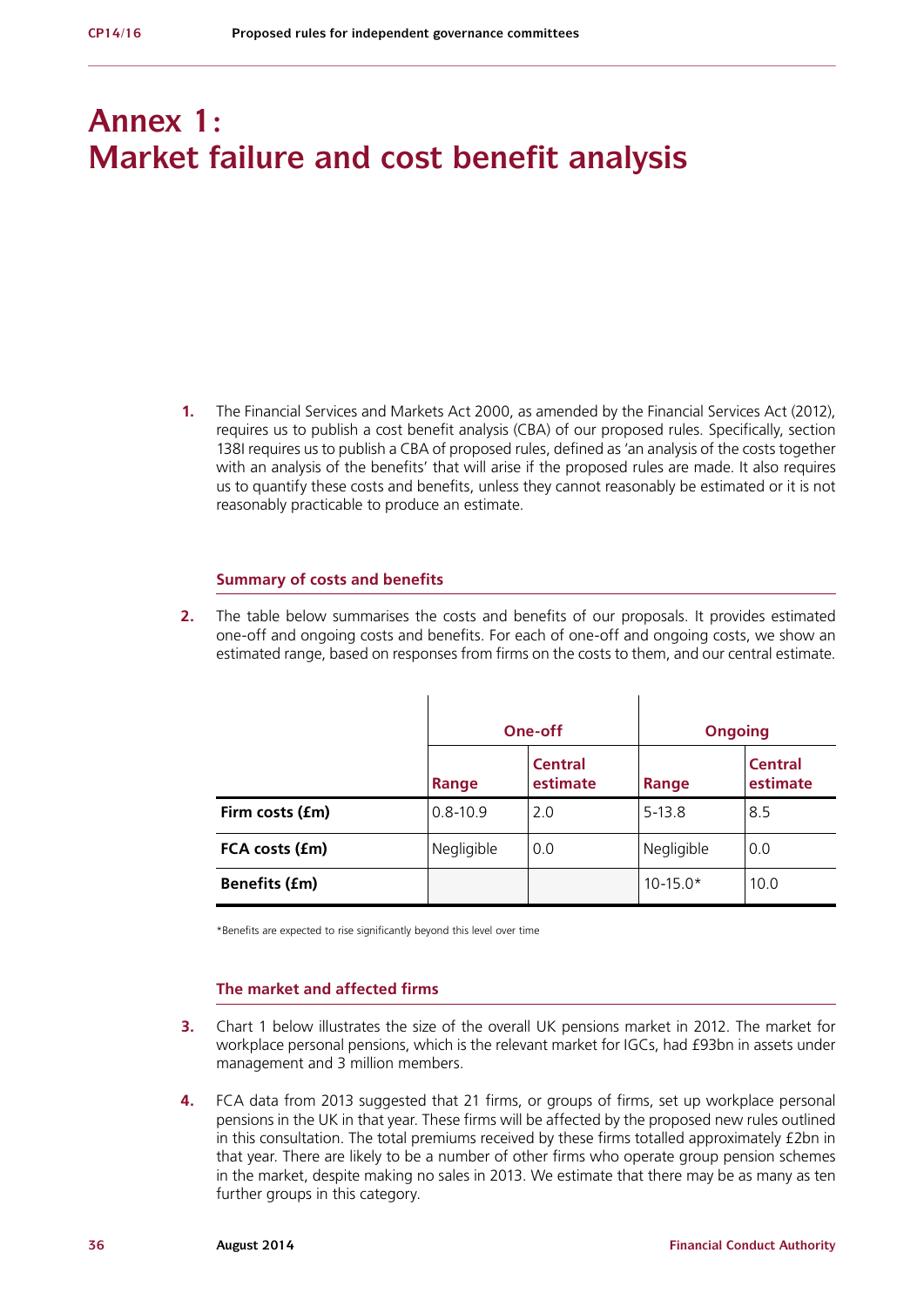# Annex 1: Market failure and cost benefit analysis

1. The Financial Services and Markets Act 2000, as amended by the Financial Services Act (2012), requires us to publish a cost benefit analysis (CBA) of our proposed rules. Specifically, section 138I requires us to publish a CBA of proposed rules, defined as 'an analysis of the costs together with an analysis of the benefits' that will arise if the proposed rules are made. It also requires us to quantify these costs and benefits, unless they cannot reasonably be estimated or it is not reasonably practicable to produce an estimate.

### Summary of costs and benefits

2. The table below summarises the costs and benefits of our proposals. It provides estimated one-off and ongoing costs and benefits. For each of one-off and ongoing costs, we show an estimated range, based on responses from firms on the costs to them, and our central estimate.

| | One-off | | Ongoing | |
|---|---|---|---|---|
| | **Range** | **Central estimate** | **Range** | **Central estimate** |
| **Firm costs (£m)** | 0.8-10.9 | 2.0 | 5-13.8 | 8.5 |
| **FCA costs (£m)** | Negligible | 0.0 | Negligible | 0.0 |
| **Benefits (£m)** | | | 10-15.0* | 10.0 |

*Benefits are expected to rise significantly beyond this level over time

### The market and affected firms

3. Chart 1 below illustrates the size of the overall UK pensions market in 2012. The market for workplace personal pensions, which is the relevant market for IGCs, had £93bn in assets under management and 3 million members.

4. FCA data from 2013 suggested that 21 firms, or groups of firms, set up workplace personal pensions in the UK in that year. These firms will be affected by the proposed new rules outlined in this consultation. The total premiums received by these firms totalled approximately £2bn in that year. There are likely to be a number of other firms who operate group pension schemes in the market, despite making no sales in 2013. We estimate that there may be as many as ten further groups in this category.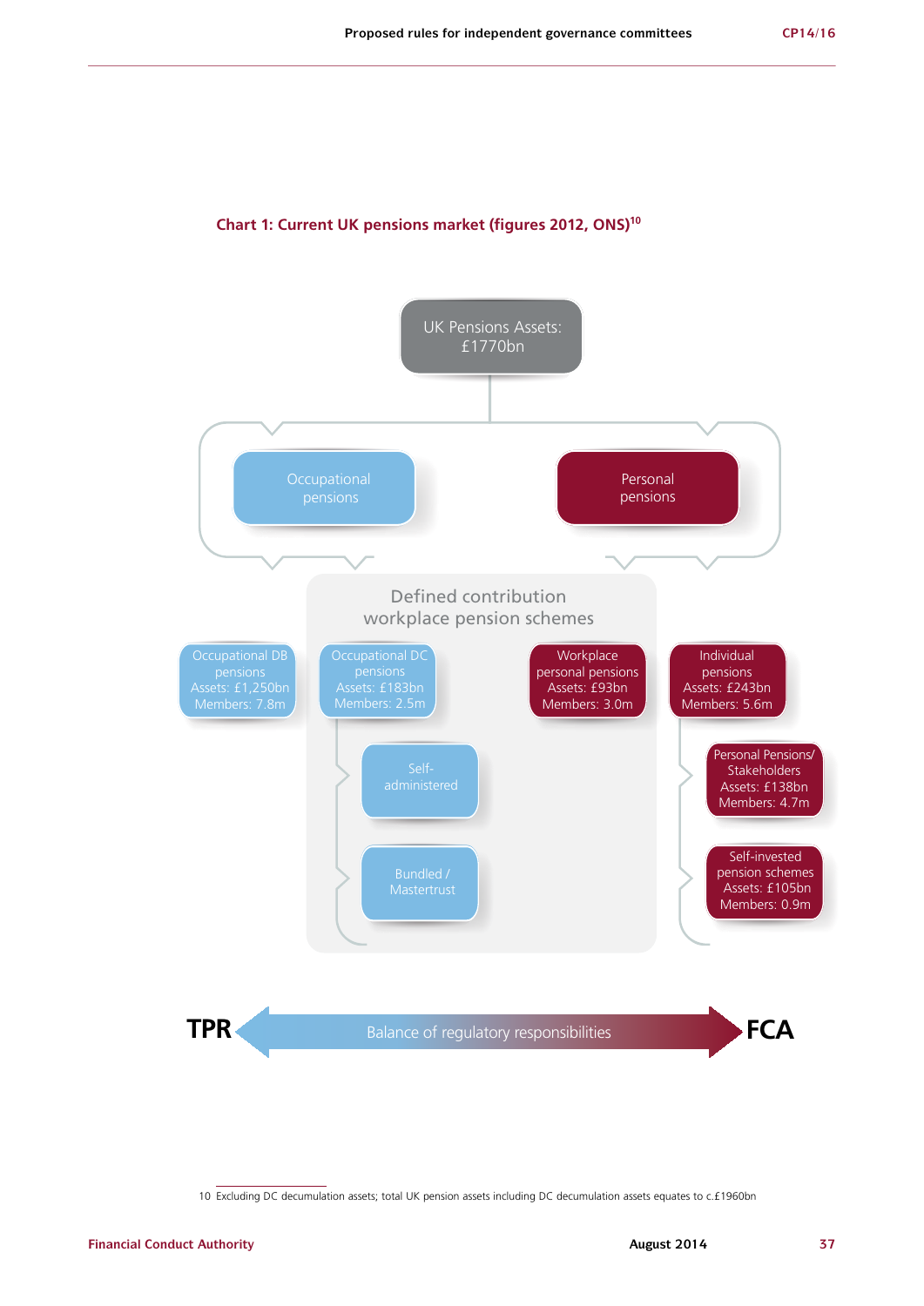**Chart 1: Current UK pensions market (figures 2012, ONS)**[10]

UK Pensions Assets: £1770bn

Occupational pensions

Personal pensions

Defined contribution workplace pension schemes

Occupational DB pensions
Assets: £1,250bn
Members: 7.8m

Occupational DC pensions
Assets: £183bn
Members: 2.5m

Self-administered

Bundled / Mastertrust

Workplace personal pensions
Assets: £93bn
Members: 3.0m

Individual pensions
Assets: £243bn
Members: 5.6m

Personal Pensions/ Stakeholders
Assets: £138bn
Members: 4.7m

Self-invested pension schemes
Assets: £105bn
Members: 0.9m

**TPR** ← Balance of regulatory responsibilities → **FCA**

10 Excluding DC decumulation assets; total UK pension assets including DC decumulation assets equates to c.£1960bn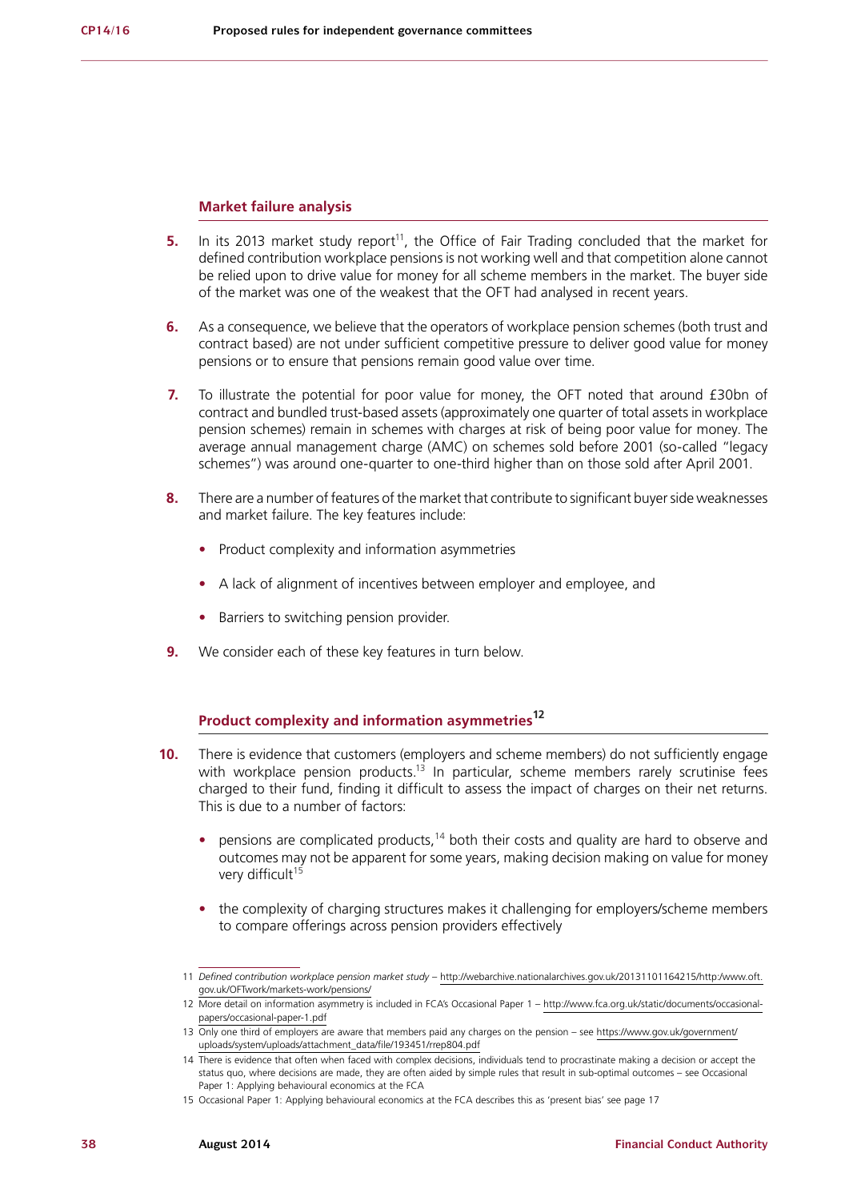### Market failure analysis

**5.** In its 2013 market study report[11], the Office of Fair Trading concluded that the market for defined contribution workplace pensions is not working well and that competition alone cannot be relied upon to drive value for money for all scheme members in the market. The buyer side of the market was one of the weakest that the OFT had analysed in recent years.

**6.** As a consequence, we believe that the operators of workplace pension schemes (both trust and contract based) are not under sufficient competitive pressure to deliver good value for money pensions or to ensure that pensions remain good value over time.

**7.** To illustrate the potential for poor value for money, the OFT noted that around £30bn of contract and bundled trust-based assets (approximately one quarter of total assets in workplace pension schemes) remain in schemes with charges at risk of being poor value for money. The average annual management charge (AMC) on schemes sold before 2001 (so-called "legacy schemes") was around one-quarter to one-third higher than on those sold after April 2001.

**8.** There are a number of features of the market that contribute to significant buyer side weaknesses and market failure. The key features include:

- Product complexity and information asymmetries
- A lack of alignment of incentives between employer and employee, and
- Barriers to switching pension provider.

**9.** We consider each of these key features in turn below.

### Product complexity and information asymmetries[12]

**10.** There is evidence that customers (employers and scheme members) do not sufficiently engage with workplace pension products.[13] In particular, scheme members rarely scrutinise fees charged to their fund, finding it difficult to assess the impact of charges on their net returns. This is due to a number of factors:

- pensions are complicated products,[14] both their costs and quality are hard to observe and outcomes may not be apparent for some years, making decision making on value for money very difficult[15]
- the complexity of charging structures makes it challenging for employers/scheme members to compare offerings across pension providers effectively

---

11 *Defined contribution workplace pension market study* – http://webarchive.nationalarchives.gov.uk/20131101164215/http:/www.oft.gov.uk/OFTwork/markets-work/pensions/

12 More detail on information asymmetry is included in FCA's Occasional Paper 1 – http://www.fca.org.uk/static/documents/occasional-papers/occasional-paper-1.pdf

13 Only one third of employers are aware that members paid any charges on the pension – see https://www.gov.uk/government/uploads/system/uploads/attachment_data/file/193451/rrep804.pdf

14 There is evidence that often when faced with complex decisions, individuals tend to procrastinate making a decision or accept the status quo, where decisions are made, they are often aided by simple rules that result in sub-optimal outcomes – see Occasional Paper 1: Applying behavioural economics at the FCA

15 Occasional Paper 1: Applying behavioural economics at the FCA describes this as 'present bias' see page 17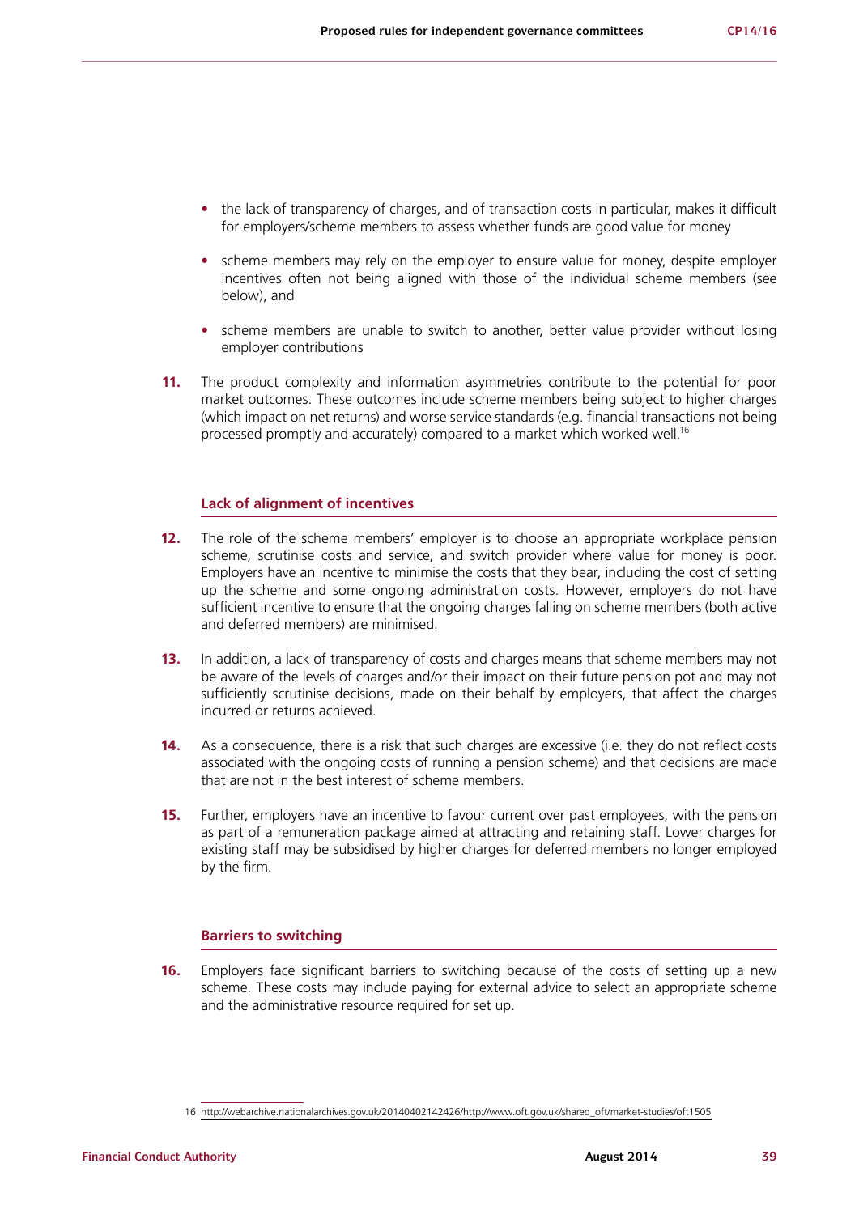- the lack of transparency of charges, and of transaction costs in particular, makes it difficult for employers/scheme members to assess whether funds are good value for money
- scheme members may rely on the employer to ensure value for money, despite employer incentives often not being aligned with those of the individual scheme members (see below), and
- scheme members are unable to switch to another, better value provider without losing employer contributions

**11.** The product complexity and information asymmetries contribute to the potential for poor market outcomes. These outcomes include scheme members being subject to higher charges (which impact on net returns) and worse service standards (e.g. financial transactions not being processed promptly and accurately) compared to a market which worked well.[16]

### Lack of alignment of incentives

**12.** The role of the scheme members' employer is to choose an appropriate workplace pension scheme, scrutinise costs and service, and switch provider where value for money is poor. Employers have an incentive to minimise the costs that they bear, including the cost of setting up the scheme and some ongoing administration costs. However, employers do not have sufficient incentive to ensure that the ongoing charges falling on scheme members (both active and deferred members) are minimised.

**13.** In addition, a lack of transparency of costs and charges means that scheme members may not be aware of the levels of charges and/or their impact on their future pension pot and may not sufficiently scrutinise decisions, made on their behalf by employers, that affect the charges incurred or returns achieved.

**14.** As a consequence, there is a risk that such charges are excessive (i.e. they do not reflect costs associated with the ongoing costs of running a pension scheme) and that decisions are made that are not in the best interest of scheme members.

**15.** Further, employers have an incentive to favour current over past employees, with the pension as part of a remuneration package aimed at attracting and retaining staff. Lower charges for existing staff may be subsidised by higher charges for deferred members no longer employed by the firm.

### Barriers to switching

**16.** Employers face significant barriers to switching because of the costs of setting up a new scheme. These costs may include paying for external advice to select an appropriate scheme and the administrative resource required for set up.

16 http://webarchive.nationalarchives.gov.uk/20140402142426/http://www.oft.gov.uk/shared_oft/market-studies/oft1505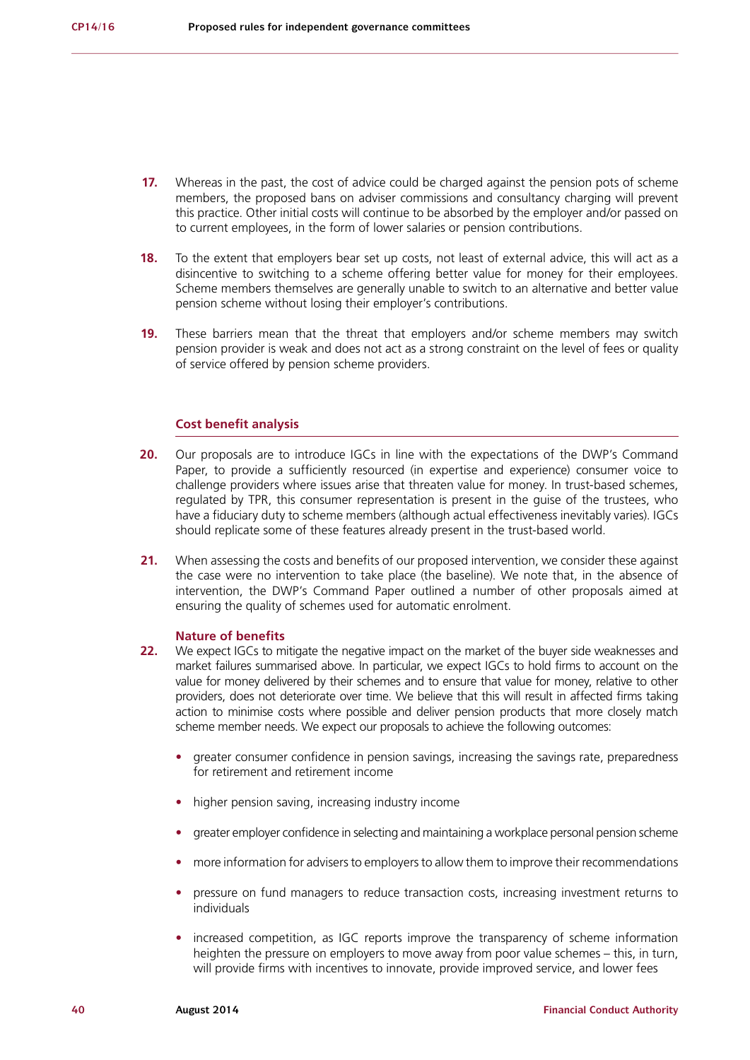17. Whereas in the past, the cost of advice could be charged against the pension pots of scheme members, the proposed bans on adviser commissions and consultancy charging will prevent this practice. Other initial costs will continue to be absorbed by the employer and/or passed on to current employees, in the form of lower salaries or pension contributions.

18. To the extent that employers bear set up costs, not least of external advice, this will act as a disincentive to switching to a scheme offering better value for money for their employees. Scheme members themselves are generally unable to switch to an alternative and better value pension scheme without losing their employer's contributions.

19. These barriers mean that the threat that employers and/or scheme members may switch pension provider is weak and does not act as a strong constraint on the level of fees or quality of service offered by pension scheme providers.

## Cost benefit analysis

20. Our proposals are to introduce IGCs in line with the expectations of the DWP's Command Paper, to provide a sufficiently resourced (in expertise and experience) consumer voice to challenge providers where issues arise that threaten value for money. In trust-based schemes, regulated by TPR, this consumer representation is present in the guise of the trustees, who have a fiduciary duty to scheme members (although actual effectiveness inevitably varies). IGCs should replicate some of these features already present in the trust-based world.

21. When assessing the costs and benefits of our proposed intervention, we consider these against the case were no intervention to take place (the baseline). We note that, in the absence of intervention, the DWP's Command Paper outlined a number of other proposals aimed at ensuring the quality of schemes used for automatic enrolment.

### Nature of benefits

22. We expect IGCs to mitigate the negative impact on the market of the buyer side weaknesses and market failures summarised above. In particular, we expect IGCs to hold firms to account on the value for money delivered by their schemes and to ensure that value for money, relative to other providers, does not deteriorate over time. We believe that this will result in affected firms taking action to minimise costs where possible and deliver pension products that more closely match scheme member needs. We expect our proposals to achieve the following outcomes:

- greater consumer confidence in pension savings, increasing the savings rate, preparedness for retirement and retirement income
- higher pension saving, increasing industry income
- greater employer confidence in selecting and maintaining a workplace personal pension scheme
- more information for advisers to employers to allow them to improve their recommendations
- pressure on fund managers to reduce transaction costs, increasing investment returns to individuals
- increased competition, as IGC reports improve the transparency of scheme information heighten the pressure on employers to move away from poor value schemes – this, in turn, will provide firms with incentives to innovate, provide improved service, and lower fees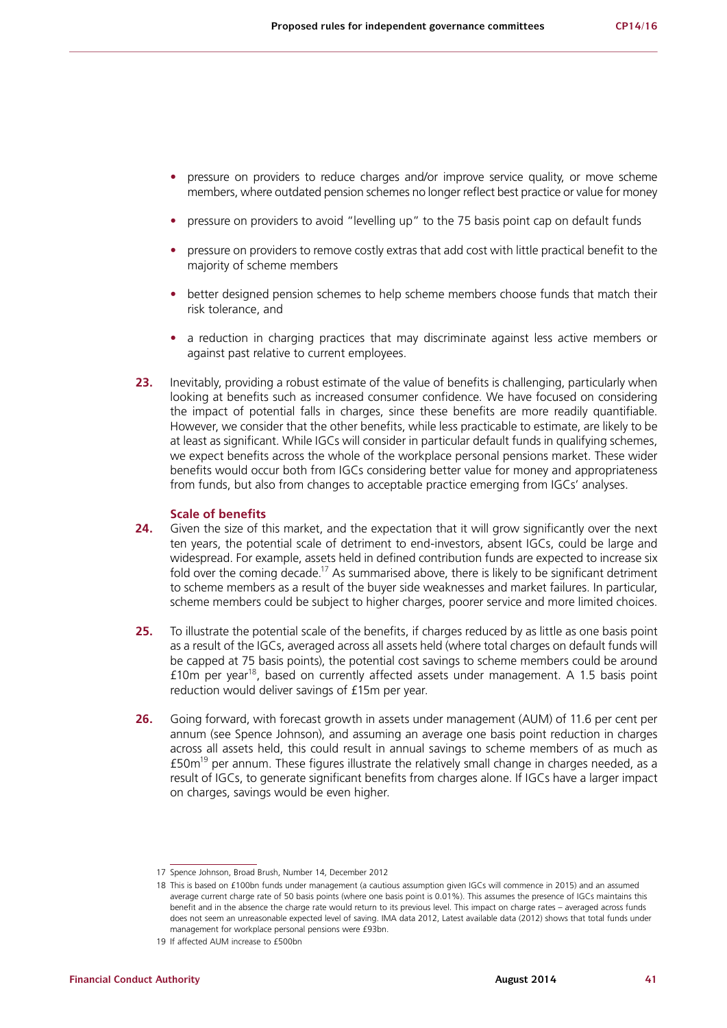- pressure on providers to reduce charges and/or improve service quality, or move scheme members, where outdated pension schemes no longer reflect best practice or value for money
- pressure on providers to avoid "levelling up" to the 75 basis point cap on default funds
- pressure on providers to remove costly extras that add cost with little practical benefit to the majority of scheme members
- better designed pension schemes to help scheme members choose funds that match their risk tolerance, and
- a reduction in charging practices that may discriminate against less active members or against past relative to current employees.

**23.** Inevitably, providing a robust estimate of the value of benefits is challenging, particularly when looking at benefits such as increased consumer confidence. We have focused on considering the impact of potential falls in charges, since these benefits are more readily quantifiable. However, we consider that the other benefits, while less practicable to estimate, are likely to be at least as significant. While IGCs will consider in particular default funds in qualifying schemes, we expect benefits across the whole of the workplace personal pensions market. These wider benefits would occur both from IGCs considering better value for money and appropriateness from funds, but also from changes to acceptable practice emerging from IGCs' analyses.

### Scale of benefits

**24.** Given the size of this market, and the expectation that it will grow significantly over the next ten years, the potential scale of detriment to end-investors, absent IGCs, could be large and widespread. For example, assets held in defined contribution funds are expected to increase six fold over the coming decade.[17] As summarised above, there is likely to be significant detriment to scheme members as a result of the buyer side weaknesses and market failures. In particular, scheme members could be subject to higher charges, poorer service and more limited choices.

**25.** To illustrate the potential scale of the benefits, if charges reduced by as little as one basis point as a result of the IGCs, averaged across all assets held (where total charges on default funds will be capped at 75 basis points), the potential cost savings to scheme members could be around £10m per year[18], based on currently affected assets under management. A 1.5 basis point reduction would deliver savings of £15m per year.

**26.** Going forward, with forecast growth in assets under management (AUM) of 11.6 per cent per annum (see Spence Johnson), and assuming an average one basis point reduction in charges across all assets held, this could result in annual savings to scheme members of as much as £50m[19] per annum. These figures illustrate the relatively small change in charges needed, as a result of IGCs, to generate significant benefits from charges alone. If IGCs have a larger impact on charges, savings would be even higher.

---

17 Spence Johnson, Broad Brush, Number 14, December 2012

18 This is based on £100bn funds under management (a cautious assumption given IGCs will commence in 2015) and an assumed average current charge rate of 50 basis points (where one basis point is 0.01%). This assumes the presence of IGCs maintains this benefit and in the absence the charge rate would return to its previous level. This impact on charge rates – averaged across funds does not seem an unreasonable expected level of saving. IMA data 2012, Latest available data (2012) shows that total funds under management for workplace personal pensions were £93bn.

19 If affected AUM increase to £500bn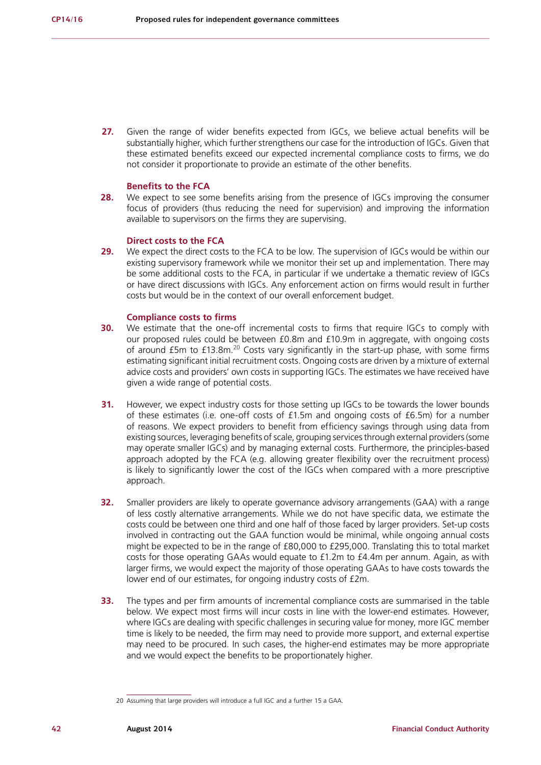**27.** Given the range of wider benefits expected from IGCs, we believe actual benefits will be substantially higher, which further strengthens our case for the introduction of IGCs. Given that these estimated benefits exceed our expected incremental compliance costs to firms, we do not consider it proportionate to provide an estimate of the other benefits.

### Benefits to the FCA

**28.** We expect to see some benefits arising from the presence of IGCs improving the consumer focus of providers (thus reducing the need for supervision) and improving the information available to supervisors on the firms they are supervising.

### Direct costs to the FCA

**29.** We expect the direct costs to the FCA to be low. The supervision of IGCs would be within our existing supervisory framework while we monitor their set up and implementation. There may be some additional costs to the FCA, in particular if we undertake a thematic review of IGCs or have direct discussions with IGCs. Any enforcement action on firms would result in further costs but would be in the context of our overall enforcement budget.

### Compliance costs to firms

**30.** We estimate that the one-off incremental costs to firms that require IGCs to comply with our proposed rules could be between £0.8m and £10.9m in aggregate, with ongoing costs of around £5m to £13.8m.[20] Costs vary significantly in the start-up phase, with some firms estimating significant initial recruitment costs. Ongoing costs are driven by a mixture of external advice costs and providers' own costs in supporting IGCs. The estimates we have received have given a wide range of potential costs.

**31.** However, we expect industry costs for those setting up IGCs to be towards the lower bounds of these estimates (i.e. one-off costs of £1.5m and ongoing costs of £6.5m) for a number of reasons. We expect providers to benefit from efficiency savings through using data from existing sources, leveraging benefits of scale, grouping services through external providers (some may operate smaller IGCs) and by managing external costs. Furthermore, the principles-based approach adopted by the FCA (e.g. allowing greater flexibility over the recruitment process) is likely to significantly lower the cost of the IGCs when compared with a more prescriptive approach.

**32.** Smaller providers are likely to operate governance advisory arrangements (GAA) with a range of less costly alternative arrangements. While we do not have specific data, we estimate the costs could be between one third and one half of those faced by larger providers. Set-up costs involved in contracting out the GAA function would be minimal, while ongoing annual costs might be expected to be in the range of £80,000 to £295,000. Translating this to total market costs for those operating GAAs would equate to £1.2m to £4.4m per annum. Again, as with larger firms, we would expect the majority of those operating GAAs to have costs towards the lower end of our estimates, for ongoing industry costs of £2m.

**33.** The types and per firm amounts of incremental compliance costs are summarised in the table below. We expect most firms will incur costs in line with the lower-end estimates. However, where IGCs are dealing with specific challenges in securing value for money, more IGC member time is likely to be needed, the firm may need to provide more support, and external expertise may need to be procured. In such cases, the higher-end estimates may be more appropriate and we would expect the benefits to be proportionately higher.

---

20 Assuming that large providers will introduce a full IGC and a further 15 a GAA.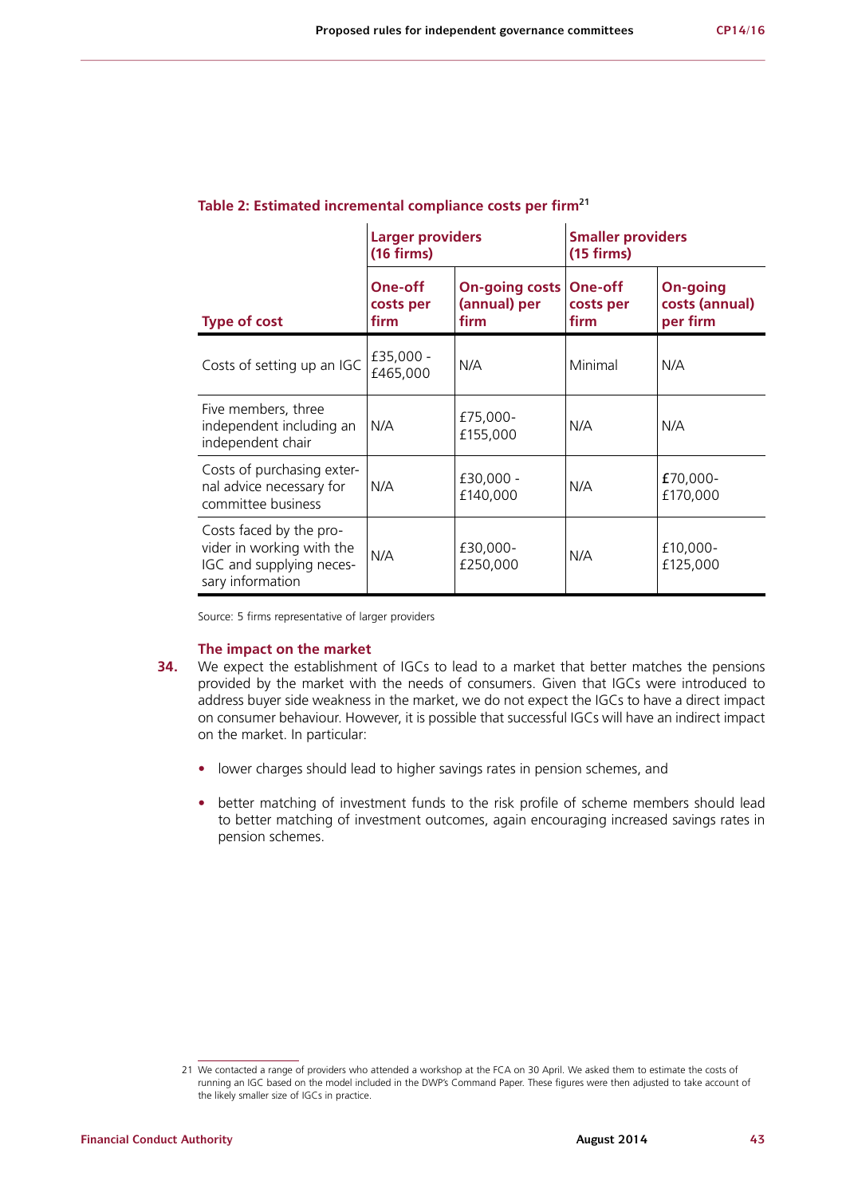**Table 2: Estimated incremental compliance costs per firm[21]**

| | Larger providers (16 firms) | | Smaller providers (15 firms) | |
|---|---|---|---|---|
| **Type of cost** | **One-off costs per firm** | **On-going costs (annual) per firm** | **One-off costs per firm** | **On-going costs (annual) per firm** |
| Costs of setting up an IGC | £35,000 - £465,000 | N/A | Minimal | N/A |
| Five members, three independent including an independent chair | N/A | £75,000-£155,000 | N/A | N/A |
| Costs of purchasing external advice necessary for committee business | N/A | £30,000 - £140,000 | N/A | £70,000-£170,000 |
| Costs faced by the provider in working with the IGC and supplying necessary information | N/A | £30,000-£250,000 | N/A | £10,000-£125,000 |

Source: 5 firms representative of larger providers

### The impact on the market

**34.** We expect the establishment of IGCs to lead to a market that better matches the pensions provided by the market with the needs of consumers. Given that IGCs were introduced to address buyer side weakness in the market, we do not expect the IGCs to have a direct impact on consumer behaviour. However, it is possible that successful IGCs will have an indirect impact on the market. In particular:

- lower charges should lead to higher savings rates in pension schemes, and
- better matching of investment funds to the risk profile of scheme members should lead to better matching of investment outcomes, again encouraging increased savings rates in pension schemes.

---

21 We contacted a range of providers who attended a workshop at the FCA on 30 April. We asked them to estimate the costs of running an IGC based on the model included in the DWP's Command Paper. These figures were then adjusted to take account of the likely smaller size of IGCs in practice.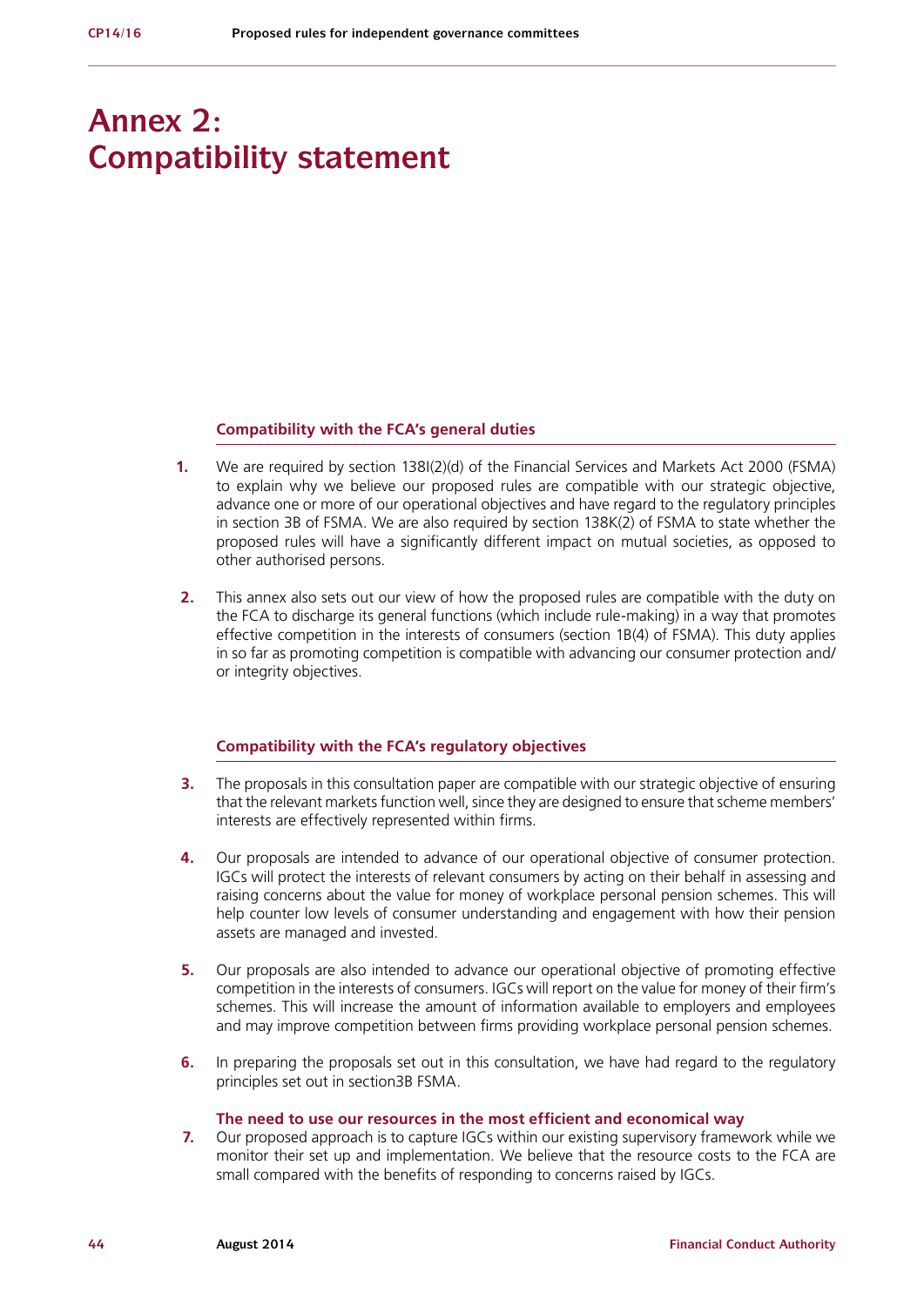# Annex 2: Compatibility statement

## Compatibility with the FCA's general duties

1. We are required by section 138I(2)(d) of the Financial Services and Markets Act 2000 (FSMA) to explain why we believe our proposed rules are compatible with our strategic objective, advance one or more of our operational objectives and have regard to the regulatory principles in section 3B of FSMA. We are also required by section 138K(2) of FSMA to state whether the proposed rules will have a significantly different impact on mutual societies, as opposed to other authorised persons.

2. This annex also sets out our view of how the proposed rules are compatible with the duty on the FCA to discharge its general functions (which include rule-making) in a way that promotes effective competition in the interests of consumers (section 1B(4) of FSMA). This duty applies in so far as promoting competition is compatible with advancing our consumer protection and/or integrity objectives.

## Compatibility with the FCA's regulatory objectives

3. The proposals in this consultation paper are compatible with our strategic objective of ensuring that the relevant markets function well, since they are designed to ensure that scheme members' interests are effectively represented within firms.

4. Our proposals are intended to advance of our operational objective of consumer protection. IGCs will protect the interests of relevant consumers by acting on their behalf in assessing and raising concerns about the value for money of workplace personal pension schemes. This will help counter low levels of consumer understanding and engagement with how their pension assets are managed and invested.

5. Our proposals are also intended to advance our operational objective of promoting effective competition in the interests of consumers. IGCs will report on the value for money of their firm's schemes. This will increase the amount of information available to employers and employees and may improve competition between firms providing workplace personal pension schemes.

6. In preparing the proposals set out in this consultation, we have had regard to the regulatory principles set out in section3B FSMA.

### The need to use our resources in the most efficient and economical way

7. Our proposed approach is to capture IGCs within our existing supervisory framework while we monitor their set up and implementation. We believe that the resource costs to the FCA are small compared with the benefits of responding to concerns raised by IGCs.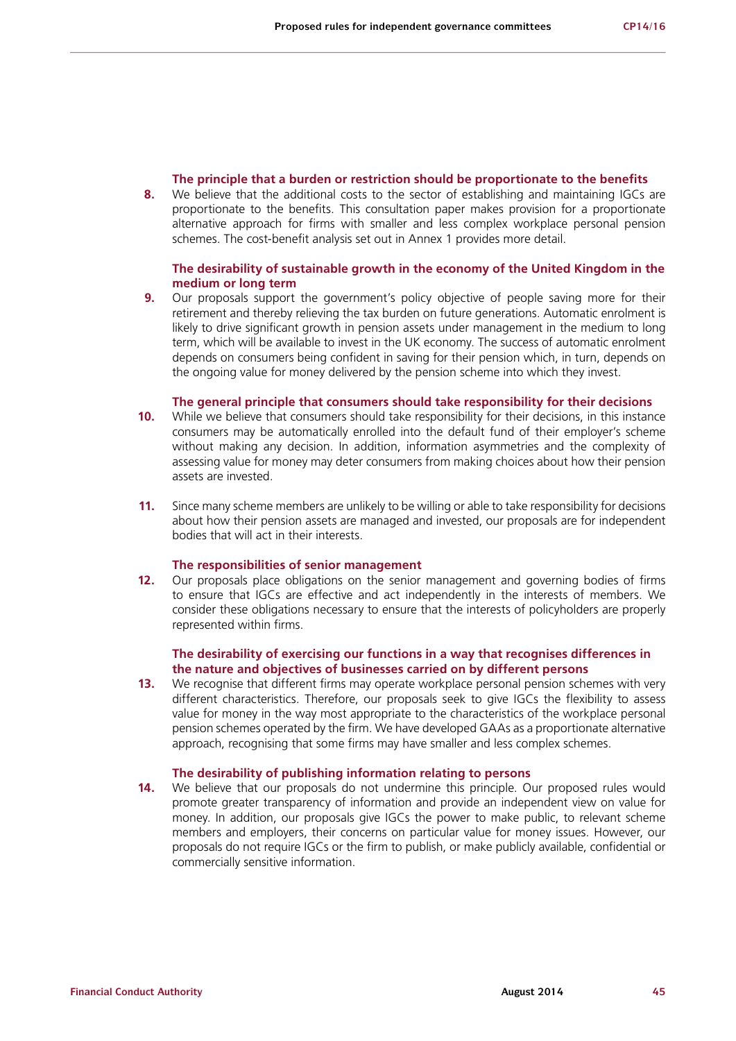### The principle that a burden or restriction should be proportionate to the benefits

8. We believe that the additional costs to the sector of establishing and maintaining IGCs are proportionate to the benefits. This consultation paper makes provision for a proportionate alternative approach for firms with smaller and less complex workplace personal pension schemes. The cost-benefit analysis set out in Annex 1 provides more detail.

### The desirability of sustainable growth in the economy of the United Kingdom in the medium or long term

9. Our proposals support the government's policy objective of people saving more for their retirement and thereby relieving the tax burden on future generations. Automatic enrolment is likely to drive significant growth in pension assets under management in the medium to long term, which will be available to invest in the UK economy. The success of automatic enrolment depends on consumers being confident in saving for their pension which, in turn, depends on the ongoing value for money delivered by the pension scheme into which they invest.

### The general principle that consumers should take responsibility for their decisions

10. While we believe that consumers should take responsibility for their decisions, in this instance consumers may be automatically enrolled into the default fund of their employer's scheme without making any decision. In addition, information asymmetries and the complexity of assessing value for money may deter consumers from making choices about how their pension assets are invested.

11. Since many scheme members are unlikely to be willing or able to take responsibility for decisions about how their pension assets are managed and invested, our proposals are for independent bodies that will act in their interests.

### The responsibilities of senior management

12. Our proposals place obligations on the senior management and governing bodies of firms to ensure that IGCs are effective and act independently in the interests of members. We consider these obligations necessary to ensure that the interests of policyholders are properly represented within firms.

### The desirability of exercising our functions in a way that recognises differences in the nature and objectives of businesses carried on by different persons

13. We recognise that different firms may operate workplace personal pension schemes with very different characteristics. Therefore, our proposals seek to give IGCs the flexibility to assess value for money in the way most appropriate to the characteristics of the workplace personal pension schemes operated by the firm. We have developed GAAs as a proportionate alternative approach, recognising that some firms may have smaller and less complex schemes.

### The desirability of publishing information relating to persons

14. We believe that our proposals do not undermine this principle. Our proposed rules would promote greater transparency of information and provide an independent view on value for money. In addition, our proposals give IGCs the power to make public, to relevant scheme members and employers, their concerns on particular value for money issues. However, our proposals do not require IGCs or the firm to publish, or make publicly available, confidential or commercially sensitive information.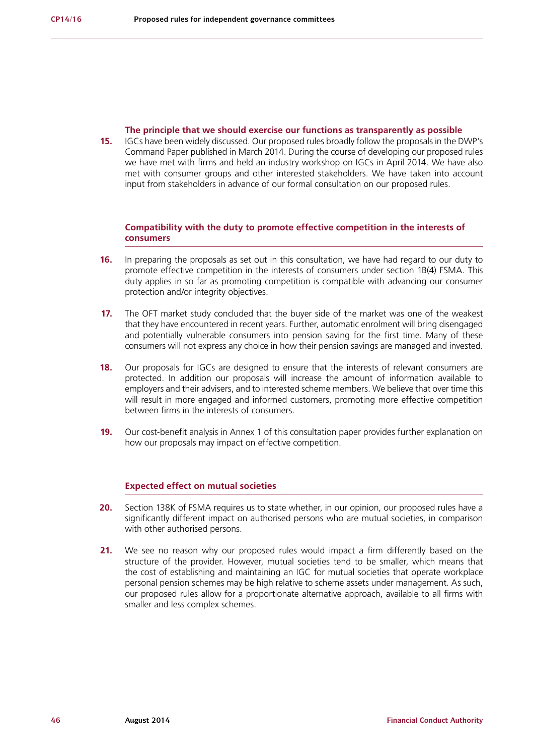#### The principle that we should exercise our functions as transparently as possible

**15.** IGCs have been widely discussed. Our proposed rules broadly follow the proposals in the DWP's Command Paper published in March 2014. During the course of developing our proposed rules we have met with firms and held an industry workshop on IGCs in April 2014. We have also met with consumer groups and other interested stakeholders. We have taken into account input from stakeholders in advance of our formal consultation on our proposed rules.

#### Compatibility with the duty to promote effective competition in the interests of consumers

**16.** In preparing the proposals as set out in this consultation, we have had regard to our duty to promote effective competition in the interests of consumers under section 1B(4) FSMA. This duty applies in so far as promoting competition is compatible with advancing our consumer protection and/or integrity objectives.

**17.** The OFT market study concluded that the buyer side of the market was one of the weakest that they have encountered in recent years. Further, automatic enrolment will bring disengaged and potentially vulnerable consumers into pension saving for the first time. Many of these consumers will not express any choice in how their pension savings are managed and invested.

**18.** Our proposals for IGCs are designed to ensure that the interests of relevant consumers are protected. In addition our proposals will increase the amount of information available to employers and their advisers, and to interested scheme members. We believe that over time this will result in more engaged and informed customers, promoting more effective competition between firms in the interests of consumers.

**19.** Our cost-benefit analysis in Annex 1 of this consultation paper provides further explanation on how our proposals may impact on effective competition.

#### Expected effect on mutual societies

**20.** Section 138K of FSMA requires us to state whether, in our opinion, our proposed rules have a significantly different impact on authorised persons who are mutual societies, in comparison with other authorised persons.

**21.** We see no reason why our proposed rules would impact a firm differently based on the structure of the provider. However, mutual societies tend to be smaller, which means that the cost of establishing and maintaining an IGC for mutual societies that operate workplace personal pension schemes may be high relative to scheme assets under management. As such, our proposed rules allow for a proportionate alternative approach, available to all firms with smaller and less complex schemes.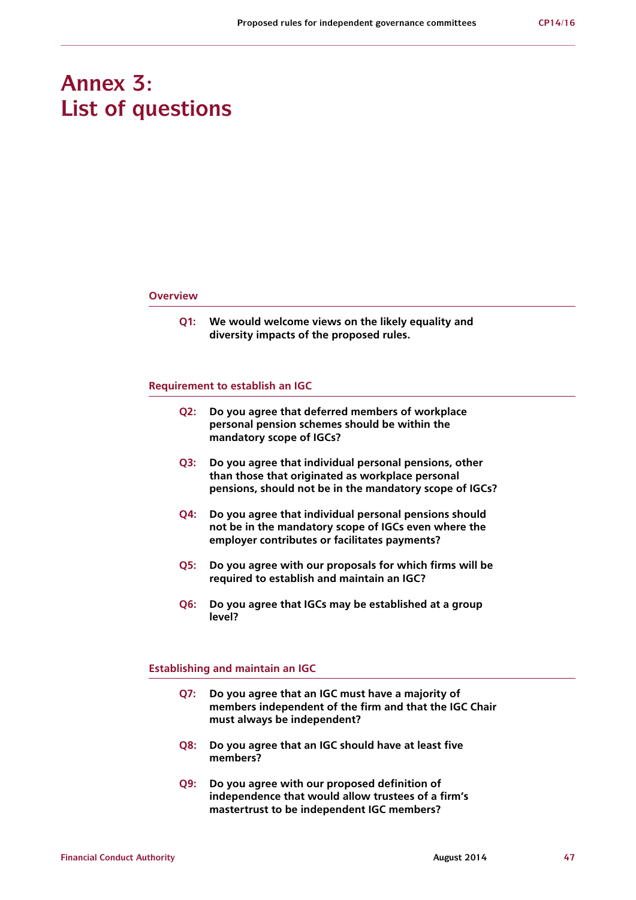# Annex 3: List of questions

### Overview

**Q1: We would welcome views on the likely equality and diversity impacts of the proposed rules.**

### Requirement to establish an IGC

**Q2: Do you agree that deferred members of workplace personal pension schemes should be within the mandatory scope of IGCs?**

**Q3: Do you agree that individual personal pensions, other than those that originated as workplace personal pensions, should not be in the mandatory scope of IGCs?**

**Q4: Do you agree that individual personal pensions should not be in the mandatory scope of IGCs even where the employer contributes or facilitates payments?**

**Q5: Do you agree with our proposals for which firms will be required to establish and maintain an IGC?**

**Q6: Do you agree that IGCs may be established at a group level?**

### Establishing and maintain an IGC

**Q7: Do you agree that an IGC must have a majority of members independent of the firm and that the IGC Chair must always be independent?**

**Q8: Do you agree that an IGC should have at least five members?**

**Q9: Do you agree with our proposed definition of independence that would allow trustees of a firm's mastertrust to be independent IGC members?**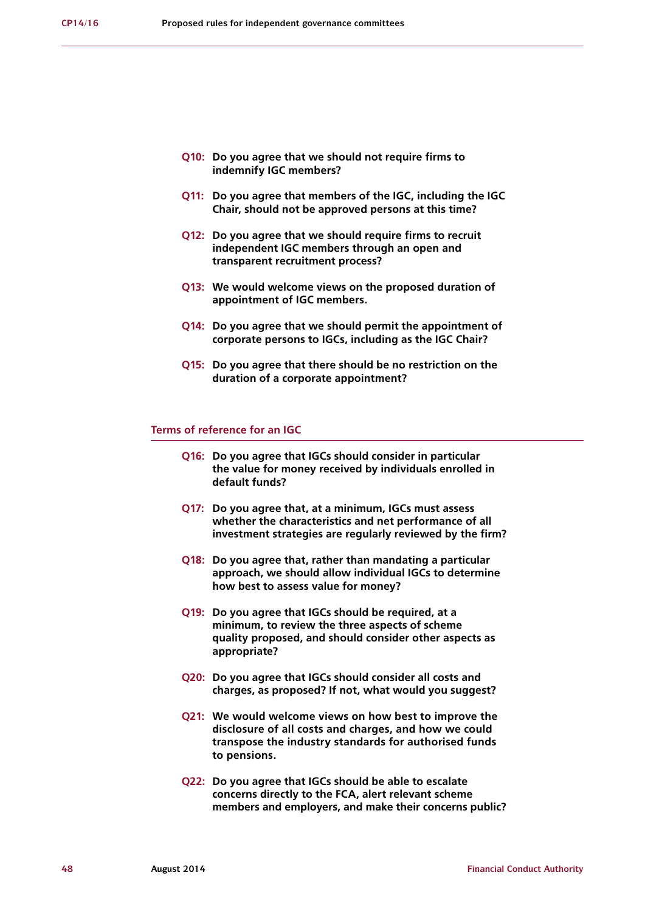**Q10: Do you agree that we should not require firms to indemnify IGC members?**

**Q11: Do you agree that members of the IGC, including the IGC Chair, should not be approved persons at this time?**

**Q12: Do you agree that we should require firms to recruit independent IGC members through an open and transparent recruitment process?**

**Q13: We would welcome views on the proposed duration of appointment of IGC members.**

**Q14: Do you agree that we should permit the appointment of corporate persons to IGCs, including as the IGC Chair?**

**Q15: Do you agree that there should be no restriction on the duration of a corporate appointment?**

## Terms of reference for an IGC

**Q16: Do you agree that IGCs should consider in particular the value for money received by individuals enrolled in default funds?**

**Q17: Do you agree that, at a minimum, IGCs must assess whether the characteristics and net performance of all investment strategies are regularly reviewed by the firm?**

**Q18: Do you agree that, rather than mandating a particular approach, we should allow individual IGCs to determine how best to assess value for money?**

**Q19: Do you agree that IGCs should be required, at a minimum, to review the three aspects of scheme quality proposed, and should consider other aspects as appropriate?**

**Q20: Do you agree that IGCs should consider all costs and charges, as proposed? If not, what would you suggest?**

**Q21: We would welcome views on how best to improve the disclosure of all costs and charges, and how we could transpose the industry standards for authorised funds to pensions.**

**Q22: Do you agree that IGCs should be able to escalate concerns directly to the FCA, alert relevant scheme members and employers, and make their concerns public?**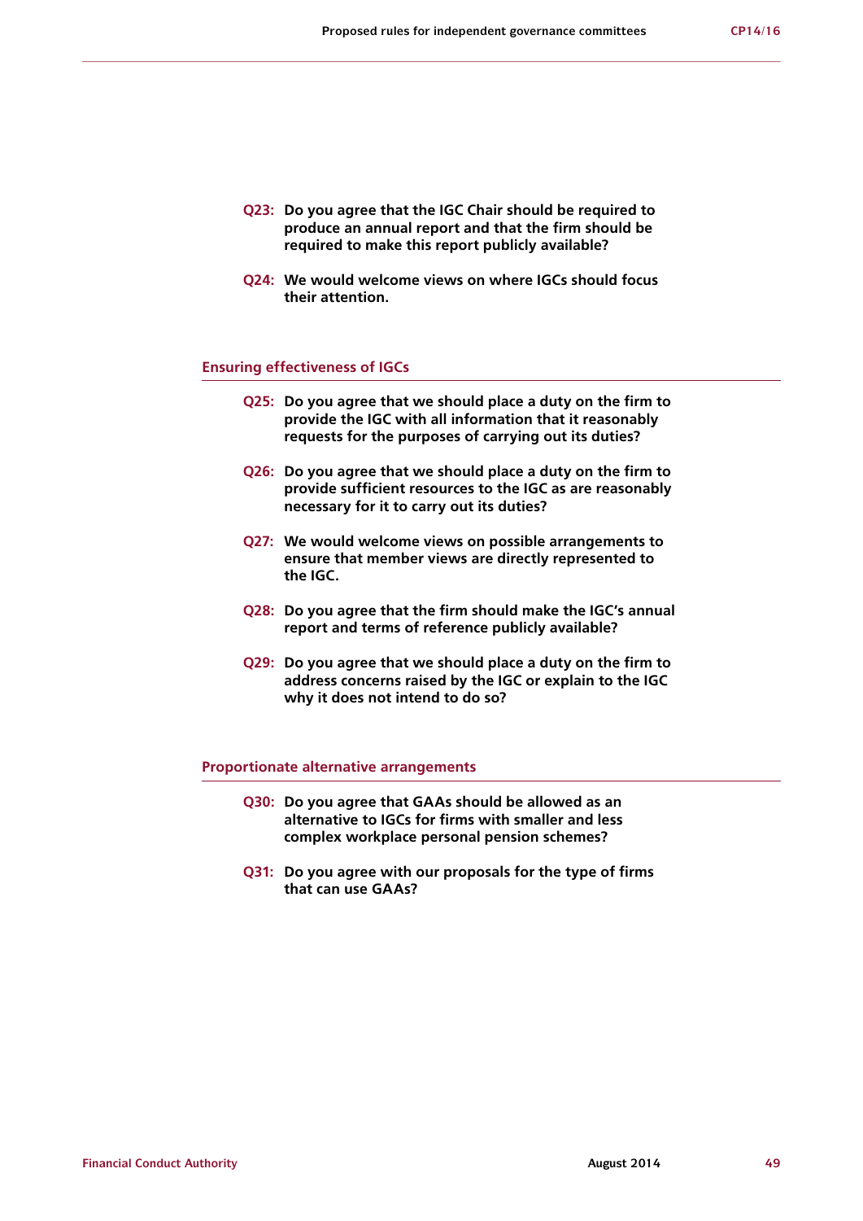**Q23: Do you agree that the IGC Chair should be required to produce an annual report and that the firm should be required to make this report publicly available?**

**Q24: We would welcome views on where IGCs should focus their attention.**

## Ensuring effectiveness of IGCs

**Q25: Do you agree that we should place a duty on the firm to provide the IGC with all information that it reasonably requests for the purposes of carrying out its duties?**

**Q26: Do you agree that we should place a duty on the firm to provide sufficient resources to the IGC as are reasonably necessary for it to carry out its duties?**

**Q27: We would welcome views on possible arrangements to ensure that member views are directly represented to the IGC.**

**Q28: Do you agree that the firm should make the IGC's annual report and terms of reference publicly available?**

**Q29: Do you agree that we should place a duty on the firm to address concerns raised by the IGC or explain to the IGC why it does not intend to do so?**

## Proportionate alternative arrangements

**Q30: Do you agree that GAAs should be allowed as an alternative to IGCs for firms with smaller and less complex workplace personal pension schemes?**

**Q31: Do you agree with our proposals for the type of firms that can use GAAs?**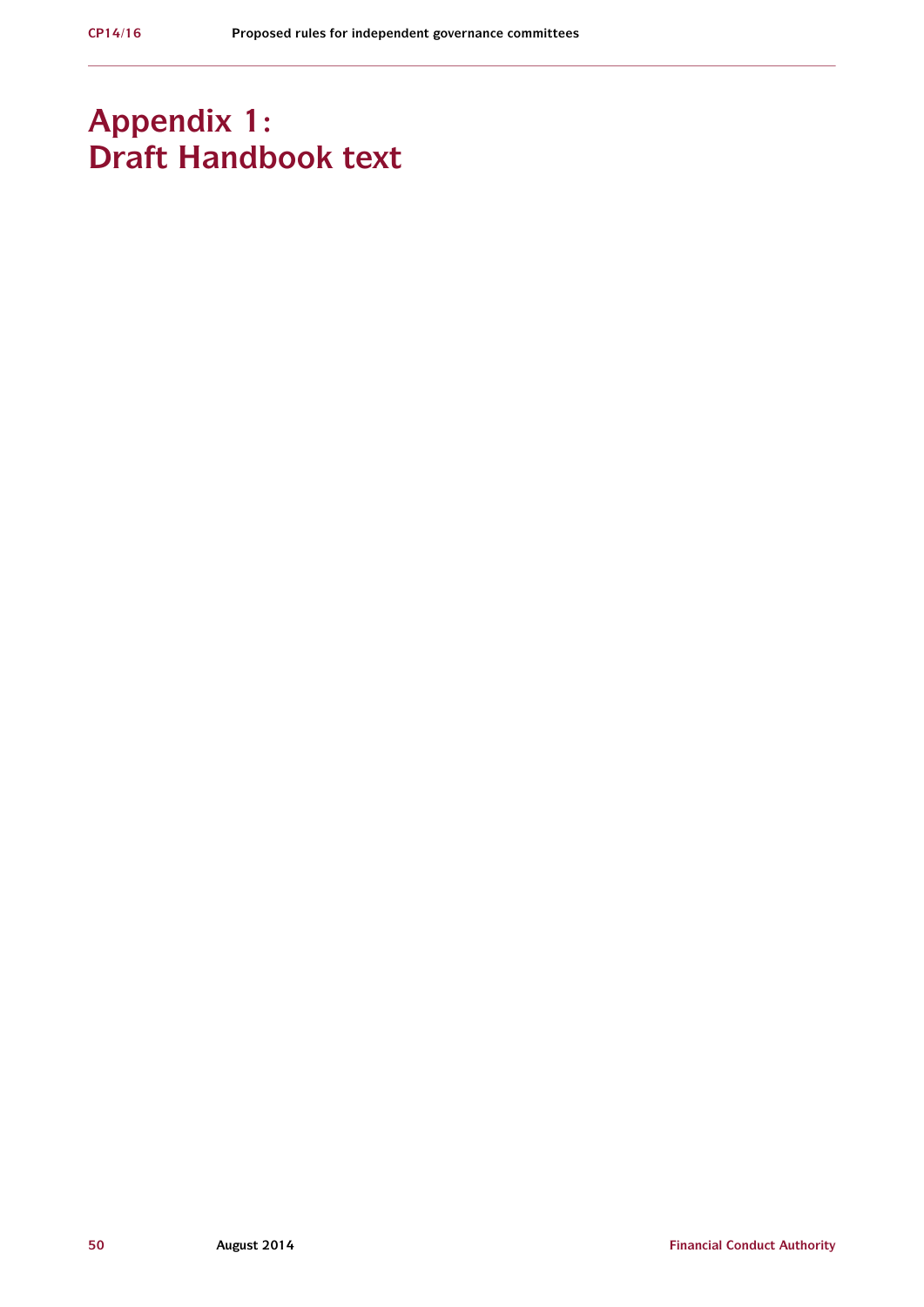# Appendix 1: Draft Handbook text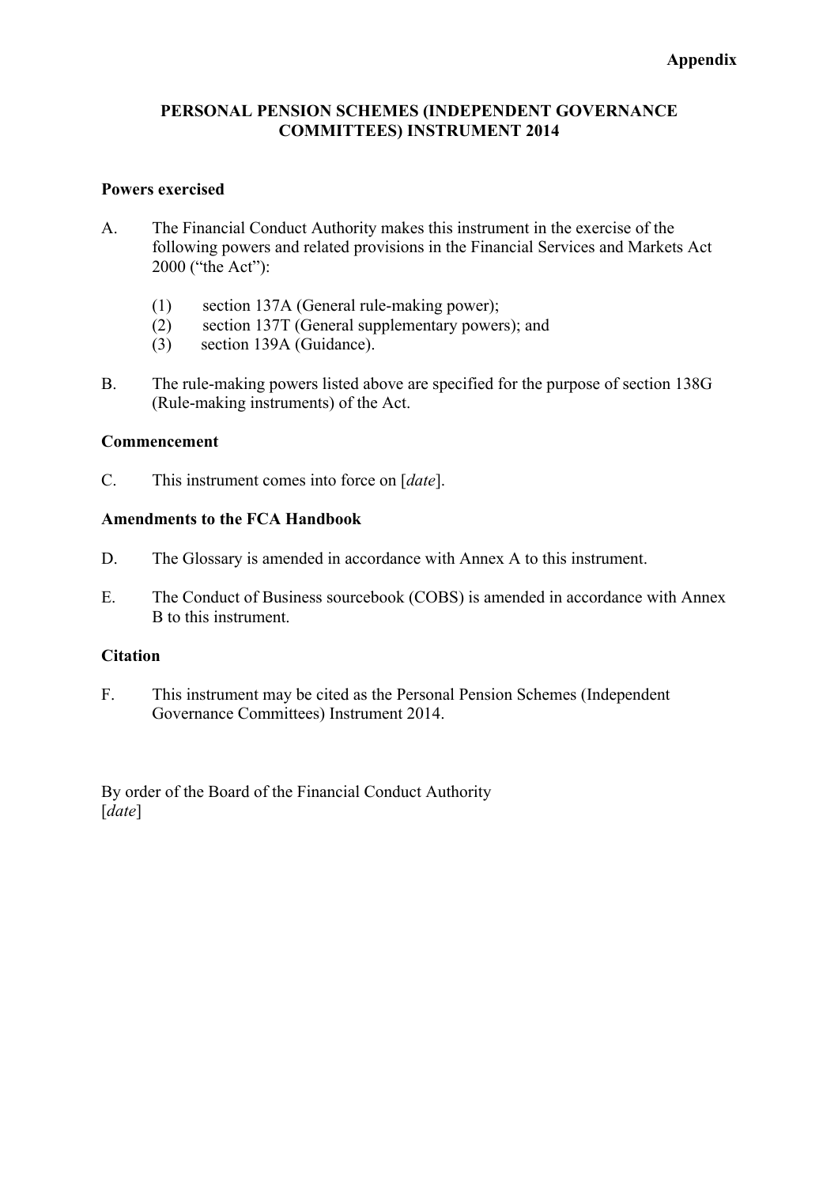**Appendix**

# PERSONAL PENSION SCHEMES (INDEPENDENT GOVERNANCE COMMITTEES) INSTRUMENT 2014

**Powers exercised**

A. The Financial Conduct Authority makes this instrument in the exercise of the following powers and related provisions in the Financial Services and Markets Act 2000 ("the Act"):

(1) section 137A (General rule-making power);
(2) section 137T (General supplementary powers); and
(3) section 139A (Guidance).

B. The rule-making powers listed above are specified for the purpose of section 138G (Rule-making instruments) of the Act.

**Commencement**

C. This instrument comes into force on [*date*].

**Amendments to the FCA Handbook**

D. The Glossary is amended in accordance with Annex A to this instrument.

E. The Conduct of Business sourcebook (COBS) is amended in accordance with Annex B to this instrument.

**Citation**

F. This instrument may be cited as the Personal Pension Schemes (Independent Governance Committees) Instrument 2014.

By order of the Board of the Financial Conduct Authority
[*date*]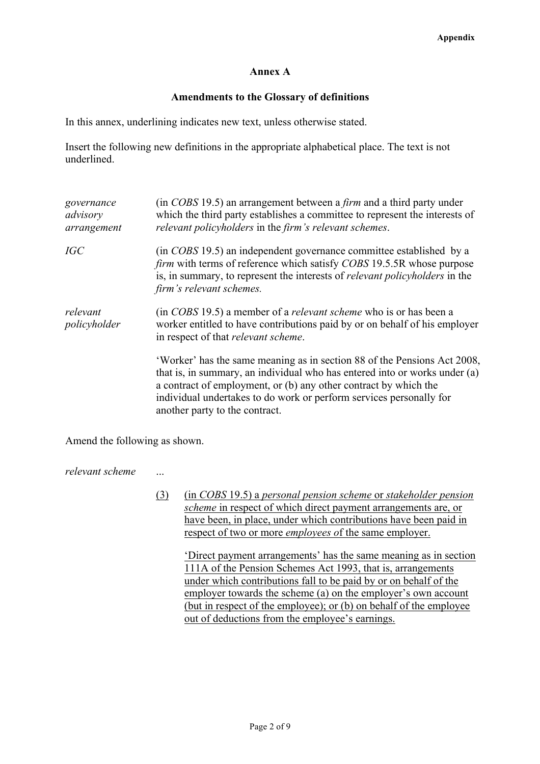**Annex A**

**Amendments to the Glossary of definitions**

In this annex, underlining indicates new text, unless otherwise stated.

Insert the following new definitions in the appropriate alphabetical place. The text is not underlined.

| | |
|---|---|
| *governance advisory arrangement* | (in *COBS* 19.5) an arrangement between a *firm* and a third party under which the third party establishes a committee to represent the interests of *relevant policyholders* in the *firm's relevant schemes*. |
| *IGC* | (in *COBS* 19.5) an independent governance committee established by a *firm* with terms of reference which satisfy *COBS* 19.5.5R whose purpose is, in summary, to represent the interests of *relevant policyholders* in the *firm's relevant schemes.* |
| *relevant policyholder* | (in *COBS* 19.5) a member of a *relevant scheme* who is or has been a worker entitled to have contributions paid by or on behalf of his employer in respect of that *relevant scheme*.<br><br>'Worker' has the same meaning as in section 88 of the Pensions Act 2008, that is, in summary, an individual who has entered into or works under (a) a contract of employment, or (b) any other contract by which the individual undertakes to do work or perform services personally for another party to the contract. |

Amend the following as shown.

*relevant scheme* ...

<u>(3)</u> <u>(in *COBS* 19.5) a *personal pension scheme* or *stakeholder pension scheme* in respect of which direct payment arrangements are, or have been, in place, under which contributions have been paid in respect of two or more *employees o*f the same employer.</u>

<u>'Direct payment arrangements' has the same meaning as in section 111A of the Pension Schemes Act 1993, that is, arrangements under which contributions fall to be paid by or on behalf of the employer towards the scheme (a) on the employer's own account (but in respect of the employee); or (b) on behalf of the employee out of deductions from the employee's earnings.</u>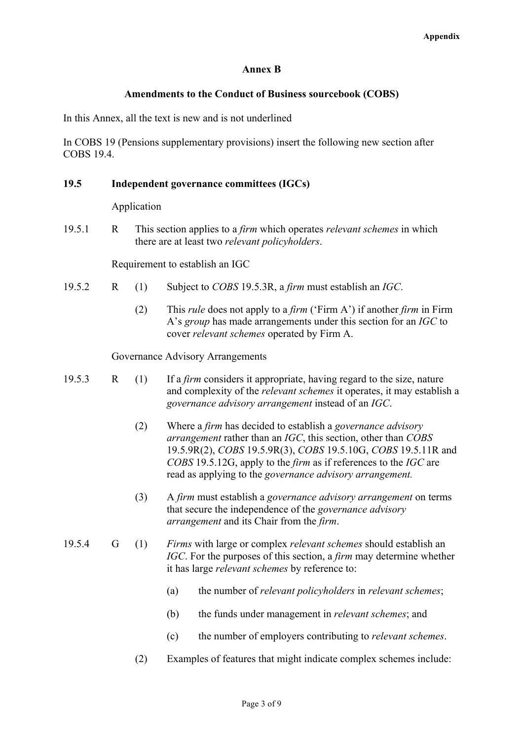# Annex B

## Amendments to the Conduct of Business sourcebook (COBS)

In this Annex, all the text is new and is not underlined

In COBS 19 (Pensions supplementary provisions) insert the following new section after COBS 19.4.

### 19.5 Independent governance committees (IGCs)

Application

19.5.1 R This section applies to a *firm* which operates *relevant schemes* in which there are at least two *relevant policyholders*.

Requirement to establish an IGC

19.5.2 R (1) Subject to *COBS* 19.5.3R, a *firm* must establish an *IGC*.

(2) This *rule* does not apply to a *firm* ('Firm A') if another *firm* in Firm A's *group* has made arrangements under this section for an *IGC* to cover *relevant schemes* operated by Firm A.

Governance Advisory Arrangements

19.5.3 R (1) If a *firm* considers it appropriate, having regard to the size, nature and complexity of the *relevant schemes* it operates, it may establish a *governance advisory arrangement* instead of an *IGC*.

(2) Where a *firm* has decided to establish a *governance advisory arrangement* rather than an *IGC*, this section, other than *COBS* 19.5.9R(2), *COBS* 19.5.9R(3), *COBS* 19.5.10G, *COBS* 19.5.11R and *COBS* 19.5.12G, apply to the *firm* as if references to the *IGC* are read as applying to the *governance advisory arrangement.*

(3) A *firm* must establish a *governance advisory arrangement* on terms that secure the independence of the *governance advisory arrangement* and its Chair from the *firm*.

19.5.4 G (1) *Firms* with large or complex *relevant schemes* should establish an *IGC*. For the purposes of this section, a *firm* may determine whether it has large *relevant schemes* by reference to:

(a) the number of *relevant policyholders* in *relevant schemes*;

(b) the funds under management in *relevant schemes*; and

(c) the number of employers contributing to *relevant schemes*.

(2) Examples of features that might indicate complex schemes include: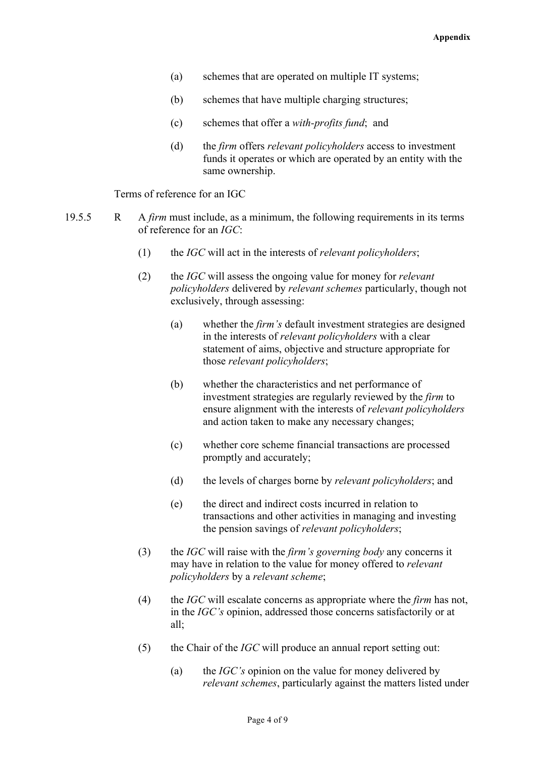(a) schemes that are operated on multiple IT systems;

(b) schemes that have multiple charging structures;

(c) schemes that offer a *with-profits fund*; and

(d) the *firm* offers *relevant policyholders* access to investment funds it operates or which are operated by an entity with the same ownership.

Terms of reference for an IGC

19.5.5 R A *firm* must include, as a minimum, the following requirements in its terms of reference for an *IGC*:

(1) the *IGC* will act in the interests of *relevant policyholders*;

(2) the *IGC* will assess the ongoing value for money for *relevant policyholders* delivered by *relevant schemes* particularly, though not exclusively, through assessing:

   (a) whether the *firm's* default investment strategies are designed in the interests of *relevant policyholders* with a clear statement of aims, objective and structure appropriate for those *relevant policyholders*;

   (b) whether the characteristics and net performance of investment strategies are regularly reviewed by the *firm* to ensure alignment with the interests of *relevant policyholders* and action taken to make any necessary changes;

   (c) whether core scheme financial transactions are processed promptly and accurately;

   (d) the levels of charges borne by *relevant policyholders*; and

   (e) the direct and indirect costs incurred in relation to transactions and other activities in managing and investing the pension savings of *relevant policyholders*;

(3) the *IGC* will raise with the *firm's governing body* any concerns it may have in relation to the value for money offered to *relevant policyholders* by a *relevant scheme*;

(4) the *IGC* will escalate concerns as appropriate where the *firm* has not, in the *IGC's* opinion, addressed those concerns satisfactorily or at all;

(5) the Chair of the *IGC* will produce an annual report setting out:

   (a) the *IGC's* opinion on the value for money delivered by *relevant schemes*, particularly against the matters listed under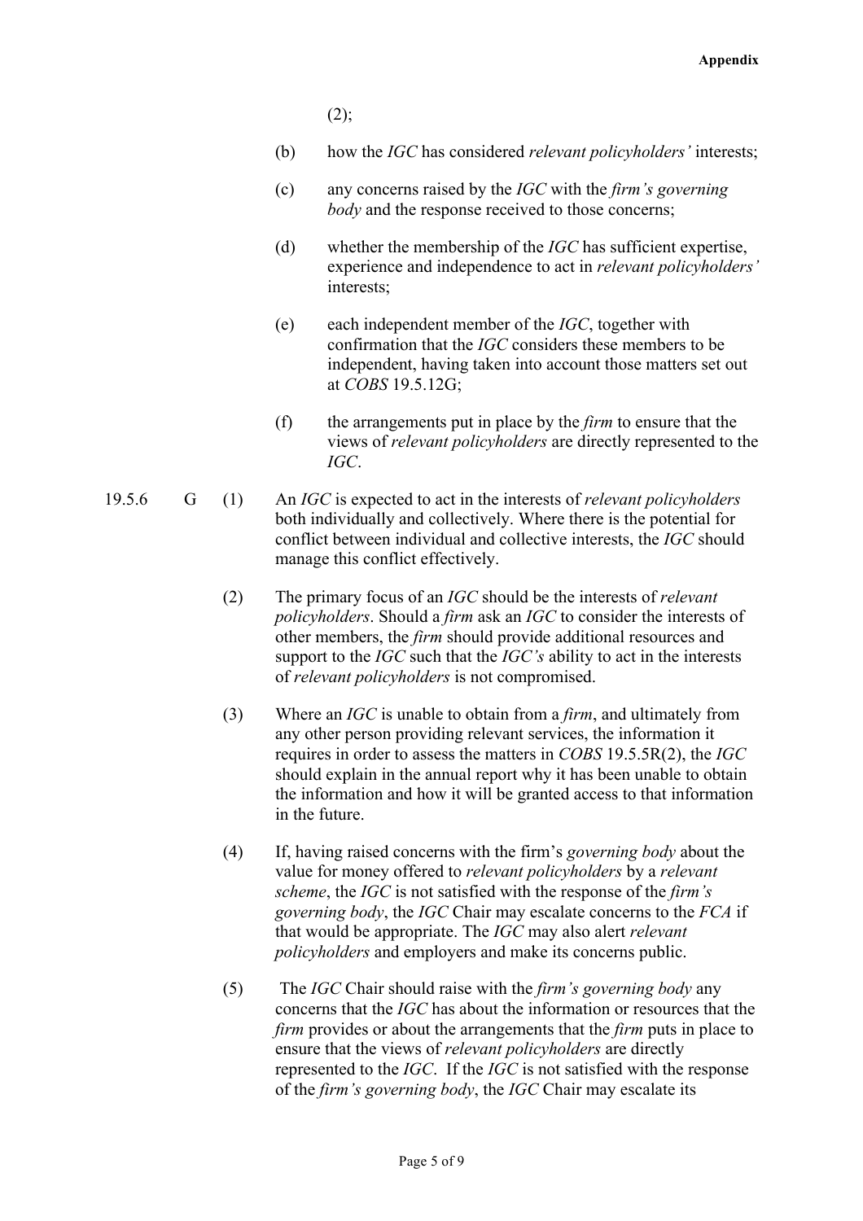(2);

(b) how the *IGC* has considered *relevant policyholders'* interests;

(c) any concerns raised by the *IGC* with the *firm's governing body* and the response received to those concerns;

(d) whether the membership of the *IGC* has sufficient expertise, experience and independence to act in *relevant policyholders'* interests;

(e) each independent member of the *IGC*, together with confirmation that the *IGC* considers these members to be independent, having taken into account those matters set out at *COBS* 19.5.12G;

(f) the arrangements put in place by the *firm* to ensure that the views of *relevant policyholders* are directly represented to the *IGC*.

19.5.6 G (1) An *IGC* is expected to act in the interests of *relevant policyholders* both individually and collectively. Where there is the potential for conflict between individual and collective interests, the *IGC* should manage this conflict effectively.

(2) The primary focus of an *IGC* should be the interests of *relevant policyholders*. Should a *firm* ask an *IGC* to consider the interests of other members, the *firm* should provide additional resources and support to the *IGC* such that the *IGC's* ability to act in the interests of *relevant policyholders* is not compromised.

(3) Where an *IGC* is unable to obtain from a *firm*, and ultimately from any other person providing relevant services, the information it requires in order to assess the matters in *COBS* 19.5.5R(2), the *IGC* should explain in the annual report why it has been unable to obtain the information and how it will be granted access to that information in the future.

(4) If, having raised concerns with the firm's *governing body* about the value for money offered to *relevant policyholders* by a *relevant scheme*, the *IGC* is not satisfied with the response of the *firm's governing body*, the *IGC* Chair may escalate concerns to the *FCA* if that would be appropriate. The *IGC* may also alert *relevant policyholders* and employers and make its concerns public.

(5) The *IGC* Chair should raise with the *firm's governing body* any concerns that the *IGC* has about the information or resources that the *firm* provides or about the arrangements that the *firm* puts in place to ensure that the views of *relevant policyholders* are directly represented to the *IGC*. If the *IGC* is not satisfied with the response of the *firm's governing body*, the *IGC* Chair may escalate its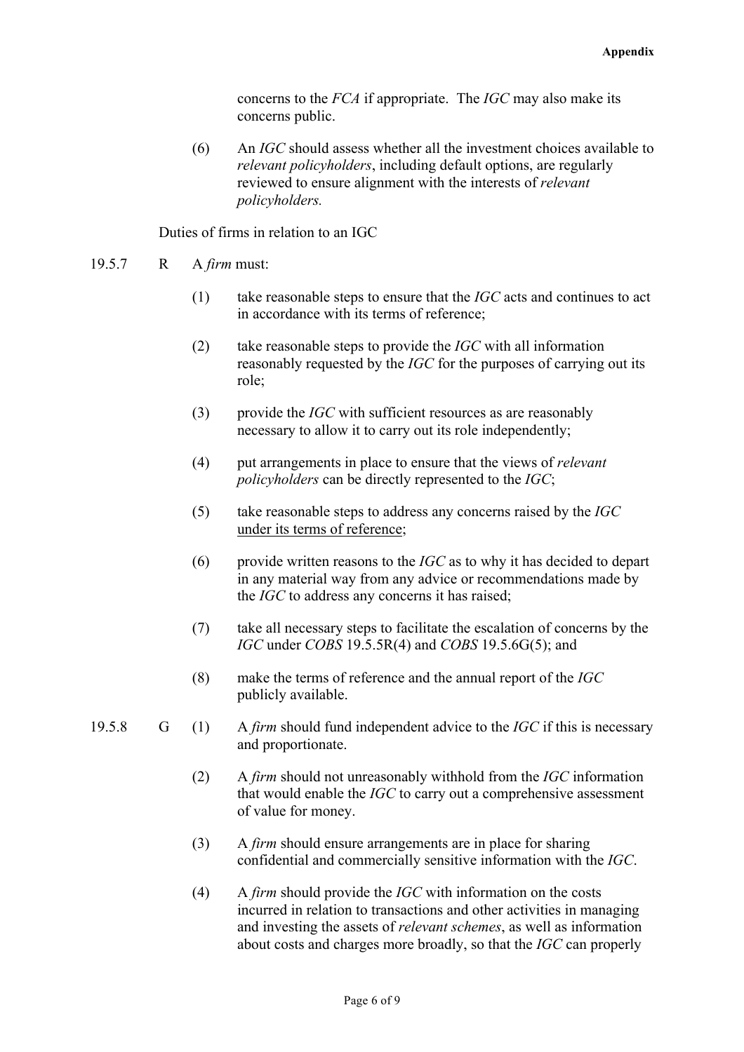concerns to the *FCA* if appropriate. The *IGC* may also make its concerns public.

(6) An *IGC* should assess whether all the investment choices available to *relevant policyholders*, including default options, are regularly reviewed to ensure alignment with the interests of *relevant policyholders.*

Duties of firms in relation to an IGC

19.5.7 R A *firm* must:

(1) take reasonable steps to ensure that the *IGC* acts and continues to act in accordance with its terms of reference;

(2) take reasonable steps to provide the *IGC* with all information reasonably requested by the *IGC* for the purposes of carrying out its role;

(3) provide the *IGC* with sufficient resources as are reasonably necessary to allow it to carry out its role independently;

(4) put arrangements in place to ensure that the views of *relevant policyholders* can be directly represented to the *IGC*;

(5) take reasonable steps to address any concerns raised by the *IGC* <u>under its terms of reference</u>;

(6) provide written reasons to the *IGC* as to why it has decided to depart in any material way from any advice or recommendations made by the *IGC* to address any concerns it has raised;

(7) take all necessary steps to facilitate the escalation of concerns by the *IGC* under *COBS* 19.5.5R(4) and *COBS* 19.5.6G(5); and

(8) make the terms of reference and the annual report of the *IGC* publicly available.

19.5.8 G (1) A *firm* should fund independent advice to the *IGC* if this is necessary and proportionate.

(2) A *firm* should not unreasonably withhold from the *IGC* information that would enable the *IGC* to carry out a comprehensive assessment of value for money.

(3) A *firm* should ensure arrangements are in place for sharing confidential and commercially sensitive information with the *IGC*.

(4) A *firm* should provide the *IGC* with information on the costs incurred in relation to transactions and other activities in managing and investing the assets of *relevant schemes*, as well as information about costs and charges more broadly, so that the *IGC* can properly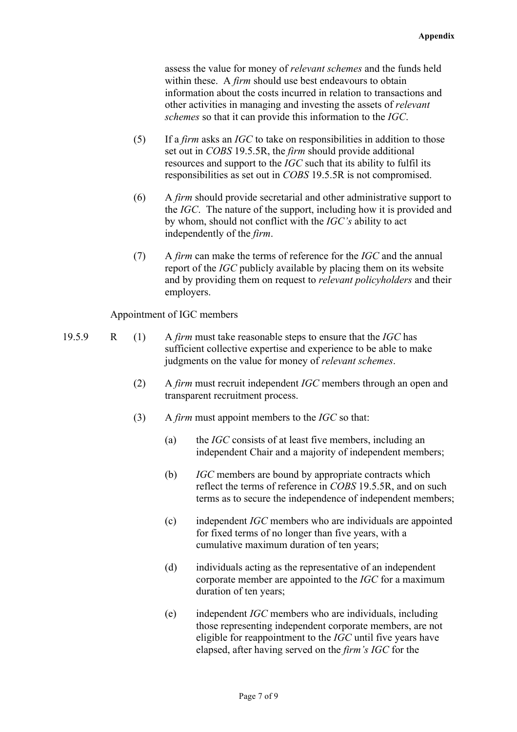assess the value for money of *relevant schemes* and the funds held within these. A *firm* should use best endeavours to obtain information about the costs incurred in relation to transactions and other activities in managing and investing the assets of *relevant schemes* so that it can provide this information to the *IGC*.

(5) If a *firm* asks an *IGC* to take on responsibilities in addition to those set out in *COBS* 19.5.5R, the *firm* should provide additional resources and support to the *IGC* such that its ability to fulfil its responsibilities as set out in *COBS* 19.5.5R is not compromised.

(6) A *firm* should provide secretarial and other administrative support to the *IGC*. The nature of the support, including how it is provided and by whom, should not conflict with the *IGC's* ability to act independently of the *firm*.

(7) A *firm* can make the terms of reference for the *IGC* and the annual report of the *IGC* publicly available by placing them on its website and by providing them on request to *relevant policyholders* and their employers.

Appointment of IGC members

19.5.9 R (1) A *firm* must take reasonable steps to ensure that the *IGC* has sufficient collective expertise and experience to be able to make judgments on the value for money of *relevant schemes*.

(2) A *firm* must recruit independent *IGC* members through an open and transparent recruitment process.

(3) A *firm* must appoint members to the *IGC* so that:

(a) the *IGC* consists of at least five members, including an independent Chair and a majority of independent members;

(b) *IGC* members are bound by appropriate contracts which reflect the terms of reference in *COBS* 19.5.5R, and on such terms as to secure the independence of independent members;

(c) independent *IGC* members who are individuals are appointed for fixed terms of no longer than five years, with a cumulative maximum duration of ten years;

(d) individuals acting as the representative of an independent corporate member are appointed to the *IGC* for a maximum duration of ten years;

(e) independent *IGC* members who are individuals, including those representing independent corporate members, are not eligible for reappointment to the *IGC* until five years have elapsed, after having served on the *firm's IGC* for the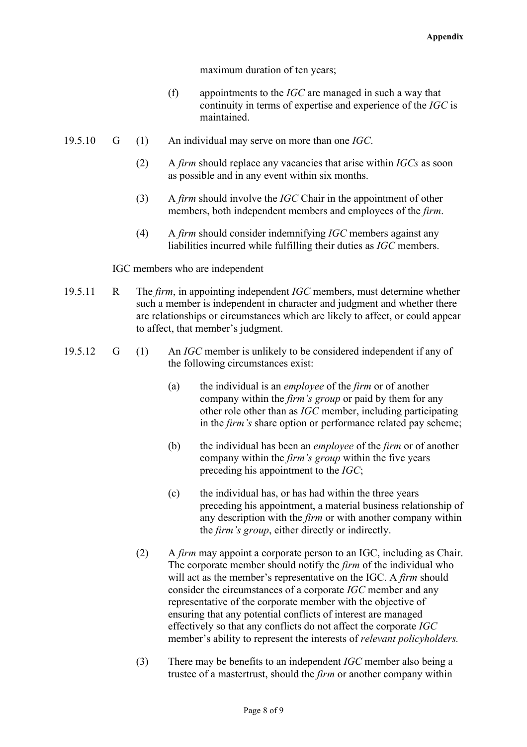maximum duration of ten years;

(f) appointments to the *IGC* are managed in such a way that continuity in terms of expertise and experience of the *IGC* is maintained.

19.5.10 G (1) An individual may serve on more than one *IGC*.

(2) A *firm* should replace any vacancies that arise within *IGCs* as soon as possible and in any event within six months.

(3) A *firm* should involve the *IGC* Chair in the appointment of other members, both independent members and employees of the *firm*.

(4) A *firm* should consider indemnifying *IGC* members against any liabilities incurred while fulfilling their duties as *IGC* members.

IGC members who are independent

19.5.11 R The *firm*, in appointing independent *IGC* members, must determine whether such a member is independent in character and judgment and whether there are relationships or circumstances which are likely to affect, or could appear to affect, that member's judgment.

19.5.12 G (1) An *IGC* member is unlikely to be considered independent if any of the following circumstances exist:

(a) the individual is an *employee* of the *firm* or of another company within the *firm's group* or paid by them for any other role other than as *IGC* member, including participating in the *firm's* share option or performance related pay scheme;

(b) the individual has been an *employee* of the *firm* or of another company within the *firm's group* within the five years preceding his appointment to the *IGC*;

(c) the individual has, or has had within the three years preceding his appointment, a material business relationship of any description with the *firm* or with another company within the *firm's group*, either directly or indirectly.

(2) A *firm* may appoint a corporate person to an IGC, including as Chair. The corporate member should notify the *firm* of the individual who will act as the member's representative on the IGC. A *firm* should consider the circumstances of a corporate *IGC* member and any representative of the corporate member with the objective of ensuring that any potential conflicts of interest are managed effectively so that any conflicts do not affect the corporate *IGC* member's ability to represent the interests of *relevant policyholders.*

(3) There may be benefits to an independent *IGC* member also being a trustee of a mastertrust, should the *firm* or another company within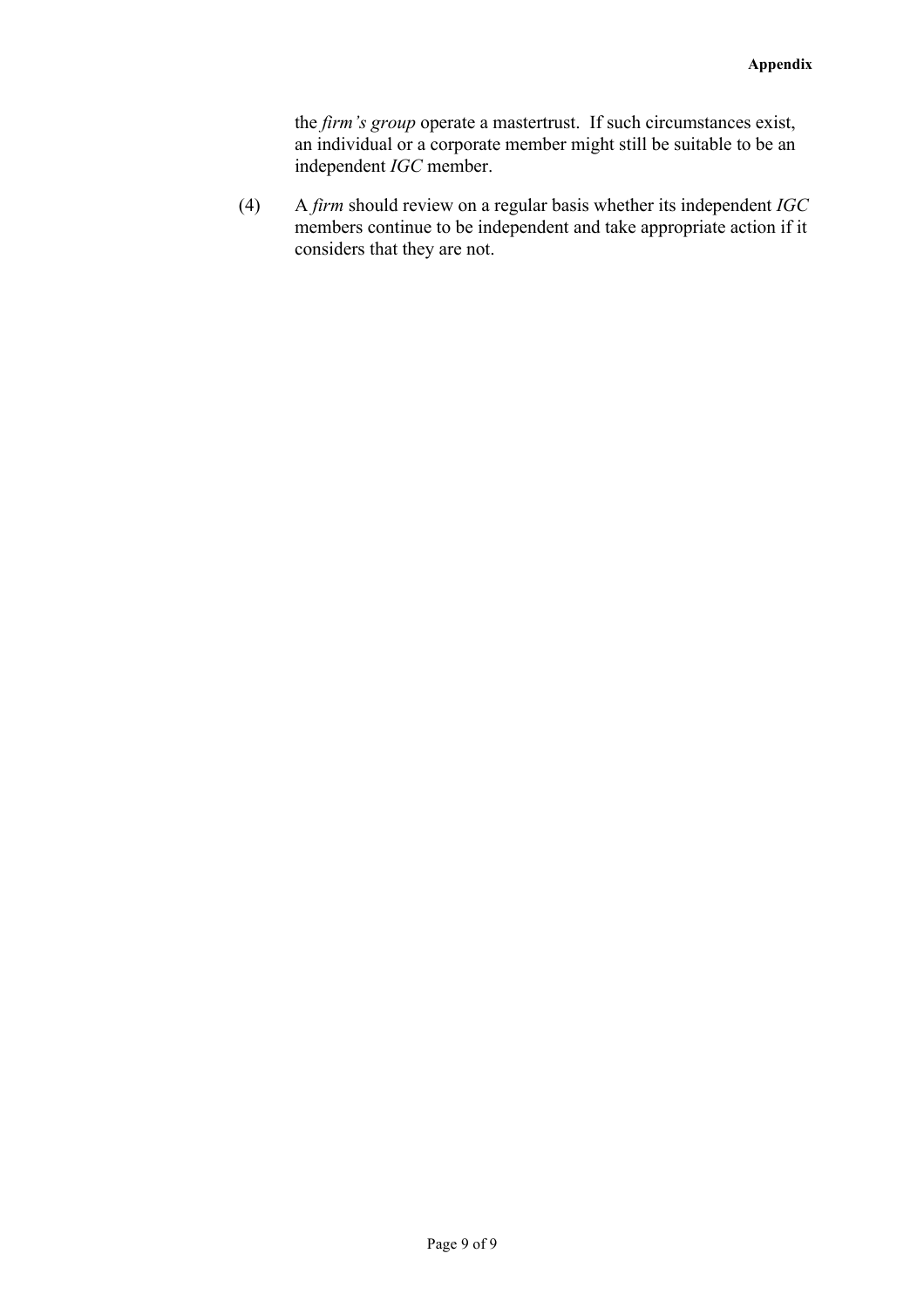the *firm's group* operate a mastertrust. If such circumstances exist, an individual or a corporate member might still be suitable to be an independent *IGC* member.

(4) A *firm* should review on a regular basis whether its independent *IGC* members continue to be independent and take appropriate action if it considers that they are not.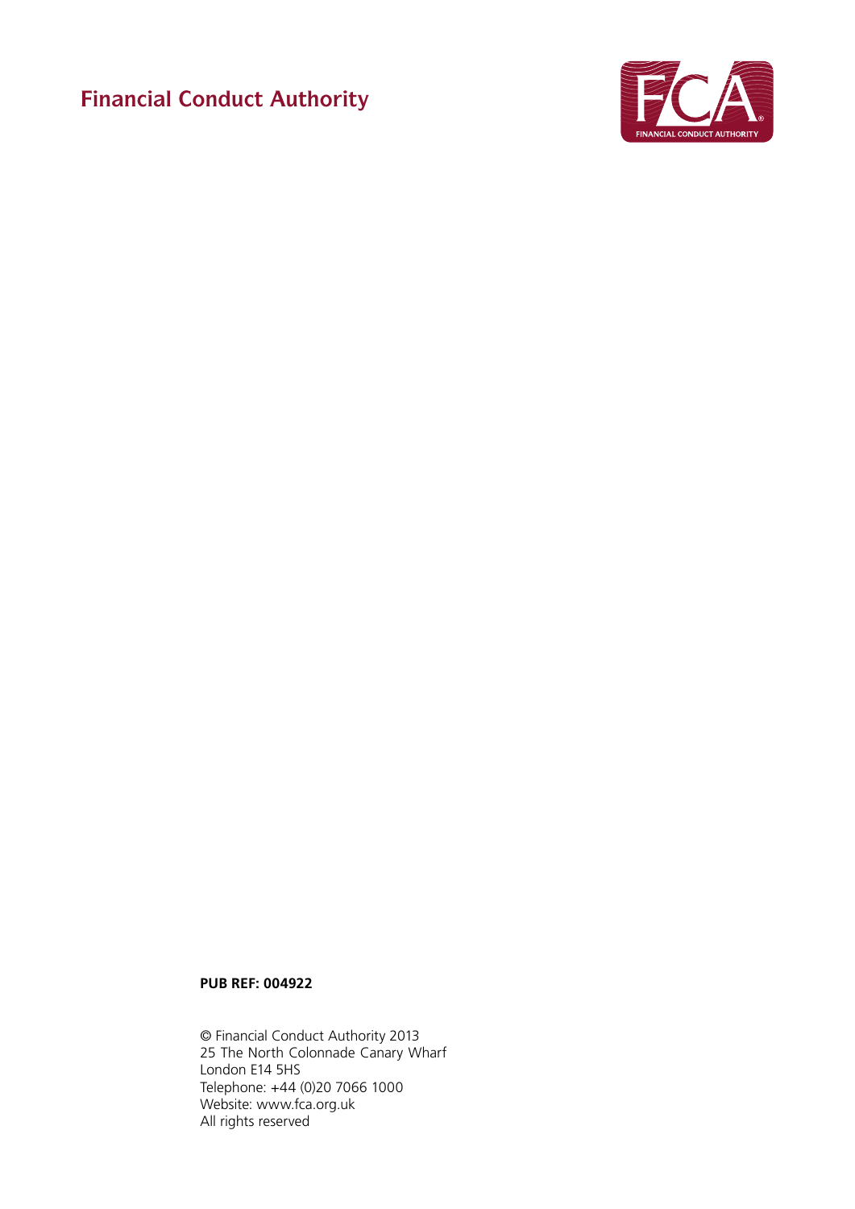**Financial Conduct Authority**

**PUB REF: 004922**

© Financial Conduct Authority 2013
25 The North Colonnade Canary Wharf
London E14 5HS
Telephone: +44 (0)20 7066 1000
Website: www.fca.org.uk
All rights reserved